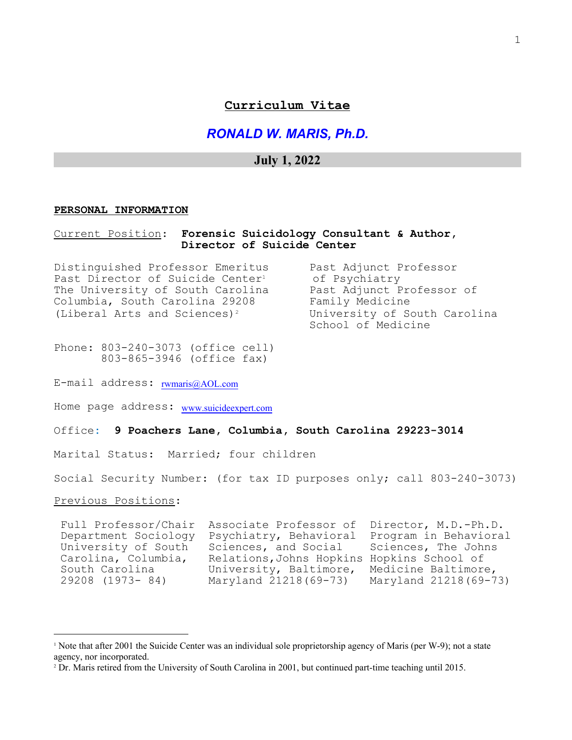# Curriculum Vitae

## *RONALD W. MARIS, Ph.D.*

### July 1, 2022

**PERSONAL INFORMATION**

Current Position: **Forensic Suicidology Consultant & Author, Director of Suicide Center**

Distinguished Professor Emeritus
Past Director of Suicide Center[1]
The University of South Carolina
Columbia, South Carolina 29208
(Liberal Arts and Sciences)[2]

Past Adjunct Professor of Psychiatry
Past Adjunct Professor of Family Medicine
University of South Carolina School of Medicine

Phone: 803-240-3073 (office cell)
803-865-3946 (office fax)

E-mail address: rwmaris@AOL.com

Home page address: www.suicideexpert.com

Office: **9 Poachers Lane, Columbia, South Carolina 29223-3014**

Marital Status: Married; four children

Social Security Number: (for tax ID purposes only; call 803-240-3073)

Previous Positions:

| Full Professor/Chair Department Sociology University of South Carolina, Columbia, South Carolina 29208 (1973- 84) | Associate Professor of Psychiatry, Behavioral Sciences, and Social Relations, Johns Hopkins University, Baltimore, Maryland 21218 (69-73) | Director, M.D.-Ph.D. Program in Behavioral Sciences, The Johns Hopkins School of Medicine Baltimore, Maryland 21218 (69-73) |
|---|---|---|

[1] Note that after 2001 the Suicide Center was an individual sole proprietorship agency of Maris (per W-9); not a state agency, nor incorporated.

[2] Dr. Maris retired from the University of South Carolina in 2001, but continued part-time teaching until 2015.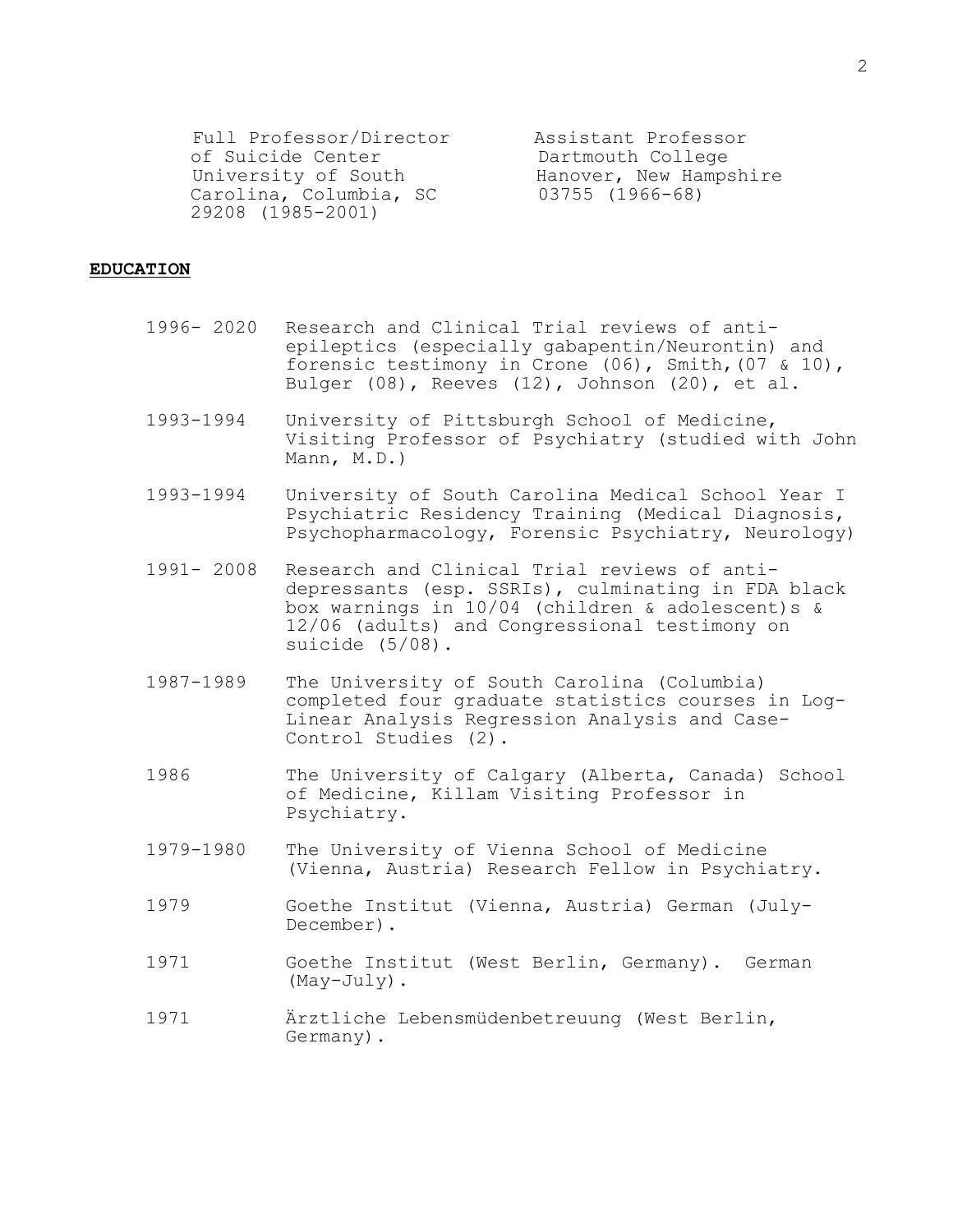Full Professor/Director of Suicide Center
University of South Carolina, Columbia, SC 29208 (1985-2001)

Assistant Professor
Dartmouth College
Hanover, New Hampshire 03755 (1966-68)

**EDUCATION**

| | |
|---|---|
| 1996- 2020 | Research and Clinical Trial reviews of anti-epileptics (especially gabapentin/Neurontin) and forensic testimony in Crone (06), Smith,(07 & 10), Bulger (08), Reeves (12), Johnson (20), et al. |
| 1993-1994 | University of Pittsburgh School of Medicine, Visiting Professor of Psychiatry (studied with John Mann, M.D.) |
| 1993-1994 | University of South Carolina Medical School Year I Psychiatric Residency Training (Medical Diagnosis, Psychopharmacology, Forensic Psychiatry, Neurology) |
| 1991- 2008 | Research and Clinical Trial reviews of anti-depressants (esp. SSRIs), culminating in FDA black box warnings in 10/04 (children & adolescent)s & 12/06 (adults) and Congressional testimony on suicide (5/08). |
| 1987-1989 | The University of South Carolina (Columbia) completed four graduate statistics courses in Log-Linear Analysis Regression Analysis and Case-Control Studies (2). |
| 1986 | The University of Calgary (Alberta, Canada) School of Medicine, Killam Visiting Professor in Psychiatry. |
| 1979-1980 | The University of Vienna School of Medicine (Vienna, Austria) Research Fellow in Psychiatry. |
| 1979 | Goethe Institut (Vienna, Austria) German (July-December). |
| 1971 | Goethe Institut (West Berlin, Germany). German (May-July). |
| 1971 | Ärztliche Lebensmüdenbetreuung (West Berlin, Germany). |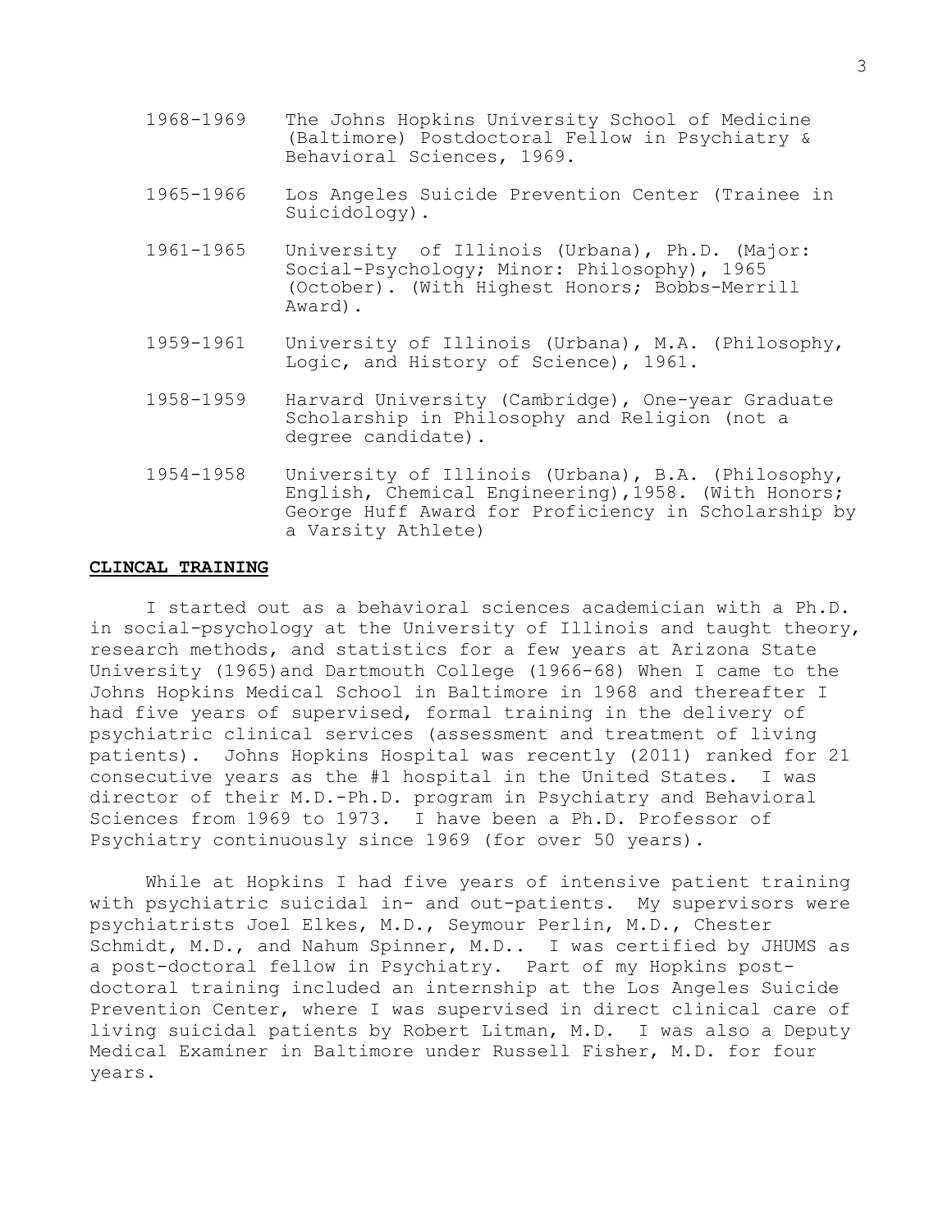1968-1969 The Johns Hopkins University School of Medicine (Baltimore) Postdoctoral Fellow in Psychiatry & Behavioral Sciences, 1969.

1965-1966 Los Angeles Suicide Prevention Center (Trainee in Suicidology).

1961-1965 University of Illinois (Urbana), Ph.D. (Major: Social-Psychology; Minor: Philosophy), 1965 (October). (With Highest Honors; Bobbs-Merrill Award).

1959-1961 University of Illinois (Urbana), M.A. (Philosophy, Logic, and History of Science), 1961.

1958-1959 Harvard University (Cambridge), One-year Graduate Scholarship in Philosophy and Religion (not a degree candidate).

1954-1958 University of Illinois (Urbana), B.A. (Philosophy, English, Chemical Engineering),1958. (With Honors; George Huff Award for Proficiency in Scholarship by a Varsity Athlete)

**CLINCAL TRAINING**

I started out as a behavioral sciences academician with a Ph.D. in social-psychology at the University of Illinois and taught theory, research methods, and statistics for a few years at Arizona State University (1965)and Dartmouth College (1966-68) When I came to the Johns Hopkins Medical School in Baltimore in 1968 and thereafter I had five years of supervised, formal training in the delivery of psychiatric clinical services (assessment and treatment of living patients). Johns Hopkins Hospital was recently (2011) ranked for 21 consecutive years as the #1 hospital in the United States. I was director of their M.D.-Ph.D. program in Psychiatry and Behavioral Sciences from 1969 to 1973. I have been a Ph.D. Professor of Psychiatry continuously since 1969 (for over 50 years).

While at Hopkins I had five years of intensive patient training with psychiatric suicidal in- and out-patients. My supervisors were psychiatrists Joel Elkes, M.D., Seymour Perlin, M.D., Chester Schmidt, M.D., and Nahum Spinner, M.D.. I was certified by JHUMS as a post-doctoral fellow in Psychiatry. Part of my Hopkins post-doctoral training included an internship at the Los Angeles Suicide Prevention Center, where I was supervised in direct clinical care of living suicidal patients by Robert Litman, M.D. I was also a Deputy Medical Examiner in Baltimore under Russell Fisher, M.D. for four years.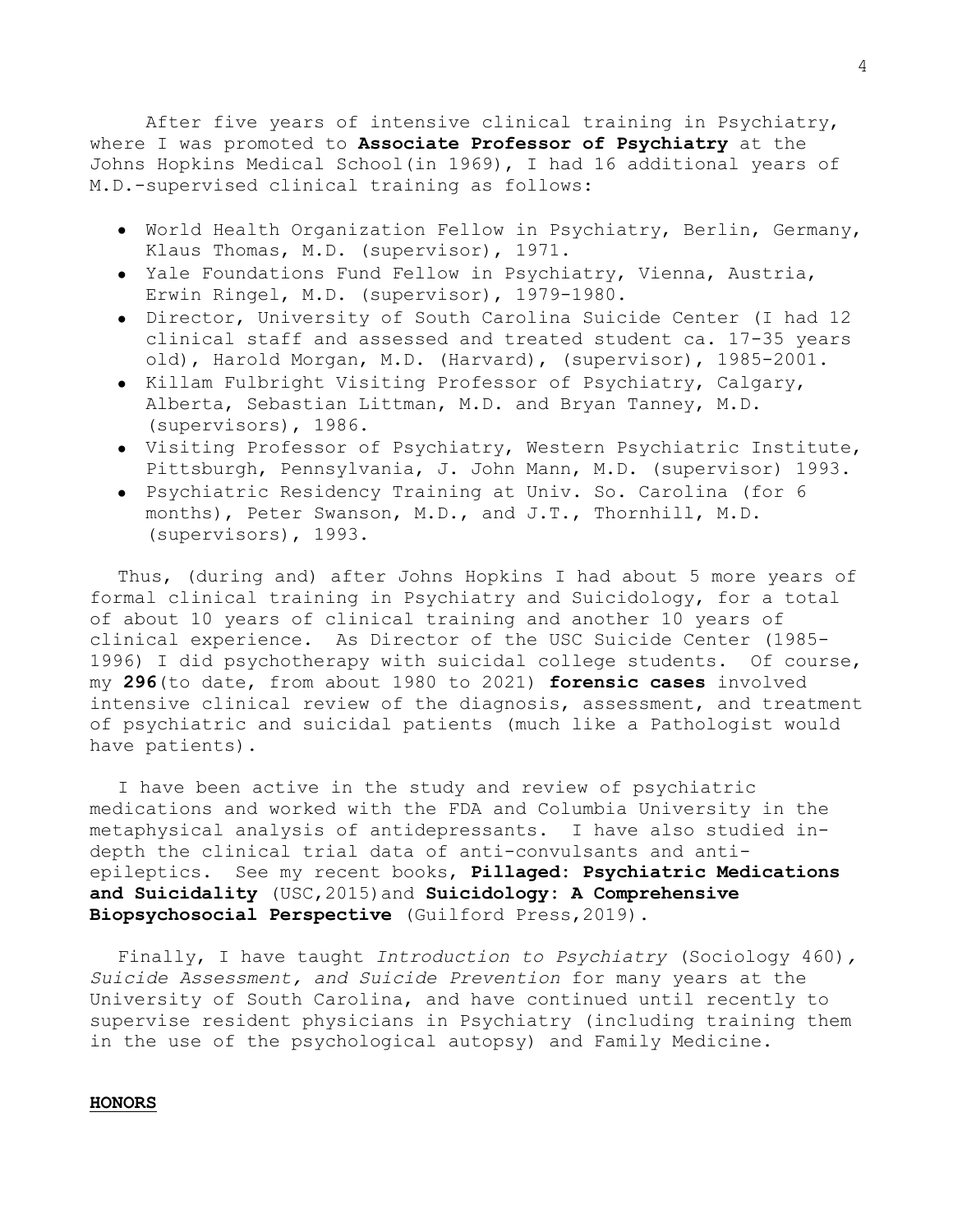After five years of intensive clinical training in Psychiatry, where I was promoted to **Associate Professor of Psychiatry** at the Johns Hopkins Medical School(in 1969), I had 16 additional years of M.D.-supervised clinical training as follows:

- World Health Organization Fellow in Psychiatry, Berlin, Germany, Klaus Thomas, M.D. (supervisor), 1971.
- Yale Foundations Fund Fellow in Psychiatry, Vienna, Austria, Erwin Ringel, M.D. (supervisor), 1979-1980.
- Director, University of South Carolina Suicide Center (I had 12 clinical staff and assessed and treated student ca. 17-35 years old), Harold Morgan, M.D. (Harvard), (supervisor), 1985-2001.
- Killam Fulbright Visiting Professor of Psychiatry, Calgary, Alberta, Sebastian Littman, M.D. and Bryan Tanney, M.D. (supervisors), 1986.
- Visiting Professor of Psychiatry, Western Psychiatric Institute, Pittsburgh, Pennsylvania, J. John Mann, M.D. (supervisor) 1993.
- Psychiatric Residency Training at Univ. So. Carolina (for 6 months), Peter Swanson, M.D., and J.T., Thornhill, M.D. (supervisors), 1993.

Thus, (during and) after Johns Hopkins I had about 5 more years of formal clinical training in Psychiatry and Suicidology, for a total of about 10 years of clinical training and another 10 years of clinical experience. As Director of the USC Suicide Center (1985-1996) I did psychotherapy with suicidal college students. Of course, my **296**(to date, from about 1980 to 2021) **forensic cases** involved intensive clinical review of the diagnosis, assessment, and treatment of psychiatric and suicidal patients (much like a Pathologist would have patients).

I have been active in the study and review of psychiatric medications and worked with the FDA and Columbia University in the metaphysical analysis of antidepressants. I have also studied in-depth the clinical trial data of anti-convulsants and anti-epileptics. See my recent books, **Pillaged: Psychiatric Medications and Suicidality** (USC,2015)and **Suicidology: A Comprehensive Biopsychosocial Perspective** (Guilford Press,2019).

Finally, I have taught *Introduction to Psychiatry* (Sociology 460), *Suicide Assessment, and Suicide Prevention* for many years at the University of South Carolina, and have continued until recently to supervise resident physicians in Psychiatry (including training them in the use of the psychological autopsy) and Family Medicine.

## HONORS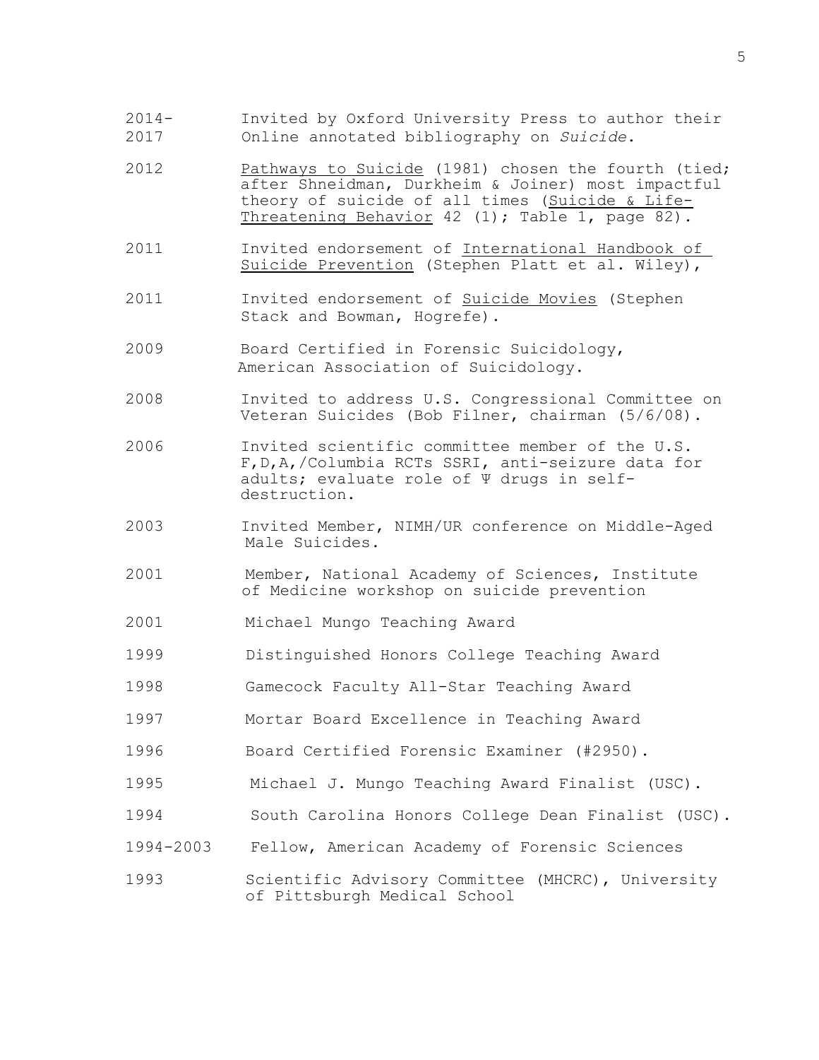2014-2017 Invited by Oxford University Press to author their Online annotated bibliography on *Suicide*.

2012 Pathways to Suicide (1981) chosen the fourth (tied; after Shneidman, Durkheim & Joiner) most impactful theory of suicide of all times (Suicide & Life-Threatening Behavior 42 (1); Table 1, page 82).

2011 Invited endorsement of International Handbook of Suicide Prevention (Stephen Platt et al. Wiley),

2011 Invited endorsement of Suicide Movies (Stephen Stack and Bowman, Hogrefe).

2009 Board Certified in Forensic Suicidology, American Association of Suicidology.

2008 Invited to address U.S. Congressional Committee on Veteran Suicides (Bob Filner, chairman (5/6/08).

2006 Invited scientific committee member of the U.S. F,D,A,/Columbia RCTs SSRI, anti-seizure data for adults; evaluate role of Ψ drugs in self-destruction.

2003 Invited Member, NIMH/UR conference on Middle-Aged Male Suicides.

2001 Member, National Academy of Sciences, Institute of Medicine workshop on suicide prevention

2001 Michael Mungo Teaching Award

1999 Distinguished Honors College Teaching Award

1998 Gamecock Faculty All-Star Teaching Award

1997 Mortar Board Excellence in Teaching Award

1996 Board Certified Forensic Examiner (#2950).

1995 Michael J. Mungo Teaching Award Finalist (USC).

1994 South Carolina Honors College Dean Finalist (USC).

1994-2003 Fellow, American Academy of Forensic Sciences

1993 Scientific Advisory Committee (MHCRC), University of Pittsburgh Medical School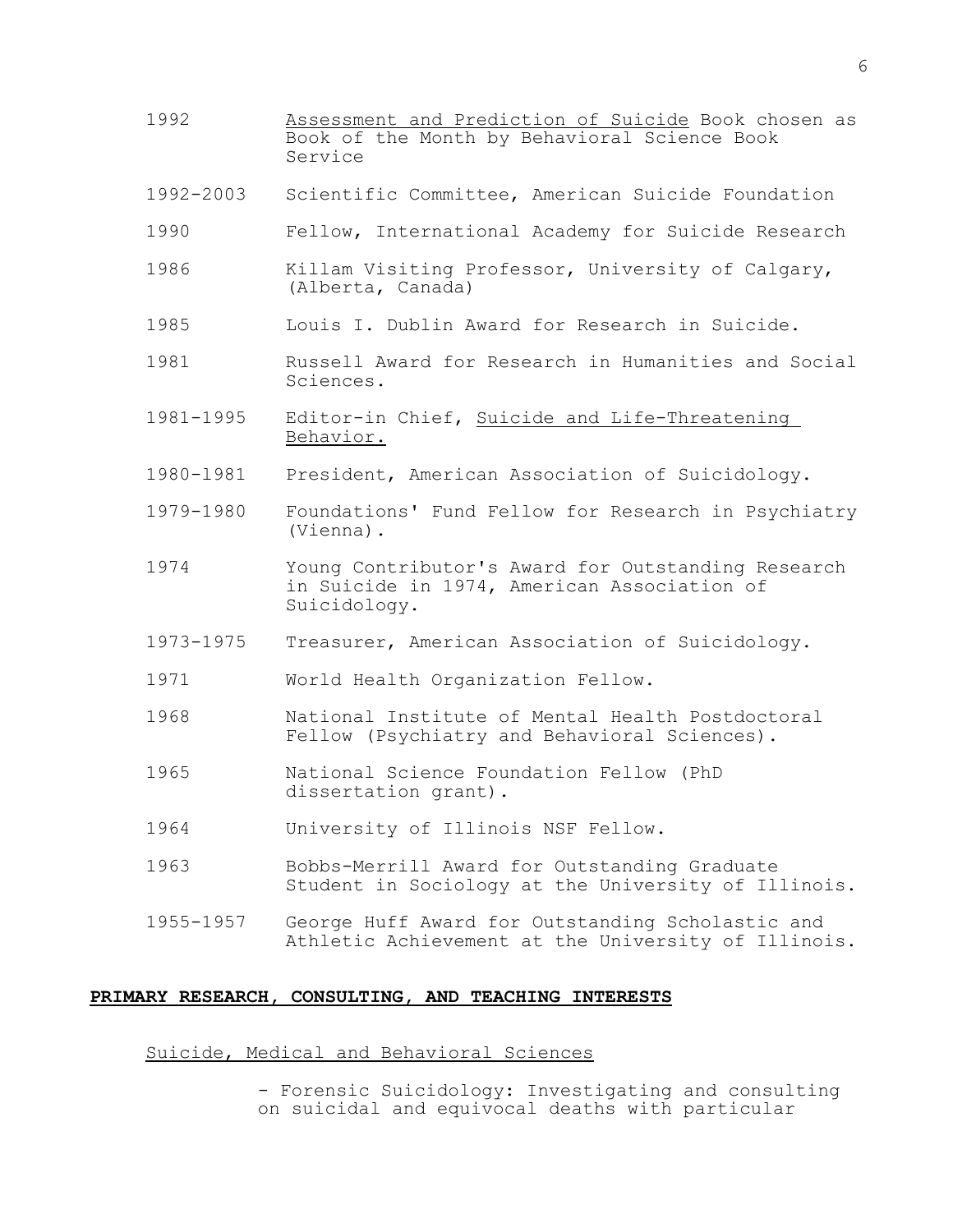1992 Assessment and Prediction of Suicide Book chosen as Book of the Month by Behavioral Science Book Service

1992-2003 Scientific Committee, American Suicide Foundation

1990 Fellow, International Academy for Suicide Research

1986 Killam Visiting Professor, University of Calgary, (Alberta, Canada)

1985 Louis I. Dublin Award for Research in Suicide.

1981 Russell Award for Research in Humanities and Social Sciences.

1981-1995 Editor-in Chief, Suicide and Life-Threatening Behavior.

1980-l981 President, American Association of Suicidology.

1979-1980 Foundations' Fund Fellow for Research in Psychiatry (Vienna).

1974 Young Contributor's Award for Outstanding Research in Suicide in 1974, American Association of Suicidology.

1973-1975 Treasurer, American Association of Suicidology.

1971 World Health Organization Fellow.

1968 National Institute of Mental Health Postdoctoral Fellow (Psychiatry and Behavioral Sciences).

1965 National Science Foundation Fellow (PhD dissertation grant).

1964 University of Illinois NSF Fellow.

1963 Bobbs-Merrill Award for Outstanding Graduate Student in Sociology at the University of Illinois.

1955-1957 George Huff Award for Outstanding Scholastic and Athletic Achievement at the University of Illinois.

## PRIMARY RESEARCH, CONSULTING, AND TEACHING INTERESTS

Suicide, Medical and Behavioral Sciences

- Forensic Suicidology: Investigating and consulting on suicidal and equivocal deaths with particular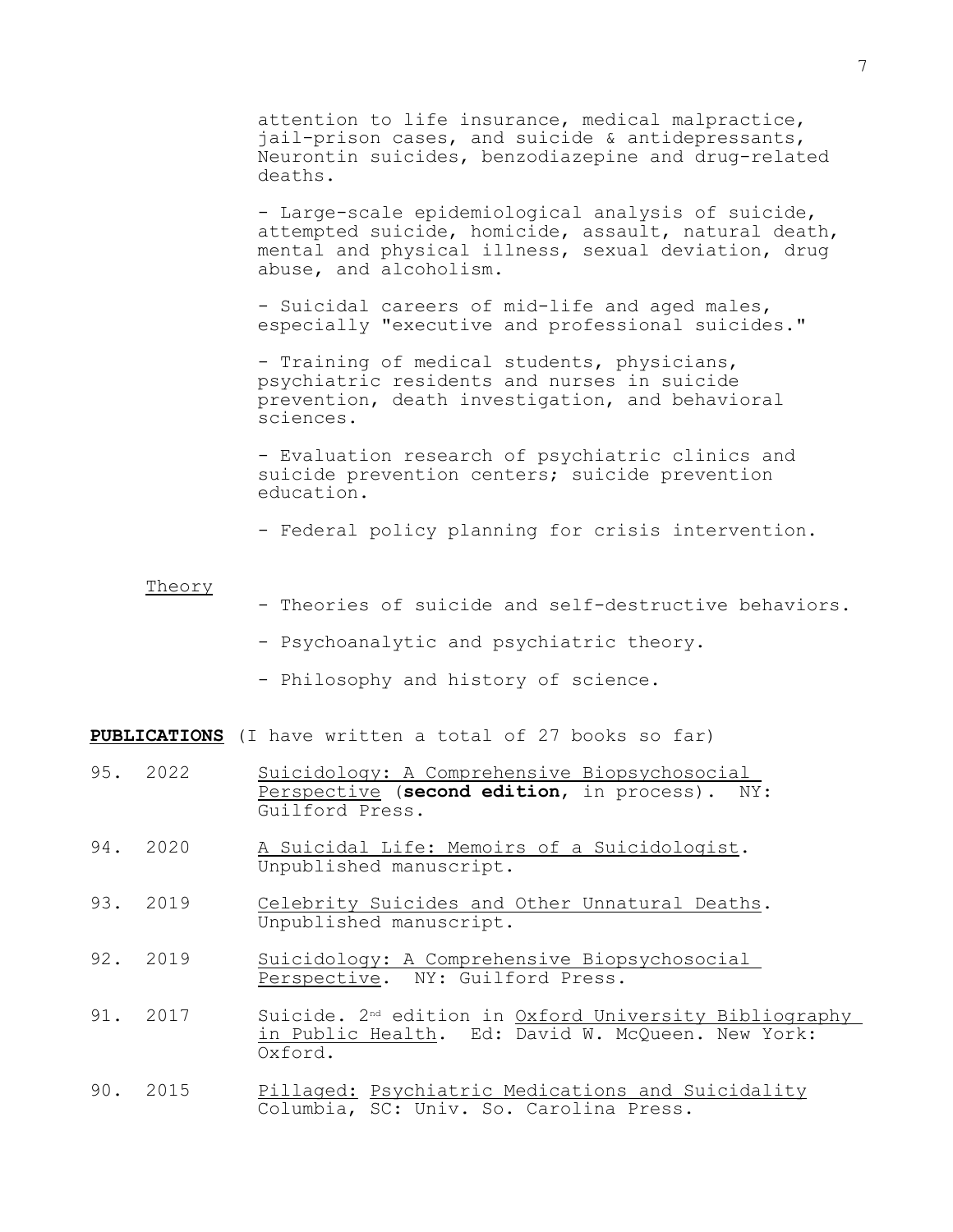attention to life insurance, medical malpractice, jail-prison cases, and suicide & antidepressants, Neurontin suicides, benzodiazepine and drug-related deaths.

- Large-scale epidemiological analysis of suicide, attempted suicide, homicide, assault, natural death, mental and physical illness, sexual deviation, drug abuse, and alcoholism.

- Suicidal careers of mid-life and aged males, especially "executive and professional suicides."

- Training of medical students, physicians, psychiatric residents and nurses in suicide prevention, death investigation, and behavioral sciences.

- Evaluation research of psychiatric clinics and suicide prevention centers; suicide prevention education.

- Federal policy planning for crisis intervention.

Theory

- Theories of suicide and self-destructive behaviors.

- Psychoanalytic and psychiatric theory.

- Philosophy and history of science.

**PUBLICATIONS** (I have written a total of 27 books so far)

95. 2022 Suicidology: A Comprehensive Biopsychosocial Perspective (**second edition**, in process). NY: Guilford Press.

94. 2020 A Suicidal Life: Memoirs of a Suicidologist. Unpublished manuscript.

93. 2019 Celebrity Suicides and Other Unnatural Deaths. Unpublished manuscript.

92. 2019 Suicidology: A Comprehensive Biopsychosocial Perspective. NY: Guilford Press.

91. 2017 Suicide. 2nd edition in Oxford University Bibliography in Public Health. Ed: David W. McQueen. New York: Oxford.

90. 2015 Pillaged: Psychiatric Medications and Suicidality Columbia, SC: Univ. So. Carolina Press.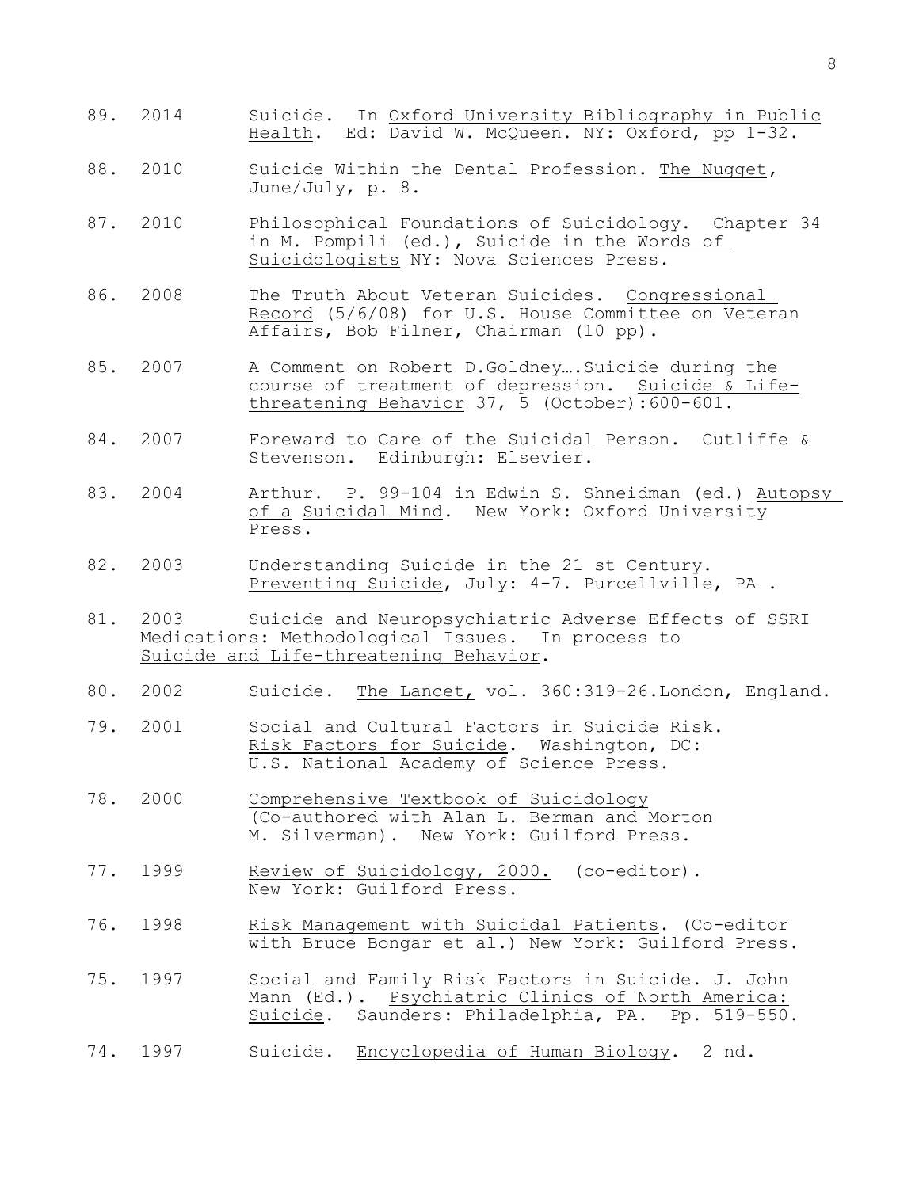89. 2014 Suicide. In Oxford University Bibliography in Public Health. Ed: David W. McQueen. NY: Oxford, pp 1-32.

88. 2010 Suicide Within the Dental Profession. The Nugget, June/July, p. 8.

87. 2010 Philosophical Foundations of Suicidology. Chapter 34 in M. Pompili (ed.), Suicide in the Words of Suicidologists NY: Nova Sciences Press.

86. 2008 The Truth About Veteran Suicides. Congressional Record (5/6/08) for U.S. House Committee on Veteran Affairs, Bob Filner, Chairman (10 pp).

85. 2007 A Comment on Robert D.Goldney….Suicide during the course of treatment of depression. Suicide & Life-threatening Behavior 37, 5 (October):600-601.

84. 2007 Foreward to Care of the Suicidal Person. Cutliffe & Stevenson. Edinburgh: Elsevier.

83. 2004 Arthur. P. 99-104 in Edwin S. Shneidman (ed.) Autopsy of a Suicidal Mind. New York: Oxford University Press.

82. 2003 Understanding Suicide in the 21 st Century. Preventing Suicide, July: 4-7. Purcellville, PA .

81. 2003 Suicide and Neuropsychiatric Adverse Effects of SSRI Medications: Methodological Issues. In process to Suicide and Life-threatening Behavior.

80. 2002 Suicide. The Lancet, vol. 360:319-26.London, England.

79. 2001 Social and Cultural Factors in Suicide Risk. Risk Factors for Suicide. Washington, DC: U.S. National Academy of Science Press.

78. 2000 Comprehensive Textbook of Suicidology (Co-authored with Alan L. Berman and Morton M. Silverman). New York: Guilford Press.

77. 1999 Review of Suicidology, 2000. (co-editor). New York: Guilford Press.

76. 1998 Risk Management with Suicidal Patients. (Co-editor with Bruce Bongar et al.) New York: Guilford Press.

75. 1997 Social and Family Risk Factors in Suicide. J. John Mann (Ed.). Psychiatric Clinics of North America: Suicide. Saunders: Philadelphia, PA. Pp. 519-550.

74. 1997 Suicide. Encyclopedia of Human Biology. 2 nd.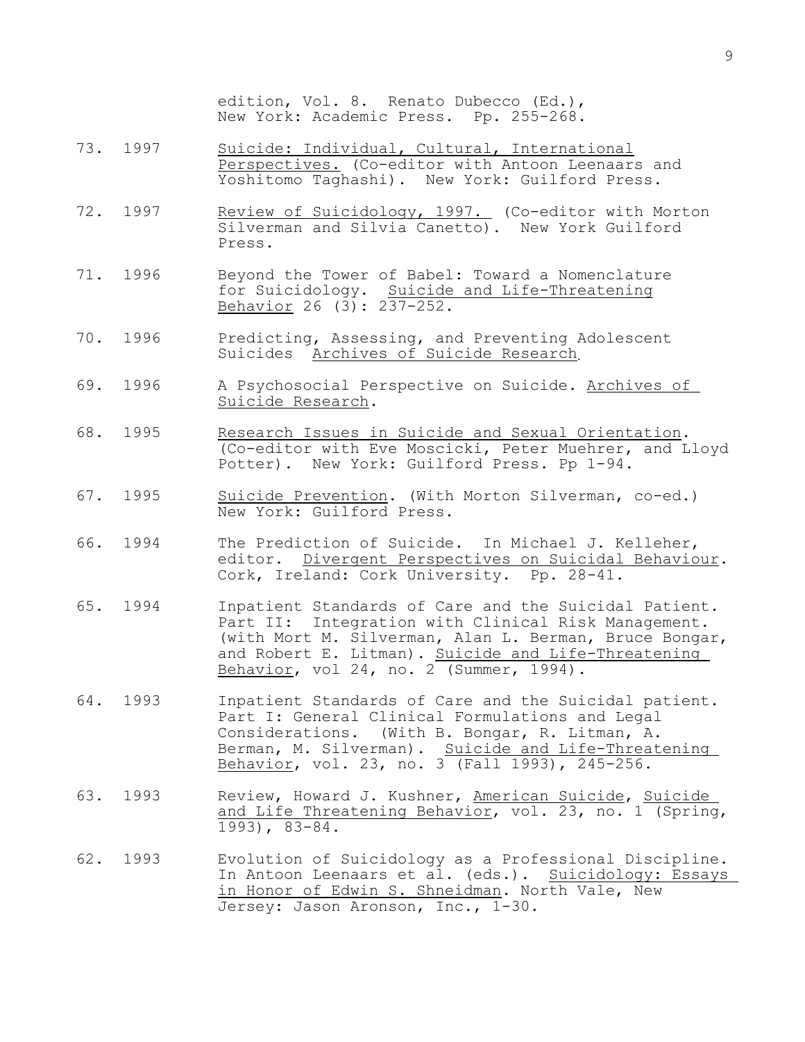edition, Vol. 8. Renato Dubecco (Ed.), New York: Academic Press. Pp. 255-268.

73. 1997 Suicide: Individual, Cultural, International Perspectives. (Co-editor with Antoon Leenaars and Yoshitomo Taghashi). New York: Guilford Press.

72. 1997 Review of Suicidology, 1997. (Co-editor with Morton Silverman and Silvia Canetto). New York Guilford Press.

71. 1996 Beyond the Tower of Babel: Toward a Nomenclature for Suicidology. Suicide and Life-Threatening Behavior 26 (3): 237-252.

70. 1996 Predicting, Assessing, and Preventing Adolescent Suicides Archives of Suicide Research.

69. 1996 A Psychosocial Perspective on Suicide. Archives of Suicide Research.

68. 1995 Research Issues in Suicide and Sexual Orientation. (Co-editor with Eve Moscicki, Peter Muehrer, and Lloyd Potter). New York: Guilford Press. Pp 1-94.

67. 1995 Suicide Prevention. (With Morton Silverman, co-ed.) New York: Guilford Press.

66. 1994 The Prediction of Suicide. In Michael J. Kelleher, editor. Divergent Perspectives on Suicidal Behaviour. Cork, Ireland: Cork University. Pp. 28-41.

65. 1994 Inpatient Standards of Care and the Suicidal Patient. Part II: Integration with Clinical Risk Management. (with Mort M. Silverman, Alan L. Berman, Bruce Bongar, and Robert E. Litman). Suicide and Life-Threatening Behavior, vol 24, no. 2 (Summer, 1994).

64. 1993 Inpatient Standards of Care and the Suicidal patient. Part I: General Clinical Formulations and Legal Considerations. (With B. Bongar, R. Litman, A. Berman, M. Silverman). Suicide and Life-Threatening Behavior, vol. 23, no. 3 (Fall 1993), 245-256.

63. 1993 Review, Howard J. Kushner, American Suicide, Suicide and Life Threatening Behavior, vol. 23, no. 1 (Spring, 1993), 83-84.

62. 1993 Evolution of Suicidology as a Professional Discipline. In Antoon Leenaars et al. (eds.). Suicidology: Essays in Honor of Edwin S. Shneidman. North Vale, New Jersey: Jason Aronson, Inc., 1-30.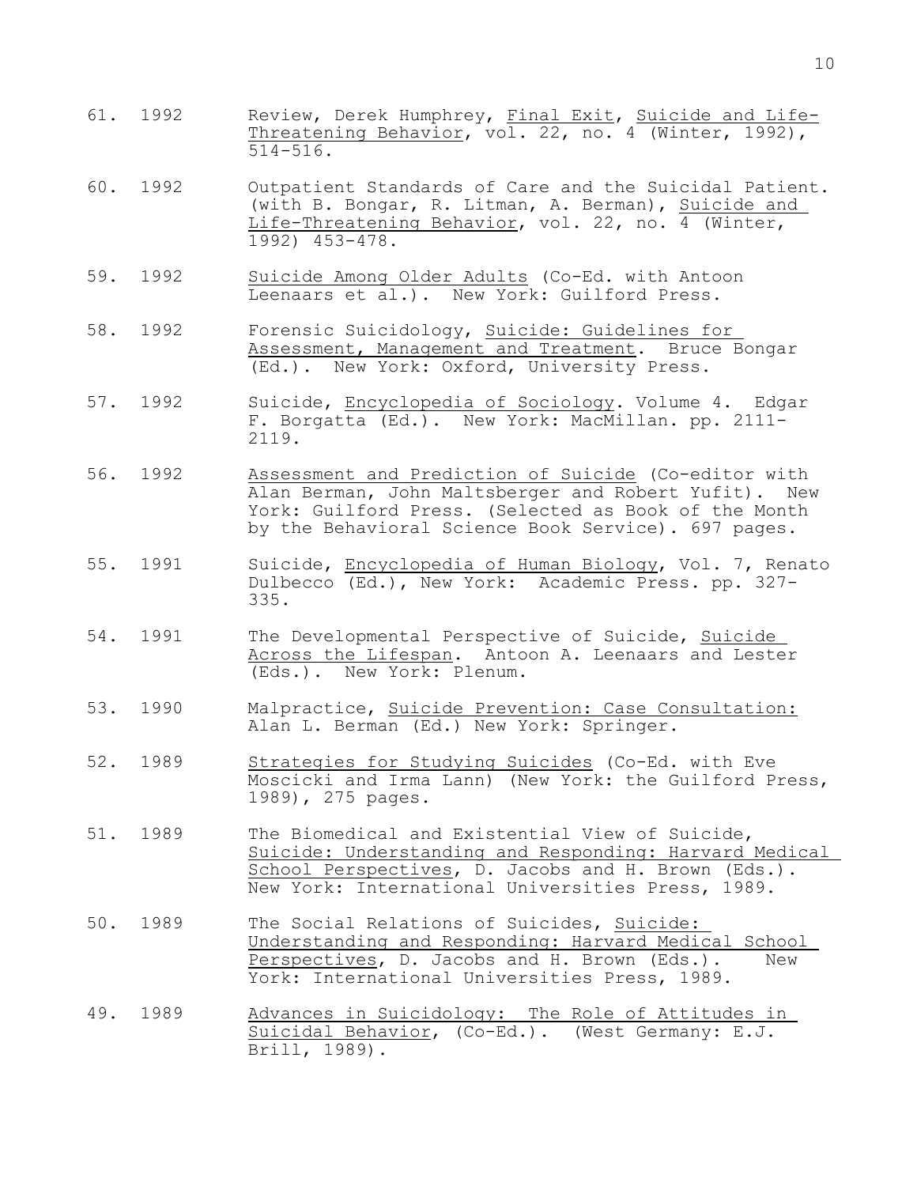61. 1992 Review, Derek Humphrey, <u>Final Exit</u>, <u>Suicide and Life-Threatening Behavior</u>, vol. 22, no. 4 (Winter, 1992), 514-516.

60. 1992 Outpatient Standards of Care and the Suicidal Patient. (with B. Bongar, R. Litman, A. Berman), <u>Suicide and Life-Threatening Behavior</u>, vol. 22, no. 4 (Winter, 1992) 453-478.

59. 1992 <u>Suicide Among Older Adults</u> (Co-Ed. with Antoon Leenaars et al.). New York: Guilford Press.

58. 1992 Forensic Suicidology, <u>Suicide: Guidelines for Assessment, Management and Treatment</u>. Bruce Bongar (Ed.). New York: Oxford, University Press.

57. 1992 Suicide, <u>Encyclopedia of Sociology</u>. Volume 4. Edgar F. Borgatta (Ed.). New York: MacMillan. pp. 2111-2119.

56. 1992 <u>Assessment and Prediction of Suicide</u> (Co-editor with Alan Berman, John Maltsberger and Robert Yufit). New York: Guilford Press. (Selected as Book of the Month by the Behavioral Science Book Service). 697 pages.

55. 1991 Suicide, <u>Encyclopedia of Human Biology</u>, Vol. 7, Renato Dulbecco (Ed.), New York: Academic Press. pp. 327-335.

54. 1991 The Developmental Perspective of Suicide, <u>Suicide Across the Lifespan</u>. Antoon A. Leenaars and Lester (Eds.). New York: Plenum.

53. 1990 Malpractice, <u>Suicide Prevention: Case Consultation:</u> Alan L. Berman (Ed.) New York: Springer.

52. 1989 <u>Strategies for Studying Suicides</u> (Co-Ed. with Eve Moscicki and Irma Lann) (New York: the Guilford Press, 1989), 275 pages.

51. 1989 The Biomedical and Existential View of Suicide, <u>Suicide: Understanding and Responding: Harvard Medical School Perspectives</u>, D. Jacobs and H. Brown (Eds.). New York: International Universities Press, 1989.

50. 1989 The Social Relations of Suicides, <u>Suicide: Understanding and Responding: Harvard Medical School Perspectives</u>, D. Jacobs and H. Brown (Eds.). New York: International Universities Press, 1989.

49. 1989 <u>Advances in Suicidology: The Role of Attitudes in Suicidal Behavior</u>, (Co-Ed.). (West Germany: E.J. Brill, 1989).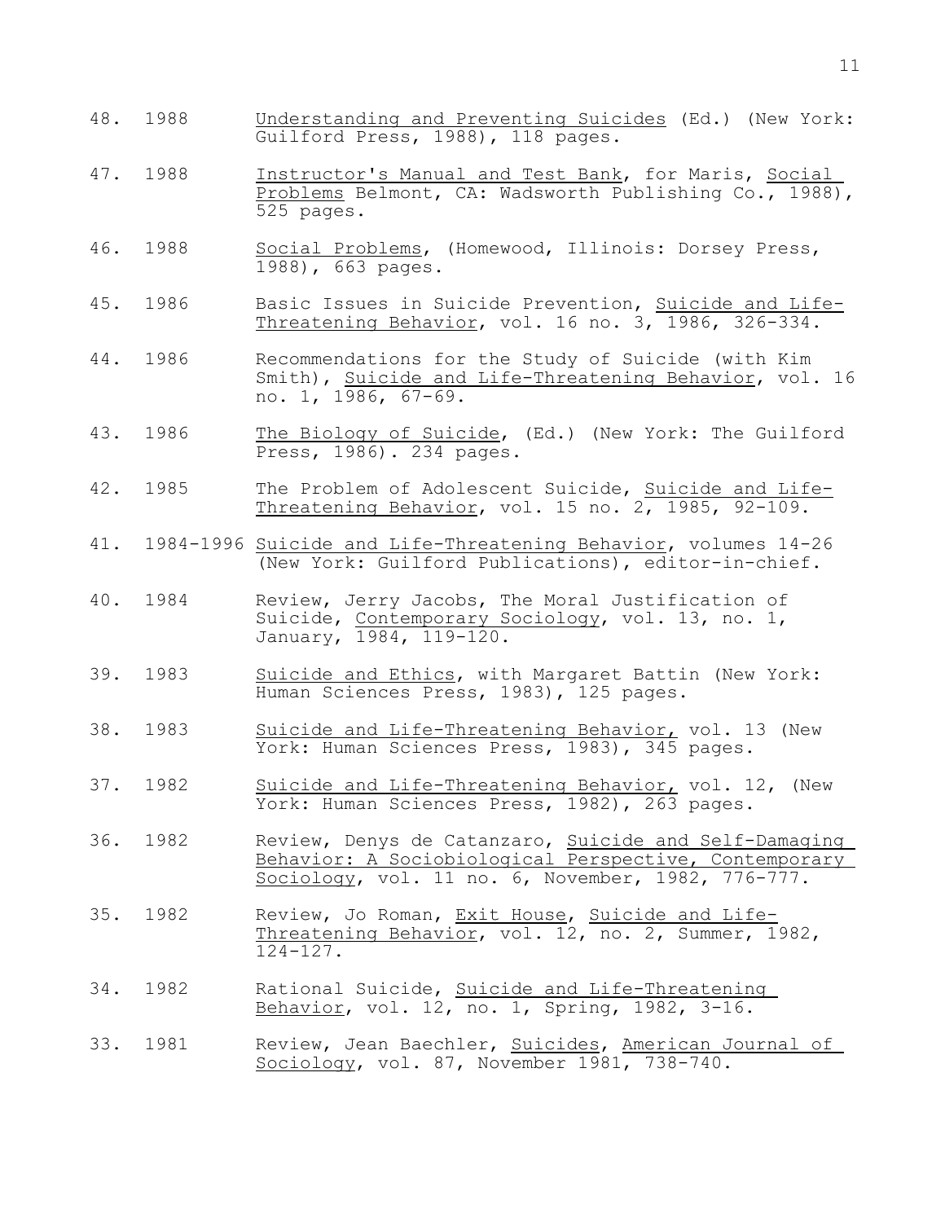48. 1988 Understanding and Preventing Suicides (Ed.) (New York: Guilford Press, 1988), 118 pages.

47. 1988 Instructor's Manual and Test Bank, for Maris, Social Problems Belmont, CA: Wadsworth Publishing Co., 1988), 525 pages.

46. 1988 Social Problems, (Homewood, Illinois: Dorsey Press, 1988), 663 pages.

45. 1986 Basic Issues in Suicide Prevention, Suicide and Life-Threatening Behavior, vol. 16 no. 3, 1986, 326-334.

44. 1986 Recommendations for the Study of Suicide (with Kim Smith), Suicide and Life-Threatening Behavior, vol. 16 no. 1, 1986, 67-69.

43. 1986 The Biology of Suicide, (Ed.) (New York: The Guilford Press, 1986). 234 pages.

42. 1985 The Problem of Adolescent Suicide, Suicide and Life-Threatening Behavior, vol. 15 no. 2, 1985, 92-109.

41. 1984-1996 Suicide and Life-Threatening Behavior, volumes 14-26 (New York: Guilford Publications), editor-in-chief.

40. 1984 Review, Jerry Jacobs, The Moral Justification of Suicide, Contemporary Sociology, vol. 13, no. 1, January, 1984, 119-120.

39. 1983 Suicide and Ethics, with Margaret Battin (New York: Human Sciences Press, 1983), 125 pages.

38. 1983 Suicide and Life-Threatening Behavior, vol. 13 (New York: Human Sciences Press, 1983), 345 pages.

37. 1982 Suicide and Life-Threatening Behavior, vol. 12, (New York: Human Sciences Press, 1982), 263 pages.

36. 1982 Review, Denys de Catanzaro, Suicide and Self-Damaging Behavior: A Sociobiological Perspective, Contemporary Sociology, vol. 11 no. 6, November, 1982, 776-777.

35. 1982 Review, Jo Roman, Exit House, Suicide and Life-Threatening Behavior, vol. 12, no. 2, Summer, 1982, 124-127.

34. 1982 Rational Suicide, Suicide and Life-Threatening Behavior, vol. 12, no. 1, Spring, 1982, 3-16.

33. 1981 Review, Jean Baechler, Suicides, American Journal of Sociology, vol. 87, November 1981, 738-740.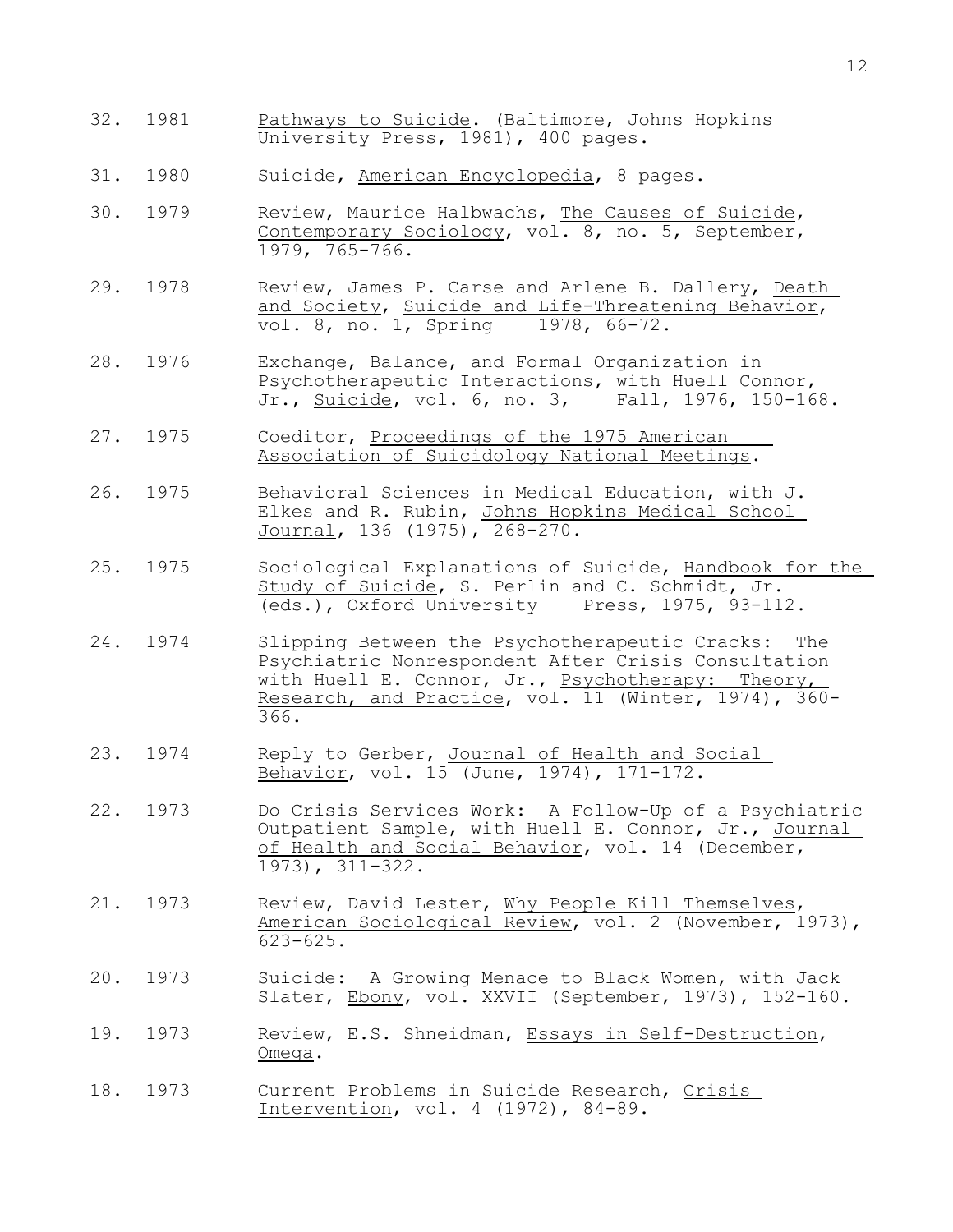32. 1981 Pathways to Suicide. (Baltimore, Johns Hopkins University Press, 1981), 400 pages.

31. 1980 Suicide, American Encyclopedia, 8 pages.

30. 1979 Review, Maurice Halbwachs, The Causes of Suicide, Contemporary Sociology, vol. 8, no. 5, September, 1979, 765-766.

29. 1978 Review, James P. Carse and Arlene B. Dallery, Death and Society, Suicide and Life-Threatening Behavior, vol. 8, no. 1, Spring 1978, 66-72.

28. 1976 Exchange, Balance, and Formal Organization in Psychotherapeutic Interactions, with Huell Connor, Jr., Suicide, vol. 6, no. 3, Fall, 1976, 150-168.

27. 1975 Coeditor, Proceedings of the 1975 American Association of Suicidology National Meetings.

26. 1975 Behavioral Sciences in Medical Education, with J. Elkes and R. Rubin, Johns Hopkins Medical School Journal, 136 (1975), 268-270.

25. 1975 Sociological Explanations of Suicide, Handbook for the Study of Suicide, S. Perlin and C. Schmidt, Jr. (eds.), Oxford University Press, 1975, 93-112.

24. 1974 Slipping Between the Psychotherapeutic Cracks: The Psychiatric Nonrespondent After Crisis Consultation with Huell E. Connor, Jr., Psychotherapy: Theory, Research, and Practice, vol. 11 (Winter, 1974), 360-366.

23. 1974 Reply to Gerber, Journal of Health and Social Behavior, vol. 15 (June, 1974), 171-172.

22. 1973 Do Crisis Services Work: A Follow-Up of a Psychiatric Outpatient Sample, with Huell E. Connor, Jr., Journal of Health and Social Behavior, vol. 14 (December, 1973), 311-322.

21. 1973 Review, David Lester, Why People Kill Themselves, American Sociological Review, vol. 2 (November, 1973), 623-625.

20. 1973 Suicide: A Growing Menace to Black Women, with Jack Slater, Ebony, vol. XXVII (September, 1973), 152-160.

19. 1973 Review, E.S. Shneidman, Essays in Self-Destruction, Omega.

18. 1973 Current Problems in Suicide Research, Crisis Intervention, vol. 4 (1972), 84-89.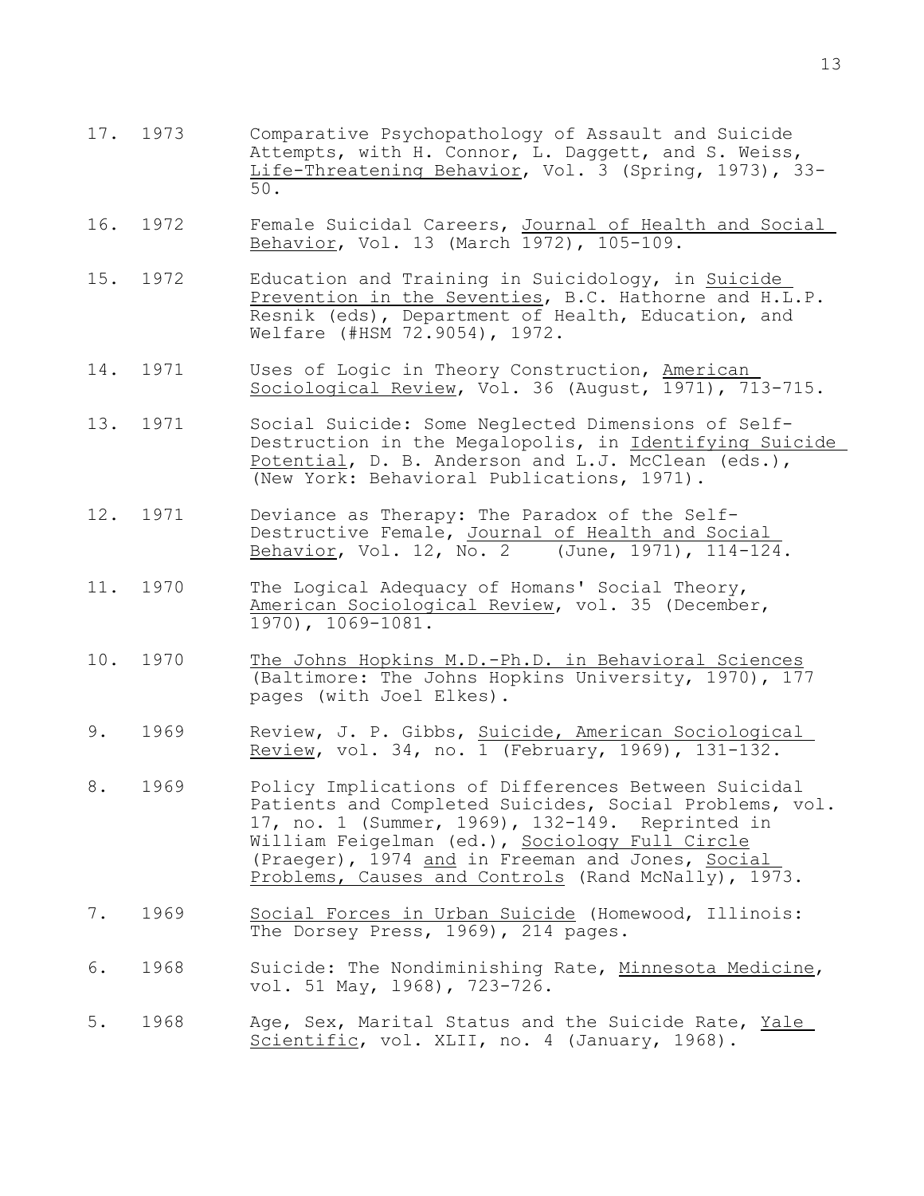17. 1973 Comparative Psychopathology of Assault and Suicide Attempts, with H. Connor, L. Daggett, and S. Weiss, Life-Threatening Behavior, Vol. 3 (Spring, 1973), 33-50.

16. 1972 Female Suicidal Careers, Journal of Health and Social Behavior, Vol. 13 (March 1972), 105-109.

15. 1972 Education and Training in Suicidology, in Suicide Prevention in the Seventies, B.C. Hathorne and H.L.P. Resnik (eds), Department of Health, Education, and Welfare (#HSM 72.9054), 1972.

14. 1971 Uses of Logic in Theory Construction, American Sociological Review, Vol. 36 (August, 1971), 713-715.

13. 1971 Social Suicide: Some Neglected Dimensions of Self-Destruction in the Megalopolis, in Identifying Suicide Potential, D. B. Anderson and L.J. McClean (eds.), (New York: Behavioral Publications, 1971).

12. 1971 Deviance as Therapy: The Paradox of the Self-Destructive Female, Journal of Health and Social Behavior, Vol. 12, No. 2 (June, 1971), 114-124.

11. 1970 The Logical Adequacy of Homans' Social Theory, American Sociological Review, vol. 35 (December, 1970), 1069-1081.

10. 1970 The Johns Hopkins M.D.-Ph.D. in Behavioral Sciences (Baltimore: The Johns Hopkins University, 1970), 177 pages (with Joel Elkes).

9. 1969 Review, J. P. Gibbs, Suicide, American Sociological Review, vol. 34, no. 1 (February, 1969), 131-132.

8. 1969 Policy Implications of Differences Between Suicidal Patients and Completed Suicides, Social Problems, vol. 17, no. 1 (Summer, 1969), 132-149. Reprinted in William Feigelman (ed.), Sociology Full Circle (Praeger), 1974 and in Freeman and Jones, Social Problems, Causes and Controls (Rand McNally), 1973.

7. 1969 Social Forces in Urban Suicide (Homewood, Illinois: The Dorsey Press, 1969), 214 pages.

6. 1968 Suicide: The Nondiminishing Rate, Minnesota Medicine, vol. 51 May, 1968), 723-726.

5. 1968 Age, Sex, Marital Status and the Suicide Rate, Yale Scientific, vol. XLII, no. 4 (January, 1968).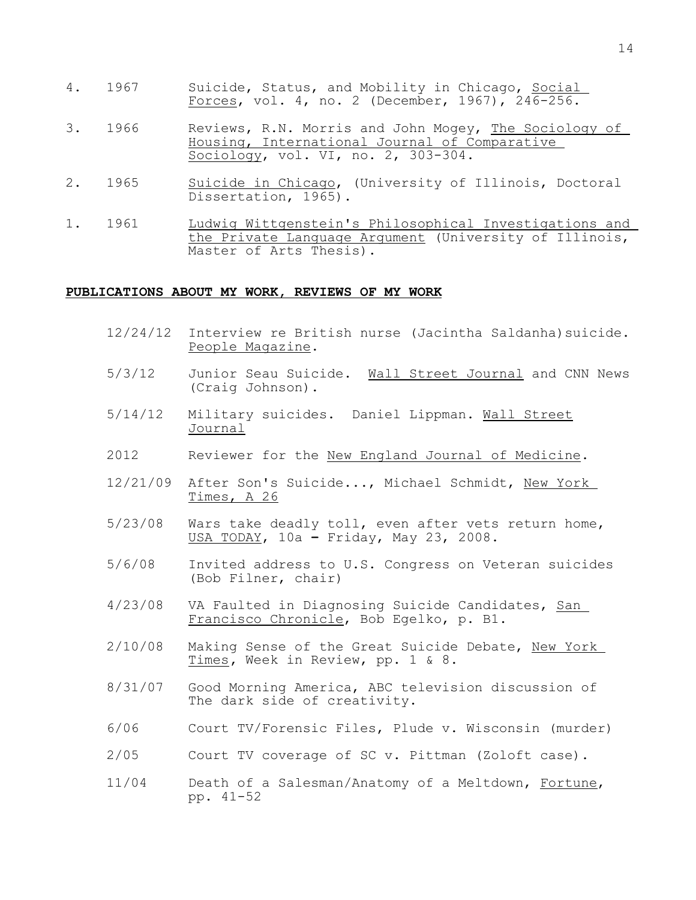4. 1967 Suicide, Status, and Mobility in Chicago, Social Forces, vol. 4, no. 2 (December, 1967), 246-256.

3. 1966 Reviews, R.N. Morris and John Mogey, The Sociology of Housing, International Journal of Comparative Sociology, vol. VI, no. 2, 303-304.

2. 1965 Suicide in Chicago, (University of Illinois, Doctoral Dissertation, 1965).

1. 1961 Ludwig Wittgenstein's Philosophical Investigations and the Private Language Argument (University of Illinois, Master of Arts Thesis).

**PUBLICATIONS ABOUT MY WORK, REVIEWS OF MY WORK**

12/24/12 Interview re British nurse (Jacintha Saldanha)suicide. People Magazine.

5/3/12 Junior Seau Suicide. Wall Street Journal and CNN News (Craig Johnson).

5/14/12 Military suicides. Daniel Lippman. Wall Street Journal

2012 Reviewer for the New England Journal of Medicine.

12/21/09 After Son's Suicide..., Michael Schmidt, New York Times, A 26

5/23/08 Wars take deadly toll, even after vets return home, USA TODAY, 10a – Friday, May 23, 2008.

5/6/08 Invited address to U.S. Congress on Veteran suicides (Bob Filner, chair)

4/23/08 VA Faulted in Diagnosing Suicide Candidates, San Francisco Chronicle, Bob Egelko, p. B1.

2/10/08 Making Sense of the Great Suicide Debate, New York Times, Week in Review, pp. 1 & 8.

8/31/07 Good Morning America, ABC television discussion of The dark side of creativity.

6/06 Court TV/Forensic Files, Plude v. Wisconsin (murder)

2/05 Court TV coverage of SC v. Pittman (Zoloft case).

11/04 Death of a Salesman/Anatomy of a Meltdown, Fortune, pp. 41-52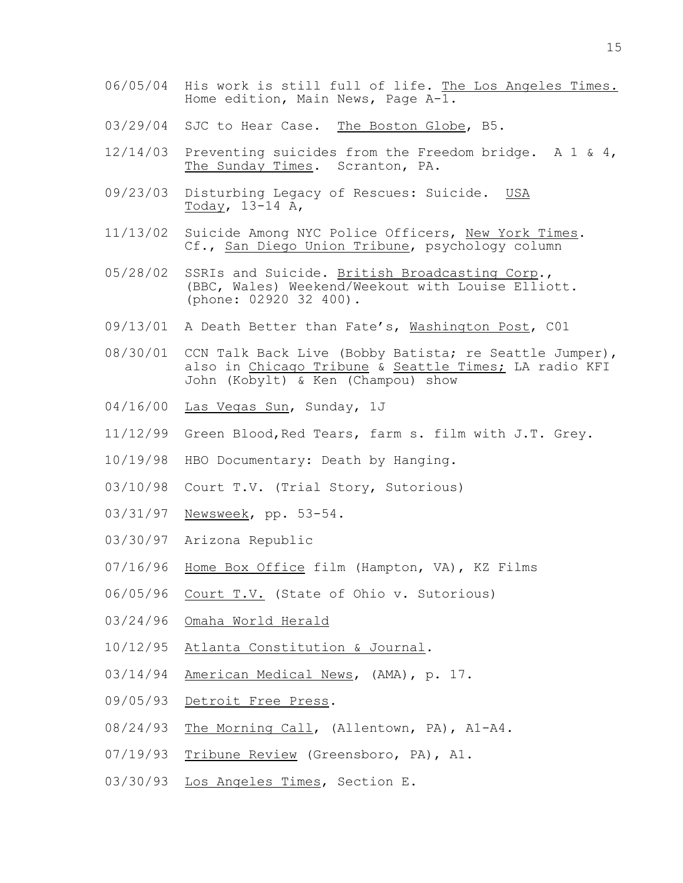06/05/04 His work is still full of life. The Los Angeles Times. Home edition, Main News, Page A-1.

03/29/04 SJC to Hear Case. The Boston Globe, B5.

12/14/03 Preventing suicides from the Freedom bridge. A 1 & 4, The Sunday Times. Scranton, PA.

09/23/03 Disturbing Legacy of Rescues: Suicide. USA Today, 13-14 A,

11/13/02 Suicide Among NYC Police Officers, New York Times. Cf., San Diego Union Tribune, psychology column

05/28/02 SSRIs and Suicide. British Broadcasting Corp., (BBC, Wales) Weekend/Weekout with Louise Elliott. (phone: 02920 32 400).

09/13/01 A Death Better than Fate's, Washington Post, C01

08/30/01 CCN Talk Back Live (Bobby Batista; re Seattle Jumper), also in Chicago Tribune & Seattle Times; LA radio KFI John (Kobylt) & Ken (Champou) show

04/16/00 Las Vegas Sun, Sunday, 1J

11/12/99 Green Blood,Red Tears, farm s. film with J.T. Grey.

10/19/98 HBO Documentary: Death by Hanging.

03/10/98 Court T.V. (Trial Story, Sutorious)

03/31/97 Newsweek, pp. 53-54.

03/30/97 Arizona Republic

07/16/96 Home Box Office film (Hampton, VA), KZ Films

06/05/96 Court T.V. (State of Ohio v. Sutorious)

03/24/96 Omaha World Herald

10/12/95 Atlanta Constitution & Journal.

03/14/94 American Medical News, (AMA), p. 17.

09/05/93 Detroit Free Press.

08/24/93 The Morning Call, (Allentown, PA), A1-A4.

07/19/93 Tribune Review (Greensboro, PA), A1.

03/30/93 Los Angeles Times, Section E.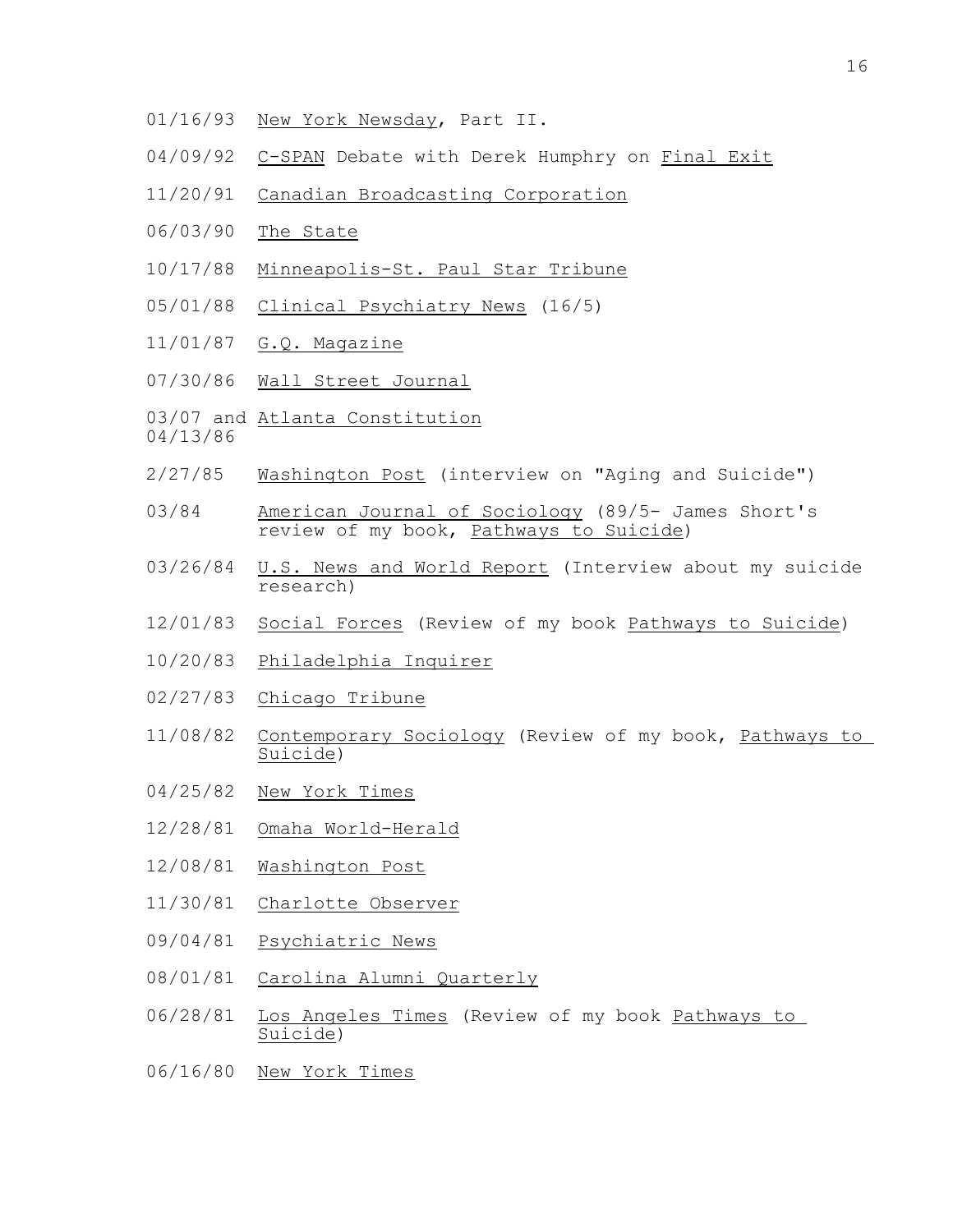01/16/93 New York Newsday, Part II.

04/09/92 C-SPAN Debate with Derek Humphry on Final Exit

11/20/91 Canadian Broadcasting Corporation

06/03/90 The State

10/17/88 Minneapolis-St. Paul Star Tribune

05/01/88 Clinical Psychiatry News (16/5)

11/01/87 G.Q. Magazine

07/30/86 Wall Street Journal

03/07 and 04/13/86 Atlanta Constitution

2/27/85 Washington Post (interview on "Aging and Suicide")

03/84 American Journal of Sociology (89/5- James Short's review of my book, Pathways to Suicide)

03/26/84 U.S. News and World Report (Interview about my suicide research)

12/01/83 Social Forces (Review of my book Pathways to Suicide)

10/20/83 Philadelphia Inquirer

02/27/83 Chicago Tribune

11/08/82 Contemporary Sociology (Review of my book, Pathways to Suicide)

04/25/82 New York Times

12/28/81 Omaha World-Herald

12/08/81 Washington Post

11/30/81 Charlotte Observer

09/04/81 Psychiatric News

08/01/81 Carolina Alumni Quarterly

06/28/81 Los Angeles Times (Review of my book Pathways to Suicide)

06/16/80 New York Times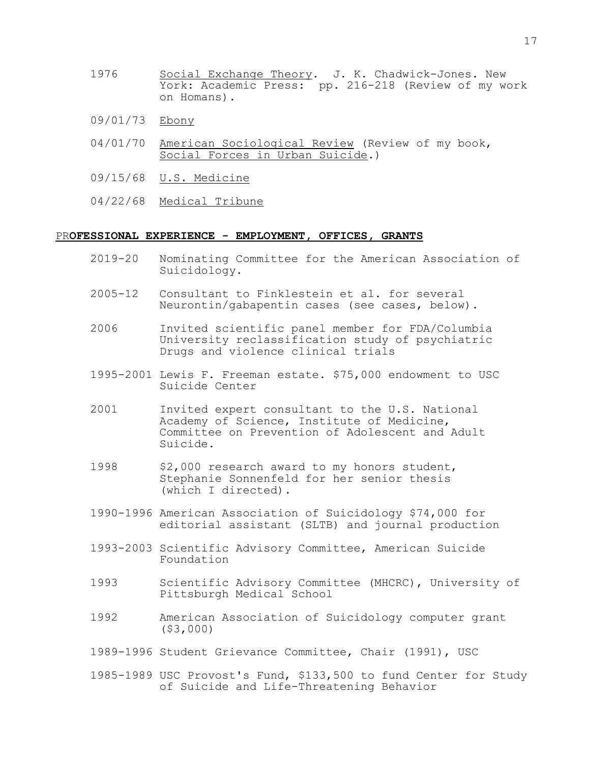1976 Social Exchange Theory. J. K. Chadwick-Jones. New York: Academic Press: pp. 216-218 (Review of my work on Homans).

09/01/73 Ebony

04/01/70 American Sociological Review (Review of my book, Social Forces in Urban Suicide.)

09/15/68 U.S. Medicine

04/22/68 Medical Tribune

## PROFESSIONAL EXPERIENCE - EMPLOYMENT, OFFICES, GRANTS

2019-20 Nominating Committee for the American Association of Suicidology.

2005-12 Consultant to Finklestein et al. for several Neurontin/gabapentin cases (see cases, below).

2006 Invited scientific panel member for FDA/Columbia University reclassification study of psychiatric Drugs and violence clinical trials

1995-2001 Lewis F. Freeman estate. $75,000 endowment to USC Suicide Center

2001 Invited expert consultant to the U.S. National Academy of Science, Institute of Medicine, Committee on Prevention of Adolescent and Adult Suicide.

1998 $2,000 research award to my honors student, Stephanie Sonnenfeld for her senior thesis (which I directed).

1990-1996 American Association of Suicidology $74,000 for editorial assistant (SLTB) and journal production

1993-2003 Scientific Advisory Committee, American Suicide Foundation

1993 Scientific Advisory Committee (MHCRC), University of Pittsburgh Medical School

1992 American Association of Suicidology computer grant ($3,000)

1989-1996 Student Grievance Committee, Chair (1991), USC

1985-1989 USC Provost's Fund, $133,500 to fund Center for Study of Suicide and Life-Threatening Behavior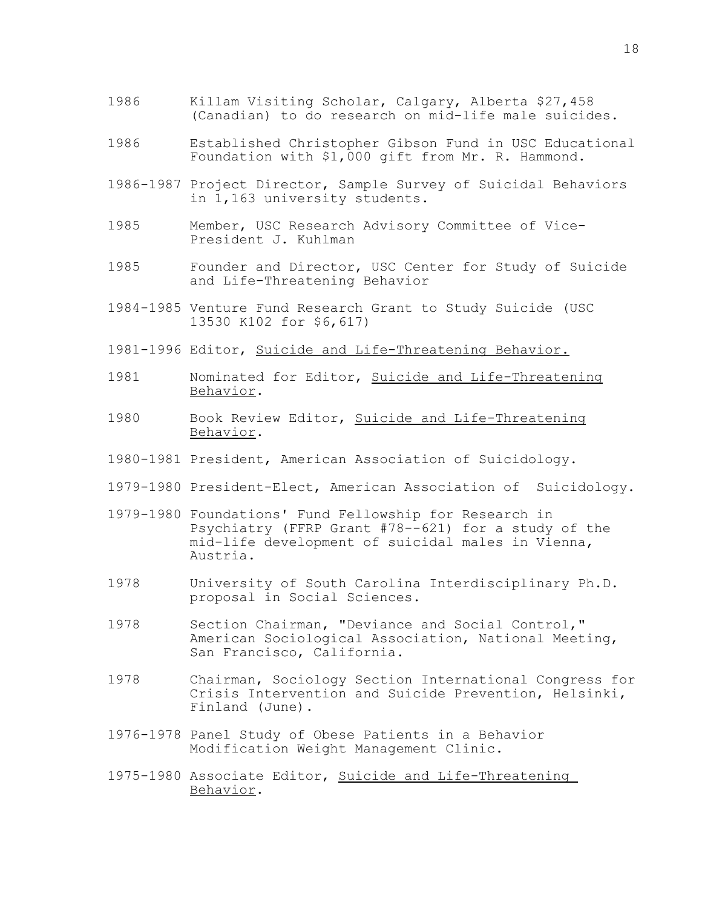1986 Killam Visiting Scholar, Calgary, Alberta $27,458 (Canadian) to do research on mid-life male suicides.

1986 Established Christopher Gibson Fund in USC Educational Foundation with $1,000 gift from Mr. R. Hammond.

1986-1987 Project Director, Sample Survey of Suicidal Behaviors in 1,163 university students.

1985 Member, USC Research Advisory Committee of Vice-President J. Kuhlman

1985 Founder and Director, USC Center for Study of Suicide and Life-Threatening Behavior

1984-1985 Venture Fund Research Grant to Study Suicide (USC 13530 K102 for $6,617)

1981-1996 Editor, <u>Suicide and Life-Threatening Behavior.</u>

1981 Nominated for Editor, <u>Suicide and Life-Threatening Behavior</u>.

1980 Book Review Editor, <u>Suicide and Life-Threatening Behavior</u>.

1980-1981 President, American Association of Suicidology.

1979-1980 President-Elect, American Association of Suicidology.

1979-1980 Foundations' Fund Fellowship for Research in Psychiatry (FFRP Grant #78--621) for a study of the mid-life development of suicidal males in Vienna, Austria.

1978 University of South Carolina Interdisciplinary Ph.D. proposal in Social Sciences.

1978 Section Chairman, "Deviance and Social Control," American Sociological Association, National Meeting, San Francisco, California.

1978 Chairman, Sociology Section International Congress for Crisis Intervention and Suicide Prevention, Helsinki, Finland (June).

1976-1978 Panel Study of Obese Patients in a Behavior Modification Weight Management Clinic.

1975-1980 Associate Editor, <u>Suicide and Life-Threatening Behavior</u>.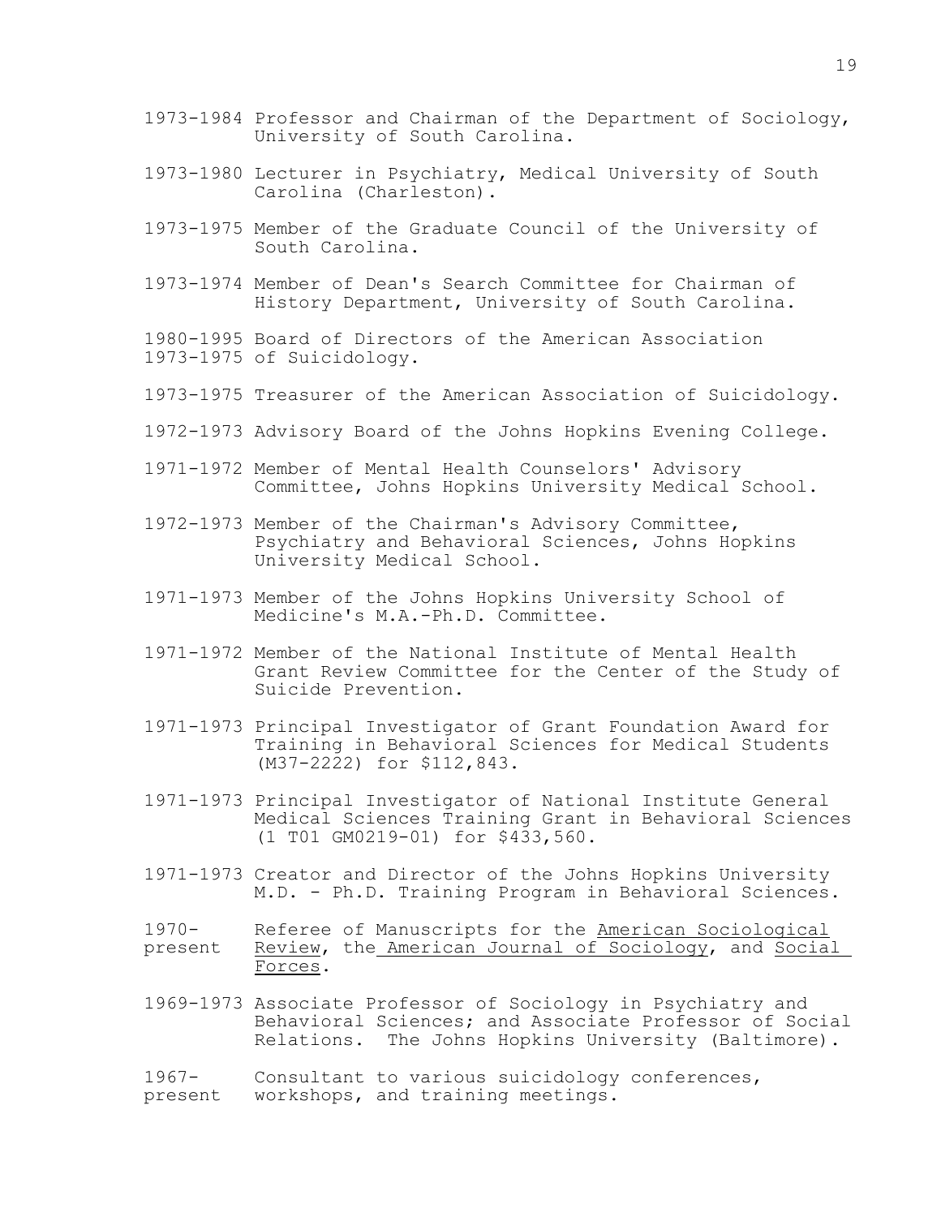1973-1984 Professor and Chairman of the Department of Sociology, University of South Carolina.

1973-1980 Lecturer in Psychiatry, Medical University of South Carolina (Charleston).

1973-1975 Member of the Graduate Council of the University of South Carolina.

1973-1974 Member of Dean's Search Committee for Chairman of History Department, University of South Carolina.

1980-1995 Board of Directors of the American Association
1973-1975 of Suicidology.

1973-1975 Treasurer of the American Association of Suicidology.

1972-1973 Advisory Board of the Johns Hopkins Evening College.

1971-1972 Member of Mental Health Counselors' Advisory Committee, Johns Hopkins University Medical School.

1972-1973 Member of the Chairman's Advisory Committee, Psychiatry and Behavioral Sciences, Johns Hopkins University Medical School.

1971-1973 Member of the Johns Hopkins University School of Medicine's M.A.-Ph.D. Committee.

1971-1972 Member of the National Institute of Mental Health Grant Review Committee for the Center of the Study of Suicide Prevention.

1971-1973 Principal Investigator of Grant Foundation Award for Training in Behavioral Sciences for Medical Students (M37-2222) for $112,843.

1971-1973 Principal Investigator of National Institute General Medical Sciences Training Grant in Behavioral Sciences (1 T01 GM0219-01) for $433,560.

1971-1973 Creator and Director of the Johns Hopkins University M.D. - Ph.D. Training Program in Behavioral Sciences.

1970-present Referee of Manuscripts for the American Sociological Review, the American Journal of Sociology, and Social Forces.

1969-1973 Associate Professor of Sociology in Psychiatry and Behavioral Sciences; and Associate Professor of Social Relations. The Johns Hopkins University (Baltimore).

1967-present Consultant to various suicidology conferences, workshops, and training meetings.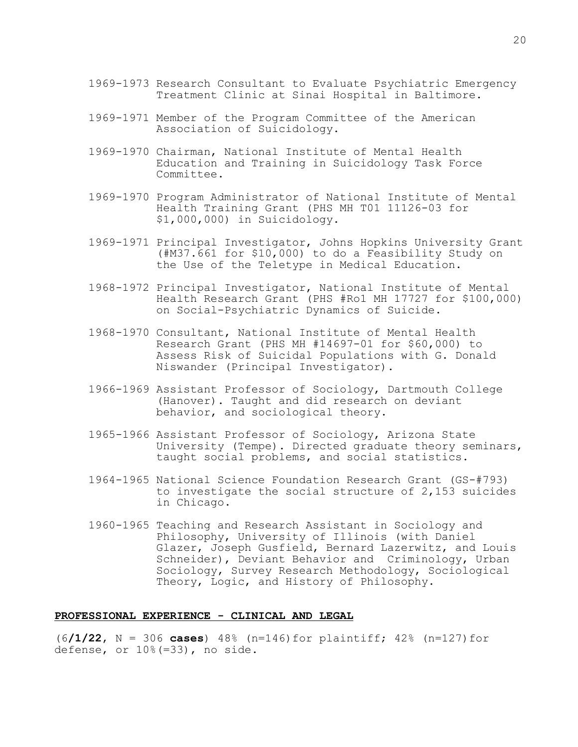1969-1973 Research Consultant to Evaluate Psychiatric Emergency Treatment Clinic at Sinai Hospital in Baltimore.

1969-1971 Member of the Program Committee of the American Association of Suicidology.

1969-1970 Chairman, National Institute of Mental Health Education and Training in Suicidology Task Force Committee.

1969-1970 Program Administrator of National Institute of Mental Health Training Grant (PHS MH T01 11126-03 for $1,000,000) in Suicidology.

1969-1971 Principal Investigator, Johns Hopkins University Grant (#M37.661 for $10,000) to do a Feasibility Study on the Use of the Teletype in Medical Education.

1968-1972 Principal Investigator, National Institute of Mental Health Research Grant (PHS #Ro1 MH 17727 for $100,000) on Social-Psychiatric Dynamics of Suicide.

1968-1970 Consultant, National Institute of Mental Health Research Grant (PHS MH #14697-01 for $60,000) to Assess Risk of Suicidal Populations with G. Donald Niswander (Principal Investigator).

1966-1969 Assistant Professor of Sociology, Dartmouth College (Hanover). Taught and did research on deviant behavior, and sociological theory.

1965-1966 Assistant Professor of Sociology, Arizona State University (Tempe). Directed graduate theory seminars, taught social problems, and social statistics.

1964-1965 National Science Foundation Research Grant (GS-#793) to investigate the social structure of 2,153 suicides in Chicago.

1960-1965 Teaching and Research Assistant in Sociology and Philosophy, University of Illinois (with Daniel Glazer, Joseph Gusfield, Bernard Lazerwitz, and Louis Schneider), Deviant Behavior and Criminology, Urban Sociology, Survey Research Methodology, Sociological Theory, Logic, and History of Philosophy.

**PROFESSIONAL EXPERIENCE - CLINICAL AND LEGAL**

(6**/1/22**, N = 306 **cases**) 48% (n=146) for plaintiff; 42% (n=127) for defense, or 10% (=33), no side.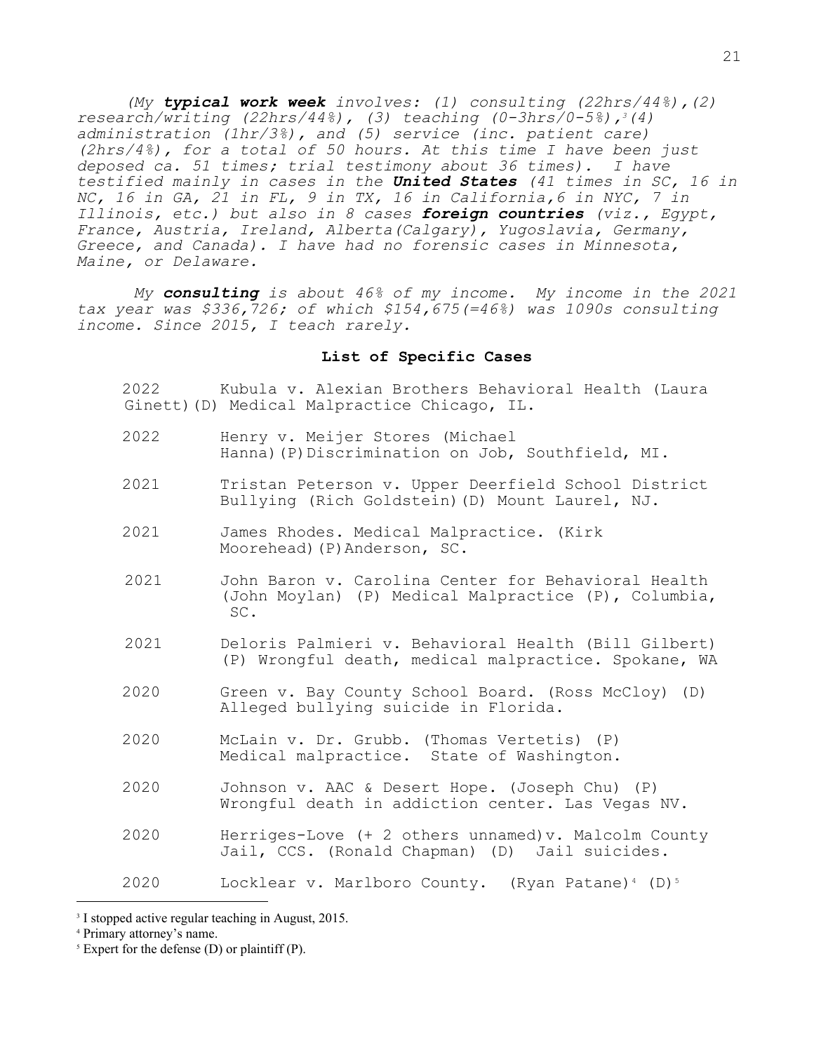*(My **typical work week** involves: (1) consulting (22hrs/44%),(2) research/writing (22hrs/44%), (3) teaching (0-3hrs/0-5%),[3] (4) administration (1hr/3%), and (5) service (inc. patient care) (2hrs/4%), for a total of 50 hours. At this time I have been just deposed ca. 51 times; trial testimony about 36 times). I have testified mainly in cases in the **United States** (41 times in SC, 16 in NC, 16 in GA, 21 in FL, 9 in TX, 16 in California,6 in NYC, 7 in Illinois, etc.) but also in 8 cases **foreign countries** (viz., Egypt, France, Austria, Ireland, Alberta(Calgary), Yugoslavia, Germany, Greece, and Canada). I have had no forensic cases in Minnesota, Maine, or Delaware.*

*My **consulting** is about 46% of my income. My income in the 2021 tax year was $336,726; of which $154,675(=46%) was 1090s consulting income. Since 2015, I teach rarely.*

**List of Specific Cases**

2022 Kubula v. Alexian Brothers Behavioral Health (Laura Ginett)(D) Medical Malpractice Chicago, IL.

2022 Henry v. Meijer Stores (Michael Hanna)(P)Discrimination on Job, Southfield, MI.

2021 Tristan Peterson v. Upper Deerfield School District Bullying (Rich Goldstein)(D) Mount Laurel, NJ.

2021 James Rhodes. Medical Malpractice. (Kirk Moorehead)(P)Anderson, SC.

2021 John Baron v. Carolina Center for Behavioral Health (John Moylan) (P) Medical Malpractice (P), Columbia, SC.

2021 Deloris Palmieri v. Behavioral Health (Bill Gilbert) (P) Wrongful death, medical malpractice. Spokane, WA

2020 Green v. Bay County School Board. (Ross McCloy) (D) Alleged bullying suicide in Florida.

2020 McLain v. Dr. Grubb. (Thomas Vertetis) (P) Medical malpractice. State of Washington.

2020 Johnson v. AAC & Desert Hope. (Joseph Chu) (P) Wrongful death in addiction center. Las Vegas NV.

2020 Herriges-Love (+ 2 others unnamed)v. Malcolm County Jail, CCS. (Ronald Chapman) (D) Jail suicides.

2020 Locklear v. Marlboro County. (Ryan Patane)[4] (D)[5]

---

[3] I stopped active regular teaching in August, 2015.

[4] Primary attorney's name.

[5] Expert for the defense (D) or plaintiff (P).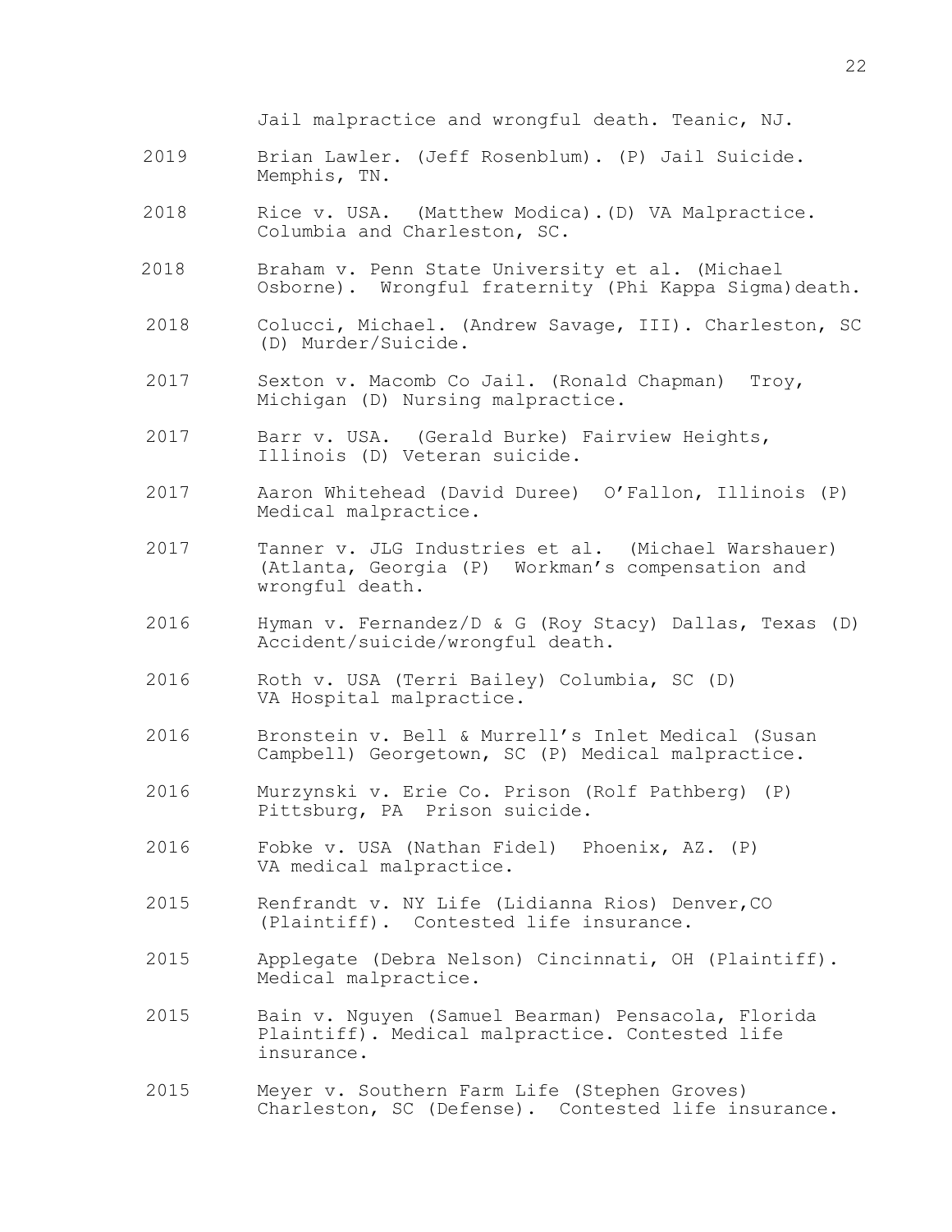Jail malpractice and wrongful death. Teanic, NJ.

2019 Brian Lawler. (Jeff Rosenblum). (P) Jail Suicide. Memphis, TN.

2018 Rice v. USA. (Matthew Modica).(D) VA Malpractice. Columbia and Charleston, SC.

2018 Braham v. Penn State University et al. (Michael Osborne). Wrongful fraternity (Phi Kappa Sigma)death.

2018 Colucci, Michael. (Andrew Savage, III). Charleston, SC (D) Murder/Suicide.

2017 Sexton v. Macomb Co Jail. (Ronald Chapman) Troy, Michigan (D) Nursing malpractice.

2017 Barr v. USA. (Gerald Burke) Fairview Heights, Illinois (D) Veteran suicide.

2017 Aaron Whitehead (David Duree) O'Fallon, Illinois (P) Medical malpractice.

2017 Tanner v. JLG Industries et al. (Michael Warshauer) (Atlanta, Georgia (P) Workman's compensation and wrongful death.

2016 Hyman v. Fernandez/D & G (Roy Stacy) Dallas, Texas (D) Accident/suicide/wrongful death.

2016 Roth v. USA (Terri Bailey) Columbia, SC (D) VA Hospital malpractice.

2016 Bronstein v. Bell & Murrell's Inlet Medical (Susan Campbell) Georgetown, SC (P) Medical malpractice.

2016 Murzynski v. Erie Co. Prison (Rolf Pathberg) (P) Pittsburg, PA Prison suicide.

2016 Fobke v. USA (Nathan Fidel) Phoenix, AZ. (P) VA medical malpractice.

2015 Renfrandt v. NY Life (Lidianna Rios) Denver,CO (Plaintiff). Contested life insurance.

2015 Applegate (Debra Nelson) Cincinnati, OH (Plaintiff). Medical malpractice.

2015 Bain v. Nguyen (Samuel Bearman) Pensacola, Florida Plaintiff). Medical malpractice. Contested life insurance.

2015 Meyer v. Southern Farm Life (Stephen Groves) Charleston, SC (Defense). Contested life insurance.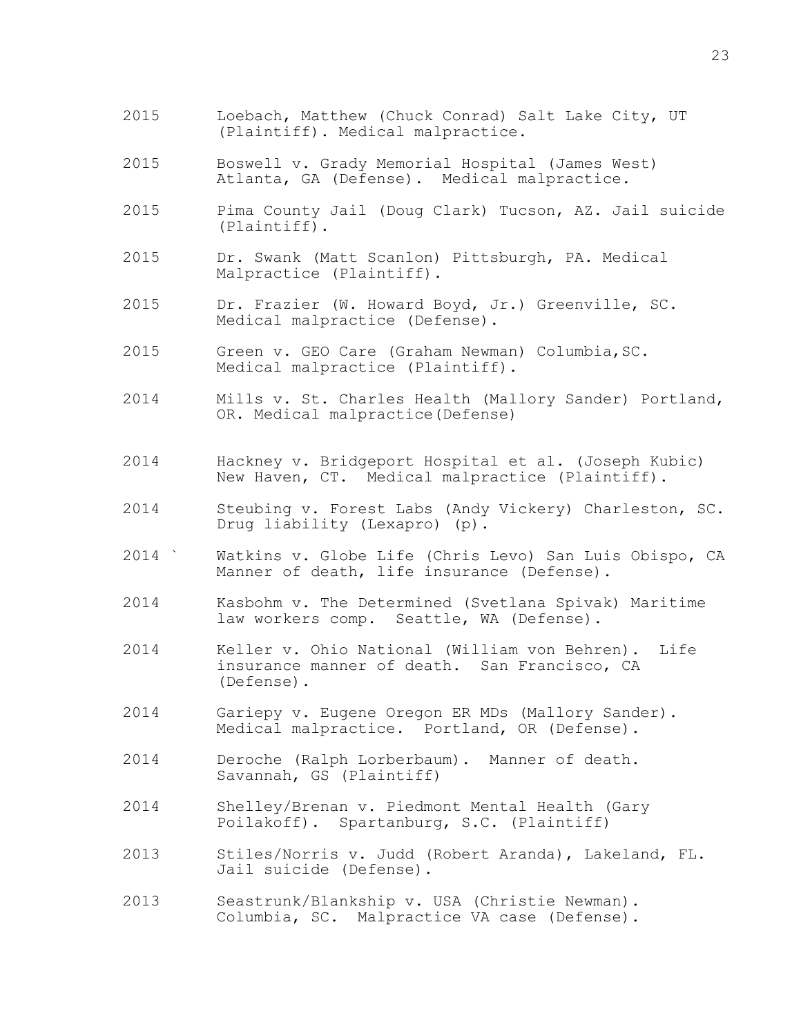2015 Loebach, Matthew (Chuck Conrad) Salt Lake City, UT (Plaintiff). Medical malpractice.

2015 Boswell v. Grady Memorial Hospital (James West) Atlanta, GA (Defense). Medical malpractice.

2015 Pima County Jail (Doug Clark) Tucson, AZ. Jail suicide (Plaintiff).

2015 Dr. Swank (Matt Scanlon) Pittsburgh, PA. Medical Malpractice (Plaintiff).

2015 Dr. Frazier (W. Howard Boyd, Jr.) Greenville, SC. Medical malpractice (Defense).

2015 Green v. GEO Care (Graham Newman) Columbia,SC. Medical malpractice (Plaintiff).

2014 Mills v. St. Charles Health (Mallory Sander) Portland, OR. Medical malpractice(Defense)

2014 Hackney v. Bridgeport Hospital et al. (Joseph Kubic) New Haven, CT. Medical malpractice (Plaintiff).

2014 Steubing v. Forest Labs (Andy Vickery) Charleston, SC. Drug liability (Lexapro) (p).

2014 ` Watkins v. Globe Life (Chris Levo) San Luis Obispo, CA Manner of death, life insurance (Defense).

2014 Kasbohm v. The Determined (Svetlana Spivak) Maritime law workers comp. Seattle, WA (Defense).

2014 Keller v. Ohio National (William von Behren). Life insurance manner of death. San Francisco, CA (Defense).

2014 Gariepy v. Eugene Oregon ER MDs (Mallory Sander). Medical malpractice. Portland, OR (Defense).

2014 Deroche (Ralph Lorberbaum). Manner of death. Savannah, GS (Plaintiff)

2014 Shelley/Brenan v. Piedmont Mental Health (Gary Poilakoff). Spartanburg, S.C. (Plaintiff)

2013 Stiles/Norris v. Judd (Robert Aranda), Lakeland, FL. Jail suicide (Defense).

2013 Seastrunk/Blankship v. USA (Christie Newman). Columbia, SC. Malpractice VA case (Defense).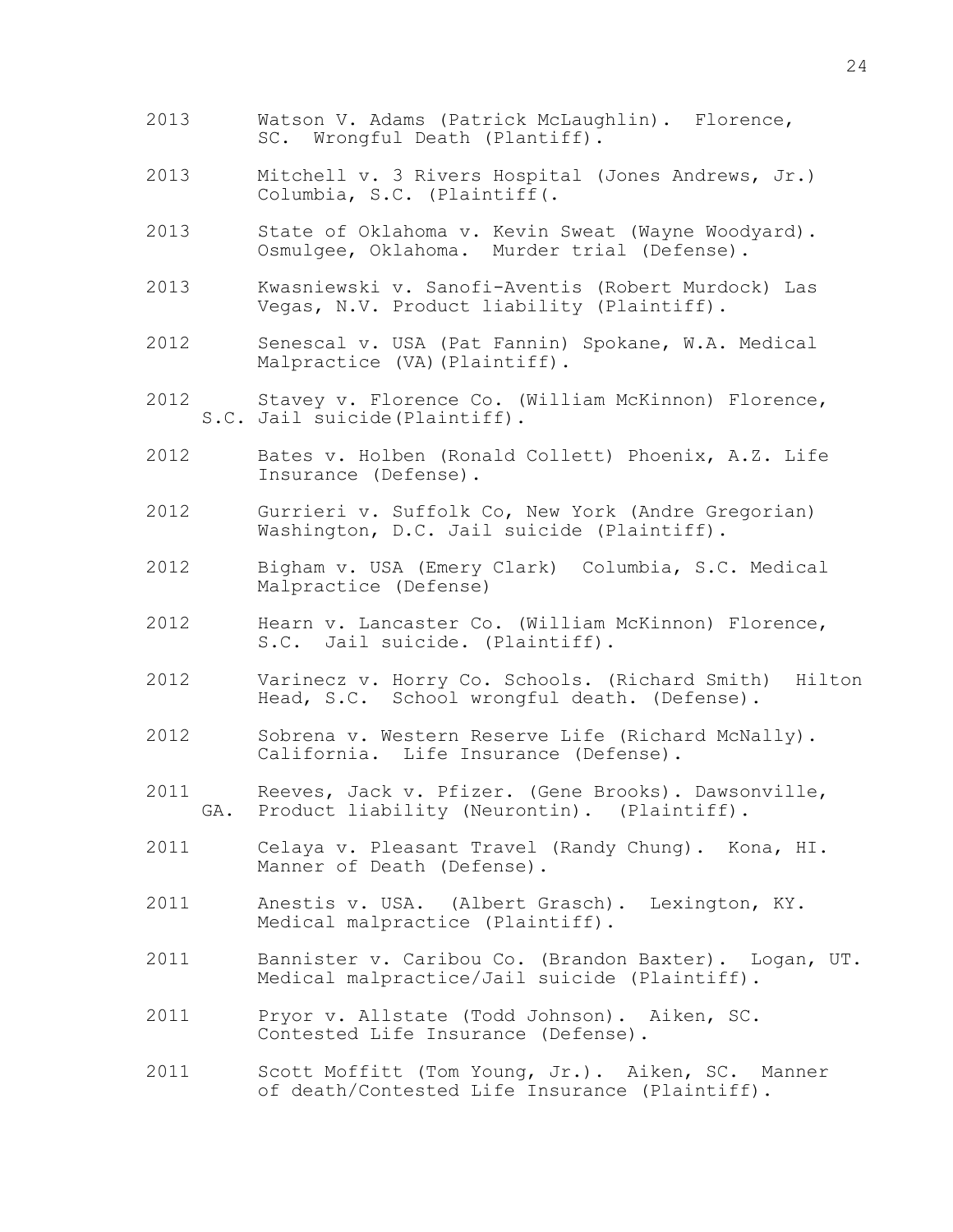2013 Watson V. Adams (Patrick McLaughlin). Florence, SC. Wrongful Death (Plantiff).

2013 Mitchell v. 3 Rivers Hospital (Jones Andrews, Jr.) Columbia, S.C. (Plaintiff(.

2013 State of Oklahoma v. Kevin Sweat (Wayne Woodyard). Osmulgee, Oklahoma. Murder trial (Defense).

2013 Kwasniewski v. Sanofi-Aventis (Robert Murdock) Las Vegas, N.V. Product liability (Plaintiff).

2012 Senescal v. USA (Pat Fannin) Spokane, W.A. Medical Malpractice (VA)(Plaintiff).

2012 Stavey v. Florence Co. (William McKinnon) Florence, S.C. Jail suicide(Plaintiff).

2012 Bates v. Holben (Ronald Collett) Phoenix, A.Z. Life Insurance (Defense).

2012 Gurrieri v. Suffolk Co, New York (Andre Gregorian) Washington, D.C. Jail suicide (Plaintiff).

2012 Bigham v. USA (Emery Clark) Columbia, S.C. Medical Malpractice (Defense)

2012 Hearn v. Lancaster Co. (William McKinnon) Florence, S.C. Jail suicide. (Plaintiff).

2012 Varinecz v. Horry Co. Schools. (Richard Smith) Hilton Head, S.C. School wrongful death. (Defense).

2012 Sobrena v. Western Reserve Life (Richard McNally). California. Life Insurance (Defense).

2011 Reeves, Jack v. Pfizer. (Gene Brooks). Dawsonville, GA. Product liability (Neurontin). (Plaintiff).

2011 Celaya v. Pleasant Travel (Randy Chung). Kona, HI. Manner of Death (Defense).

2011 Anestis v. USA. (Albert Grasch). Lexington, KY. Medical malpractice (Plaintiff).

2011 Bannister v. Caribou Co. (Brandon Baxter). Logan, UT. Medical malpractice/Jail suicide (Plaintiff).

2011 Pryor v. Allstate (Todd Johnson). Aiken, SC. Contested Life Insurance (Defense).

2011 Scott Moffitt (Tom Young, Jr.). Aiken, SC. Manner of death/Contested Life Insurance (Plaintiff).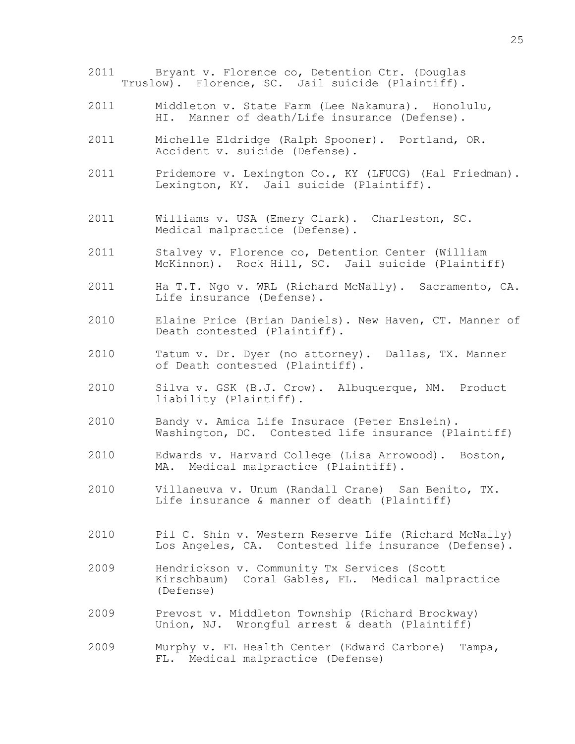2011 Bryant v. Florence co, Detention Ctr. (Douglas Truslow). Florence, SC. Jail suicide (Plaintiff).

2011 Middleton v. State Farm (Lee Nakamura). Honolulu, HI. Manner of death/Life insurance (Defense).

2011 Michelle Eldridge (Ralph Spooner). Portland, OR. Accident v. suicide (Defense).

2011 Pridemore v. Lexington Co., KY (LFUCG) (Hal Friedman). Lexington, KY. Jail suicide (Plaintiff).

2011 Williams v. USA (Emery Clark). Charleston, SC. Medical malpractice (Defense).

2011 Stalvey v. Florence co, Detention Center (William McKinnon). Rock Hill, SC. Jail suicide (Plaintiff)

2011 Ha T.T. Ngo v. WRL (Richard McNally). Sacramento, CA. Life insurance (Defense).

2010 Elaine Price (Brian Daniels). New Haven, CT. Manner of Death contested (Plaintiff).

2010 Tatum v. Dr. Dyer (no attorney). Dallas, TX. Manner of Death contested (Plaintiff).

2010 Silva v. GSK (B.J. Crow). Albuquerque, NM. Product liability (Plaintiff).

2010 Bandy v. Amica Life Insurace (Peter Enslein). Washington, DC. Contested life insurance (Plaintiff)

2010 Edwards v. Harvard College (Lisa Arrowood). Boston, MA. Medical malpractice (Plaintiff).

2010 Villaneuva v. Unum (Randall Crane) San Benito, TX. Life insurance & manner of death (Plaintiff)

2010 Pil C. Shin v. Western Reserve Life (Richard McNally) Los Angeles, CA. Contested life insurance (Defense).

2009 Hendrickson v. Community Tx Services (Scott Kirschbaum) Coral Gables, FL. Medical malpractice (Defense)

2009 Prevost v. Middleton Township (Richard Brockway) Union, NJ. Wrongful arrest & death (Plaintiff)

2009 Murphy v. FL Health Center (Edward Carbone) Tampa, FL. Medical malpractice (Defense)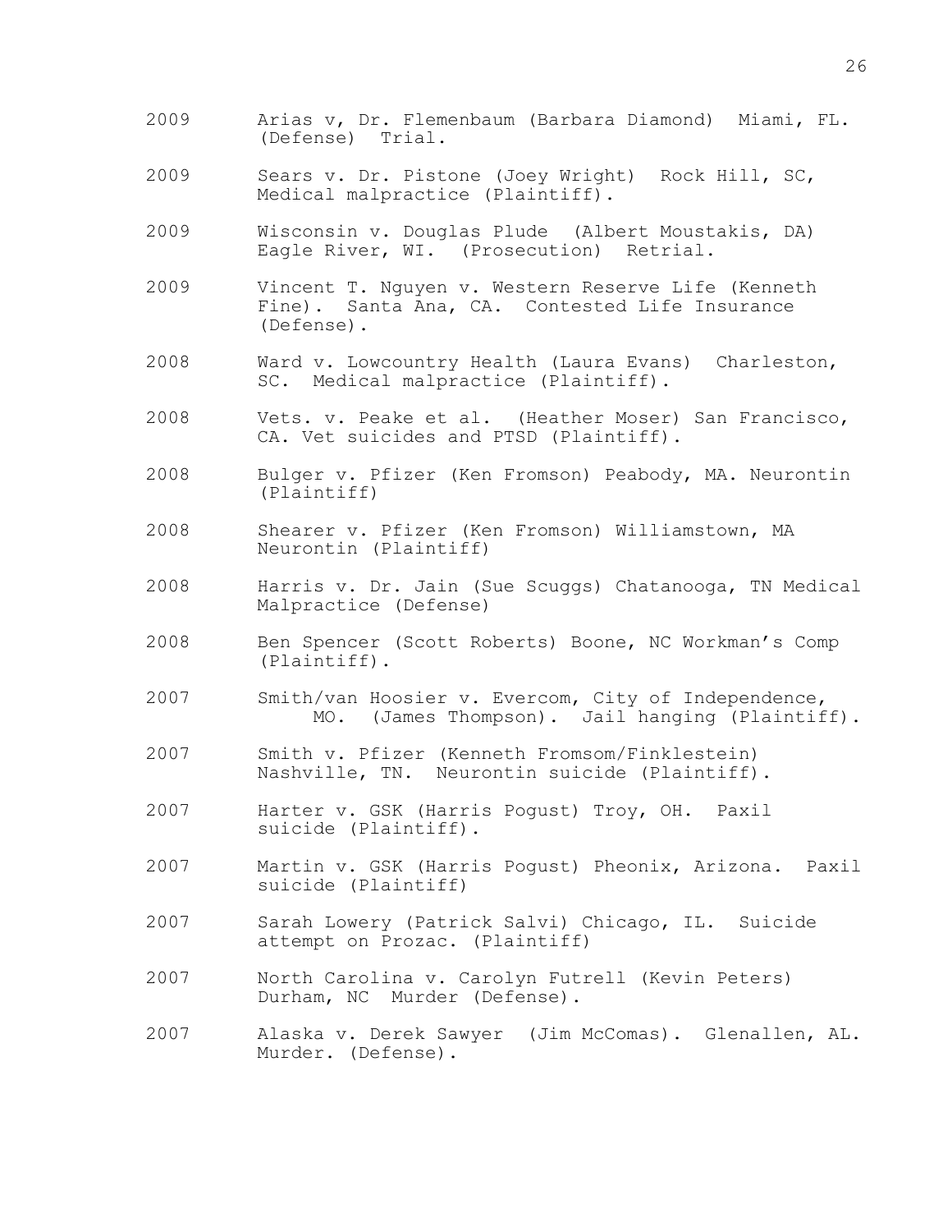2009 Arias v, Dr. Flemenbaum (Barbara Diamond) Miami, FL. (Defense) Trial.

2009 Sears v. Dr. Pistone (Joey Wright) Rock Hill, SC, Medical malpractice (Plaintiff).

2009 Wisconsin v. Douglas Plude (Albert Moustakis, DA) Eagle River, WI. (Prosecution) Retrial.

2009 Vincent T. Nguyen v. Western Reserve Life (Kenneth Fine). Santa Ana, CA. Contested Life Insurance (Defense).

2008 Ward v. Lowcountry Health (Laura Evans) Charleston, SC. Medical malpractice (Plaintiff).

2008 Vets. v. Peake et al. (Heather Moser) San Francisco, CA. Vet suicides and PTSD (Plaintiff).

2008 Bulger v. Pfizer (Ken Fromson) Peabody, MA. Neurontin (Plaintiff)

2008 Shearer v. Pfizer (Ken Fromson) Williamstown, MA Neurontin (Plaintiff)

2008 Harris v. Dr. Jain (Sue Scuggs) Chatanooga, TN Medical Malpractice (Defense)

2008 Ben Spencer (Scott Roberts) Boone, NC Workman's Comp (Plaintiff).

2007 Smith/van Hoosier v. Evercom, City of Independence, MO. (James Thompson). Jail hanging (Plaintiff).

2007 Smith v. Pfizer (Kenneth Fromsom/Finklestein) Nashville, TN. Neurontin suicide (Plaintiff).

2007 Harter v. GSK (Harris Pogust) Troy, OH. Paxil suicide (Plaintiff).

2007 Martin v. GSK (Harris Pogust) Pheonix, Arizona. Paxil suicide (Plaintiff)

2007 Sarah Lowery (Patrick Salvi) Chicago, IL. Suicide attempt on Prozac. (Plaintiff)

2007 North Carolina v. Carolyn Futrell (Kevin Peters) Durham, NC Murder (Defense).

2007 Alaska v. Derek Sawyer (Jim McComas). Glenallen, AL. Murder. (Defense).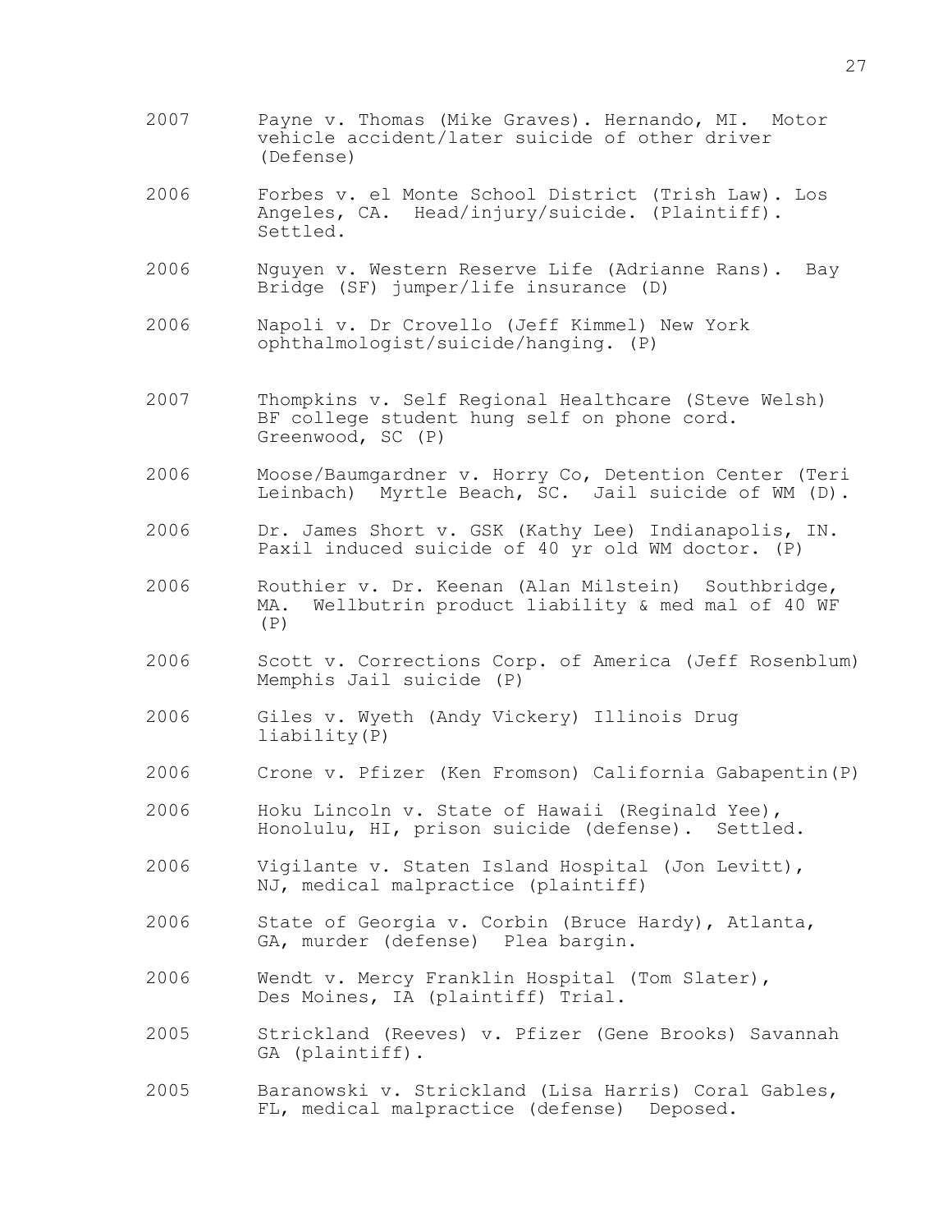2007 Payne v. Thomas (Mike Graves). Hernando, MI. Motor vehicle accident/later suicide of other driver (Defense)

2006 Forbes v. el Monte School District (Trish Law). Los Angeles, CA. Head/injury/suicide. (Plaintiff). Settled.

2006 Nguyen v. Western Reserve Life (Adrianne Rans). Bay Bridge (SF) jumper/life insurance (D)

2006 Napoli v. Dr Crovello (Jeff Kimmel) New York ophthalmologist/suicide/hanging. (P)

2007 Thompkins v. Self Regional Healthcare (Steve Welsh) BF college student hung self on phone cord. Greenwood, SC (P)

2006 Moose/Baumgardner v. Horry Co, Detention Center (Teri Leinbach) Myrtle Beach, SC. Jail suicide of WM (D).

2006 Dr. James Short v. GSK (Kathy Lee) Indianapolis, IN. Paxil induced suicide of 40 yr old WM doctor. (P)

2006 Routhier v. Dr. Keenan (Alan Milstein) Southbridge, MA. Wellbutrin product liability & med mal of 40 WF (P)

2006 Scott v. Corrections Corp. of America (Jeff Rosenblum) Memphis Jail suicide (P)

2006 Giles v. Wyeth (Andy Vickery) Illinois Drug liability(P)

2006 Crone v. Pfizer (Ken Fromson) California Gabapentin(P)

2006 Hoku Lincoln v. State of Hawaii (Reginald Yee), Honolulu, HI, prison suicide (defense). Settled.

2006 Vigilante v. Staten Island Hospital (Jon Levitt), NJ, medical malpractice (plaintiff)

2006 State of Georgia v. Corbin (Bruce Hardy), Atlanta, GA, murder (defense) Plea bargin.

2006 Wendt v. Mercy Franklin Hospital (Tom Slater), Des Moines, IA (plaintiff) Trial.

2005 Strickland (Reeves) v. Pfizer (Gene Brooks) Savannah GA (plaintiff).

2005 Baranowski v. Strickland (Lisa Harris) Coral Gables, FL, medical malpractice (defense) Deposed.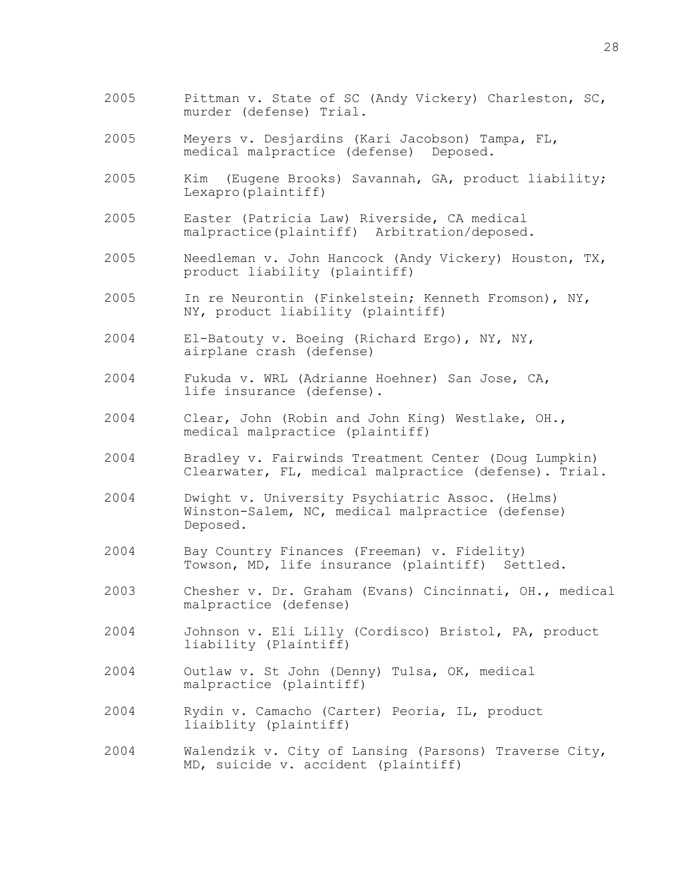2005 Pittman v. State of SC (Andy Vickery) Charleston, SC, murder (defense) Trial.

2005 Meyers v. Desjardins (Kari Jacobson) Tampa, FL, medical malpractice (defense) Deposed.

2005 Kim (Eugene Brooks) Savannah, GA, product liability; Lexapro(plaintiff)

2005 Easter (Patricia Law) Riverside, CA medical malpractice(plaintiff) Arbitration/deposed.

2005 Needleman v. John Hancock (Andy Vickery) Houston, TX, product liability (plaintiff)

2005 In re Neurontin (Finkelstein; Kenneth Fromson), NY, NY, product liability (plaintiff)

2004 El-Batouty v. Boeing (Richard Ergo), NY, NY, airplane crash (defense)

2004 Fukuda v. WRL (Adrianne Hoehner) San Jose, CA, life insurance (defense).

2004 Clear, John (Robin and John King) Westlake, OH., medical malpractice (plaintiff)

2004 Bradley v. Fairwinds Treatment Center (Doug Lumpkin) Clearwater, FL, medical malpractice (defense). Trial.

2004 Dwight v. University Psychiatric Assoc. (Helms) Winston-Salem, NC, medical malpractice (defense) Deposed.

2004 Bay Country Finances (Freeman) v. Fidelity) Towson, MD, life insurance (plaintiff) Settled.

2003 Chesher v. Dr. Graham (Evans) Cincinnati, OH., medical malpractice (defense)

2004 Johnson v. Eli Lilly (Cordisco) Bristol, PA, product liability (Plaintiff)

2004 Outlaw v. St John (Denny) Tulsa, OK, medical malpractice (plaintiff)

2004 Rydin v. Camacho (Carter) Peoria, IL, product liaiblity (plaintiff)

2004 Walendzik v. City of Lansing (Parsons) Traverse City, MD, suicide v. accident (plaintiff)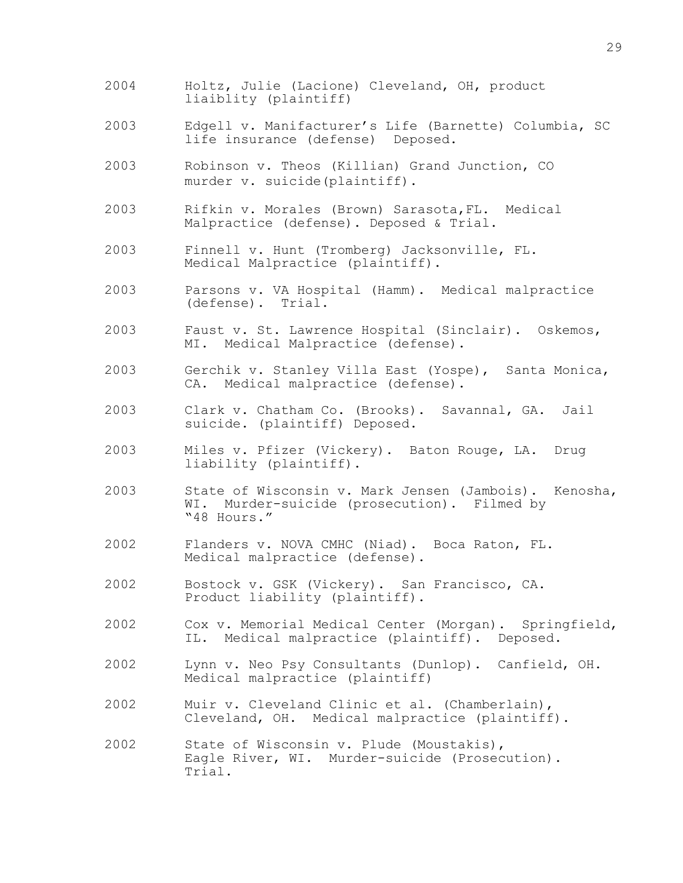2004 Holtz, Julie (Lacione) Cleveland, OH, product liaiblity (plaintiff)

2003 Edgell v. Manifacturer's Life (Barnette) Columbia, SC life insurance (defense) Deposed.

2003 Robinson v. Theos (Killian) Grand Junction, CO murder v. suicide(plaintiff).

2003 Rifkin v. Morales (Brown) Sarasota,FL. Medical Malpractice (defense). Deposed & Trial.

2003 Finnell v. Hunt (Tromberg) Jacksonville, FL. Medical Malpractice (plaintiff).

2003 Parsons v. VA Hospital (Hamm). Medical malpractice (defense). Trial.

2003 Faust v. St. Lawrence Hospital (Sinclair). Oskemos, MI. Medical Malpractice (defense).

2003 Gerchik v. Stanley Villa East (Yospe), Santa Monica, CA. Medical malpractice (defense).

2003 Clark v. Chatham Co. (Brooks). Savannal, GA. Jail suicide. (plaintiff) Deposed.

2003 Miles v. Pfizer (Vickery). Baton Rouge, LA. Drug liability (plaintiff).

2003 State of Wisconsin v. Mark Jensen (Jambois). Kenosha, WI. Murder-suicide (prosecution). Filmed by "48 Hours."

2002 Flanders v. NOVA CMHC (Niad). Boca Raton, FL. Medical malpractice (defense).

2002 Bostock v. GSK (Vickery). San Francisco, CA. Product liability (plaintiff).

2002 Cox v. Memorial Medical Center (Morgan). Springfield, IL. Medical malpractice (plaintiff). Deposed.

2002 Lynn v. Neo Psy Consultants (Dunlop). Canfield, OH. Medical malpractice (plaintiff)

2002 Muir v. Cleveland Clinic et al. (Chamberlain), Cleveland, OH. Medical malpractice (plaintiff).

2002 State of Wisconsin v. Plude (Moustakis), Eagle River, WI. Murder-suicide (Prosecution). Trial.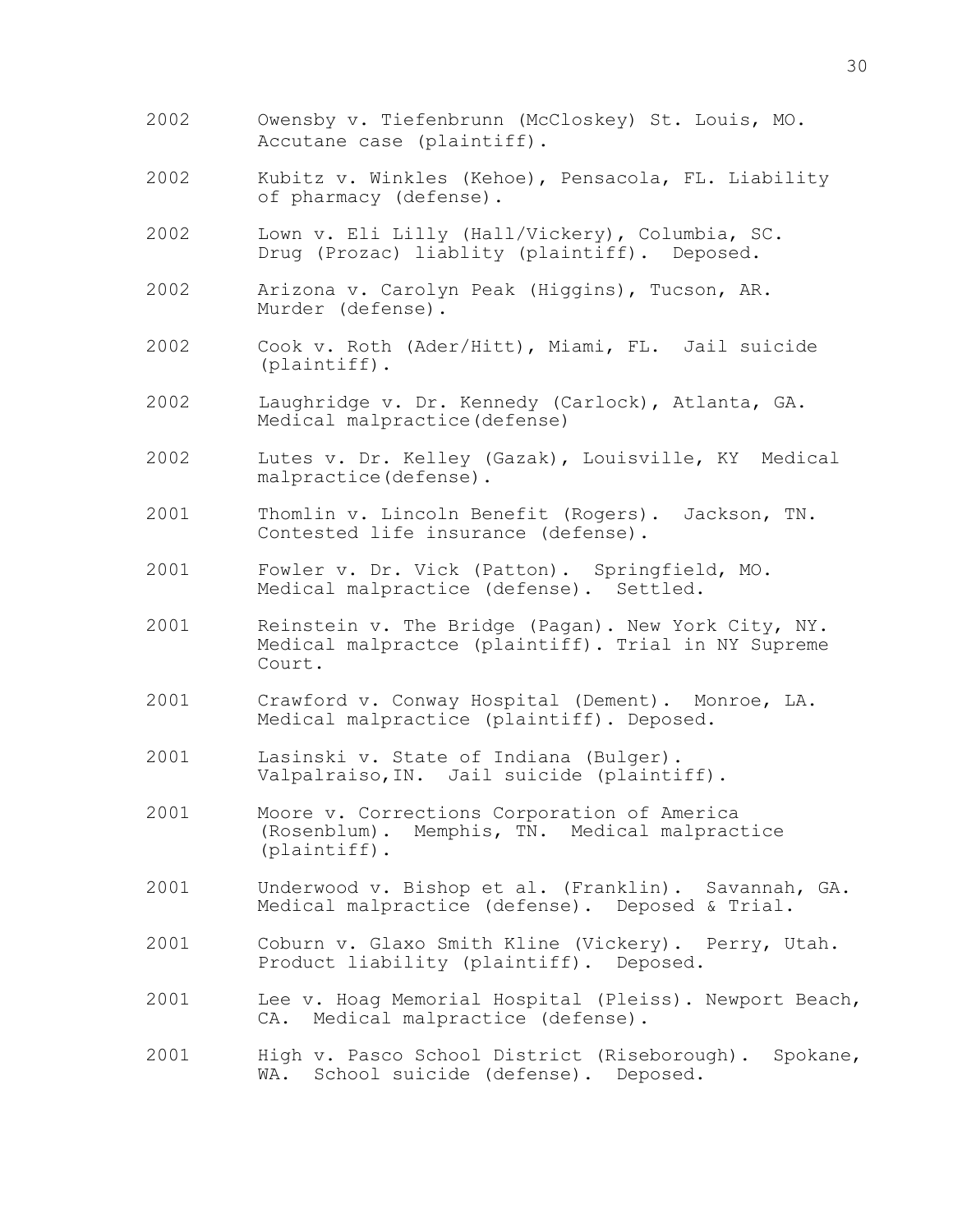2002 Owensby v. Tiefenbrunn (McCloskey) St. Louis, MO. Accutane case (plaintiff).

2002 Kubitz v. Winkles (Kehoe), Pensacola, FL. Liability of pharmacy (defense).

2002 Lown v. Eli Lilly (Hall/Vickery), Columbia, SC. Drug (Prozac) liablity (plaintiff). Deposed.

2002 Arizona v. Carolyn Peak (Higgins), Tucson, AR. Murder (defense).

2002 Cook v. Roth (Ader/Hitt), Miami, FL. Jail suicide (plaintiff).

2002 Laughridge v. Dr. Kennedy (Carlock), Atlanta, GA. Medical malpractice(defense)

2002 Lutes v. Dr. Kelley (Gazak), Louisville, KY Medical malpractice(defense).

2001 Thomlin v. Lincoln Benefit (Rogers). Jackson, TN. Contested life insurance (defense).

2001 Fowler v. Dr. Vick (Patton). Springfield, MO. Medical malpractice (defense). Settled.

2001 Reinstein v. The Bridge (Pagan). New York City, NY. Medical malpractce (plaintiff). Trial in NY Supreme Court.

2001 Crawford v. Conway Hospital (Dement). Monroe, LA. Medical malpractice (plaintiff). Deposed.

2001 Lasinski v. State of Indiana (Bulger). Valpalraiso,IN. Jail suicide (plaintiff).

2001 Moore v. Corrections Corporation of America (Rosenblum). Memphis, TN. Medical malpractice (plaintiff).

2001 Underwood v. Bishop et al. (Franklin). Savannah, GA. Medical malpractice (defense). Deposed & Trial.

2001 Coburn v. Glaxo Smith Kline (Vickery). Perry, Utah. Product liability (plaintiff). Deposed.

2001 Lee v. Hoag Memorial Hospital (Pleiss). Newport Beach, CA. Medical malpractice (defense).

2001 High v. Pasco School District (Riseborough). Spokane, WA. School suicide (defense). Deposed.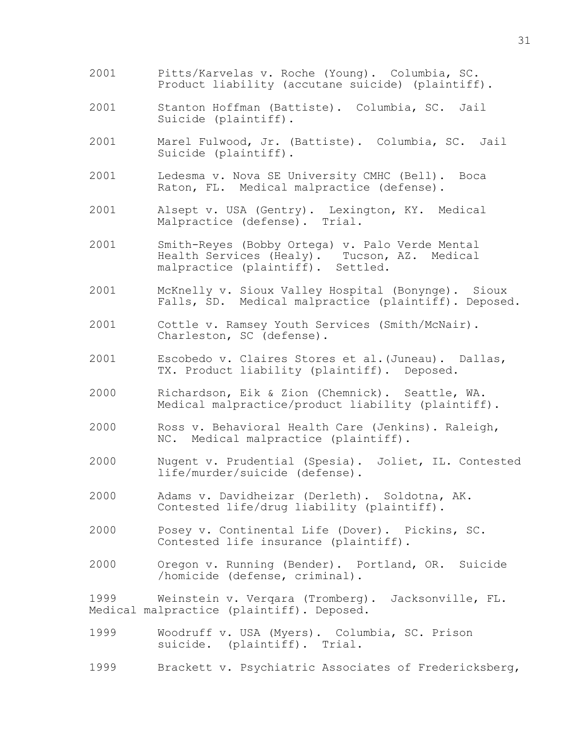2001 Pitts/Karvelas v. Roche (Young). Columbia, SC. Product liability (accutane suicide) (plaintiff).

2001 Stanton Hoffman (Battiste). Columbia, SC. Jail Suicide (plaintiff).

2001 Marel Fulwood, Jr. (Battiste). Columbia, SC. Jail Suicide (plaintiff).

2001 Ledesma v. Nova SE University CMHC (Bell). Boca Raton, FL. Medical malpractice (defense).

2001 Alsept v. USA (Gentry). Lexington, KY. Medical Malpractice (defense). Trial.

2001 Smith-Reyes (Bobby Ortega) v. Palo Verde Mental Health Services (Healy). Tucson, AZ. Medical malpractice (plaintiff). Settled.

2001 McKnelly v. Sioux Valley Hospital (Bonynge). Sioux Falls, SD. Medical malpractice (plaintiff). Deposed.

2001 Cottle v. Ramsey Youth Services (Smith/McNair). Charleston, SC (defense).

2001 Escobedo v. Claires Stores et al.(Juneau). Dallas, TX. Product liability (plaintiff). Deposed.

2000 Richardson, Eik & Zion (Chemnick). Seattle, WA. Medical malpractice/product liability (plaintiff).

2000 Ross v. Behavioral Health Care (Jenkins). Raleigh, NC. Medical malpractice (plaintiff).

2000 Nugent v. Prudential (Spesia). Joliet, IL. Contested life/murder/suicide (defense).

2000 Adams v. Davidheizar (Derleth). Soldotna, AK. Contested life/drug liability (plaintiff).

2000 Posey v. Continental Life (Dover). Pickins, SC. Contested life insurance (plaintiff).

2000 Oregon v. Running (Bender). Portland, OR. Suicide /homicide (defense, criminal).

1999 Weinstein v. Verqara (Tromberg). Jacksonville, FL. Medical malpractice (plaintiff). Deposed.

1999 Woodruff v. USA (Myers). Columbia, SC. Prison suicide. (plaintiff). Trial.

1999 Brackett v. Psychiatric Associates of Fredericksberg,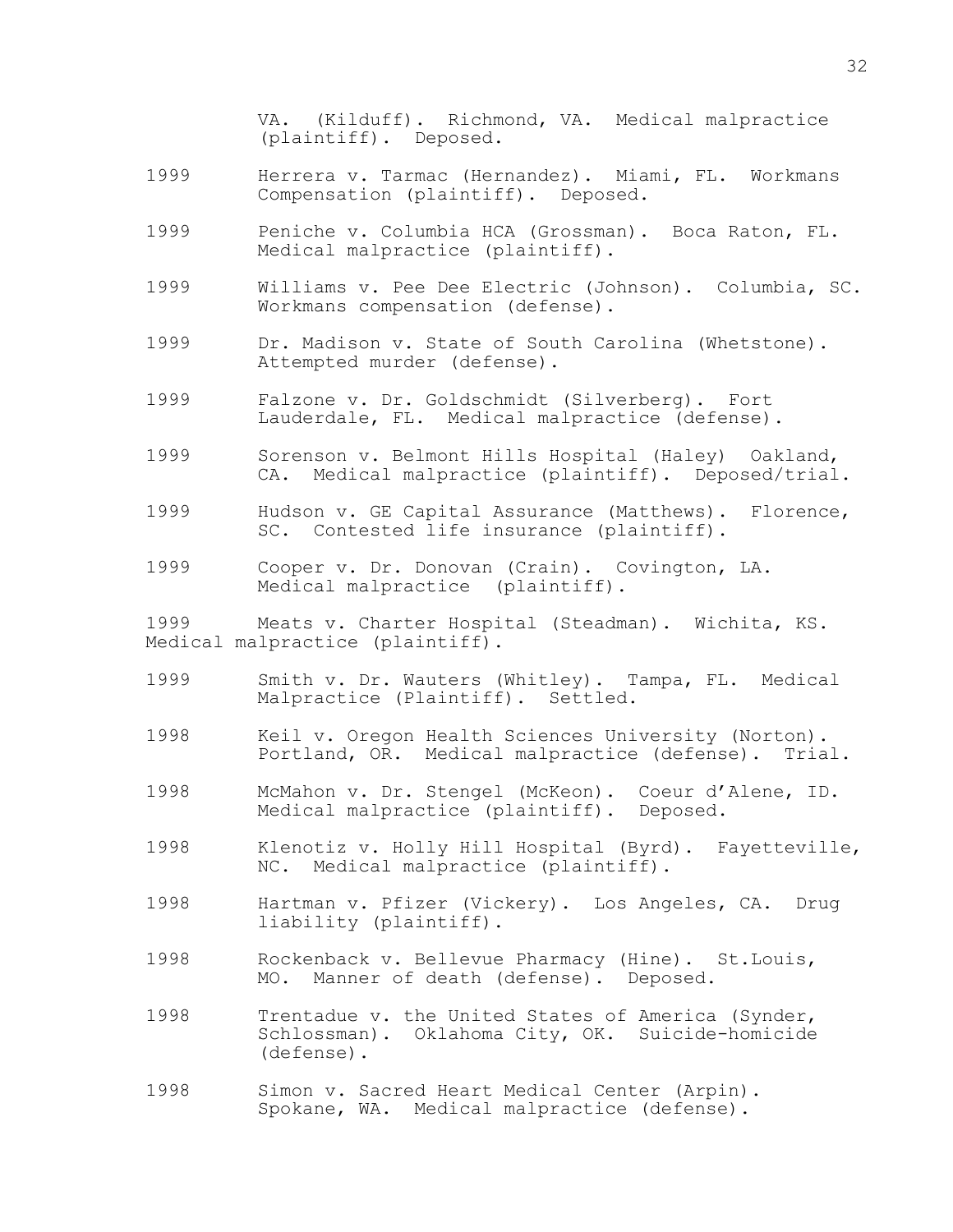VA. (Kilduff). Richmond, VA. Medical malpractice (plaintiff). Deposed.

1999 Herrera v. Tarmac (Hernandez). Miami, FL. Workmans Compensation (plaintiff). Deposed.

1999 Peniche v. Columbia HCA (Grossman). Boca Raton, FL. Medical malpractice (plaintiff).

1999 Williams v. Pee Dee Electric (Johnson). Columbia, SC. Workmans compensation (defense).

1999 Dr. Madison v. State of South Carolina (Whetstone). Attempted murder (defense).

1999 Falzone v. Dr. Goldschmidt (Silverberg). Fort Lauderdale, FL. Medical malpractice (defense).

1999 Sorenson v. Belmont Hills Hospital (Haley) Oakland, CA. Medical malpractice (plaintiff). Deposed/trial.

1999 Hudson v. GE Capital Assurance (Matthews). Florence, SC. Contested life insurance (plaintiff).

1999 Cooper v. Dr. Donovan (Crain). Covington, LA. Medical malpractice (plaintiff).

1999 Meats v. Charter Hospital (Steadman). Wichita, KS. Medical malpractice (plaintiff).

1999 Smith v. Dr. Wauters (Whitley). Tampa, FL. Medical Malpractice (Plaintiff). Settled.

1998 Keil v. Oregon Health Sciences University (Norton). Portland, OR. Medical malpractice (defense). Trial.

1998 McMahon v. Dr. Stengel (McKeon). Coeur d'Alene, ID. Medical malpractice (plaintiff). Deposed.

1998 Klenotiz v. Holly Hill Hospital (Byrd). Fayetteville, NC. Medical malpractice (plaintiff).

1998 Hartman v. Pfizer (Vickery). Los Angeles, CA. Drug liability (plaintiff).

1998 Rockenback v. Bellevue Pharmacy (Hine). St.Louis, MO. Manner of death (defense). Deposed.

1998 Trentadue v. the United States of America (Synder, Schlossman). Oklahoma City, OK. Suicide-homicide (defense).

1998 Simon v. Sacred Heart Medical Center (Arpin). Spokane, WA. Medical malpractice (defense).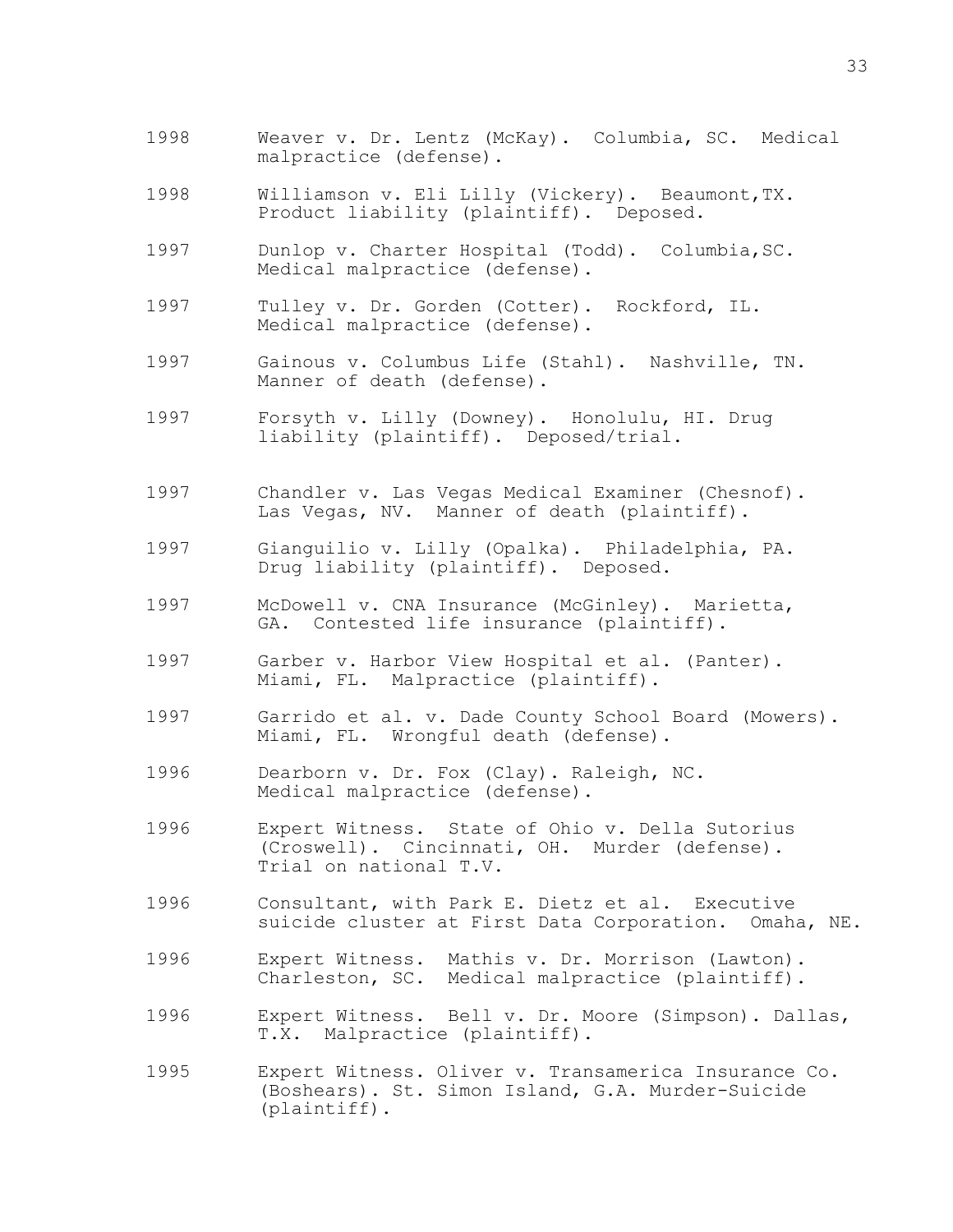1998 Weaver v. Dr. Lentz (McKay). Columbia, SC. Medical malpractice (defense).

1998 Williamson v. Eli Lilly (Vickery). Beaumont,TX. Product liability (plaintiff). Deposed.

1997 Dunlop v. Charter Hospital (Todd). Columbia,SC. Medical malpractice (defense).

1997 Tulley v. Dr. Gorden (Cotter). Rockford, IL. Medical malpractice (defense).

1997 Gainous v. Columbus Life (Stahl). Nashville, TN. Manner of death (defense).

1997 Forsyth v. Lilly (Downey). Honolulu, HI. Drug liability (plaintiff). Deposed/trial.

1997 Chandler v. Las Vegas Medical Examiner (Chesnof). Las Vegas, NV. Manner of death (plaintiff).

1997 Gianguilio v. Lilly (Opalka). Philadelphia, PA. Drug liability (plaintiff). Deposed.

1997 McDowell v. CNA Insurance (McGinley). Marietta, GA. Contested life insurance (plaintiff).

1997 Garber v. Harbor View Hospital et al. (Panter). Miami, FL. Malpractice (plaintiff).

1997 Garrido et al. v. Dade County School Board (Mowers). Miami, FL. Wrongful death (defense).

1996 Dearborn v. Dr. Fox (Clay). Raleigh, NC. Medical malpractice (defense).

1996 Expert Witness. State of Ohio v. Della Sutorius (Croswell). Cincinnati, OH. Murder (defense). Trial on national T.V.

1996 Consultant, with Park E. Dietz et al. Executive suicide cluster at First Data Corporation. Omaha, NE.

1996 Expert Witness. Mathis v. Dr. Morrison (Lawton). Charleston, SC. Medical malpractice (plaintiff).

1996 Expert Witness. Bell v. Dr. Moore (Simpson). Dallas, T.X. Malpractice (plaintiff).

1995 Expert Witness. Oliver v. Transamerica Insurance Co. (Boshears). St. Simon Island, G.A. Murder-Suicide (plaintiff).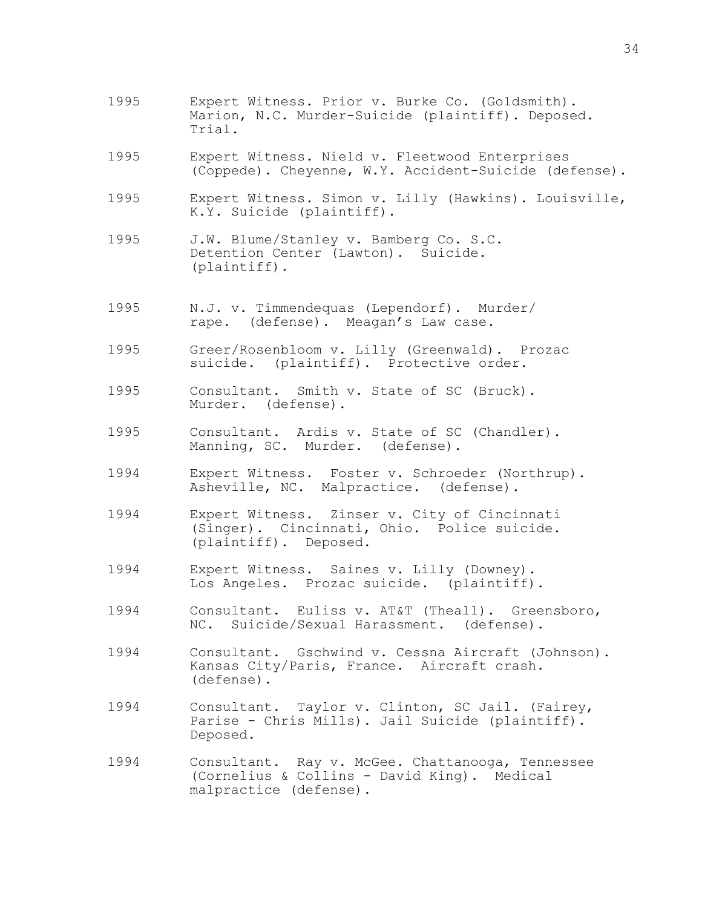1995 Expert Witness. Prior v. Burke Co. (Goldsmith). Marion, N.C. Murder-Suicide (plaintiff). Deposed. Trial.

1995 Expert Witness. Nield v. Fleetwood Enterprises (Coppede). Cheyenne, W.Y. Accident-Suicide (defense).

1995 Expert Witness. Simon v. Lilly (Hawkins). Louisville, K.Y. Suicide (plaintiff).

1995 J.W. Blume/Stanley v. Bamberg Co. S.C. Detention Center (Lawton). Suicide. (plaintiff).

1995 N.J. v. Timmendequas (Lependorf). Murder/ rape. (defense). Meagan's Law case.

1995 Greer/Rosenbloom v. Lilly (Greenwald). Prozac suicide. (plaintiff). Protective order.

1995 Consultant. Smith v. State of SC (Bruck). Murder. (defense).

1995 Consultant. Ardis v. State of SC (Chandler). Manning, SC. Murder. (defense).

1994 Expert Witness. Foster v. Schroeder (Northrup). Asheville, NC. Malpractice. (defense).

1994 Expert Witness. Zinser v. City of Cincinnati (Singer). Cincinnati, Ohio. Police suicide. (plaintiff). Deposed.

1994 Expert Witness. Saines v. Lilly (Downey). Los Angeles. Prozac suicide. (plaintiff).

1994 Consultant. Euliss v. AT&T (Theall). Greensboro, NC. Suicide/Sexual Harassment. (defense).

1994 Consultant. Gschwind v. Cessna Aircraft (Johnson). Kansas City/Paris, France. Aircraft crash. (defense).

1994 Consultant. Taylor v. Clinton, SC Jail. (Fairey, Parise - Chris Mills). Jail Suicide (plaintiff). Deposed.

1994 Consultant. Ray v. McGee. Chattanooga, Tennessee (Cornelius & Collins - David King). Medical malpractice (defense).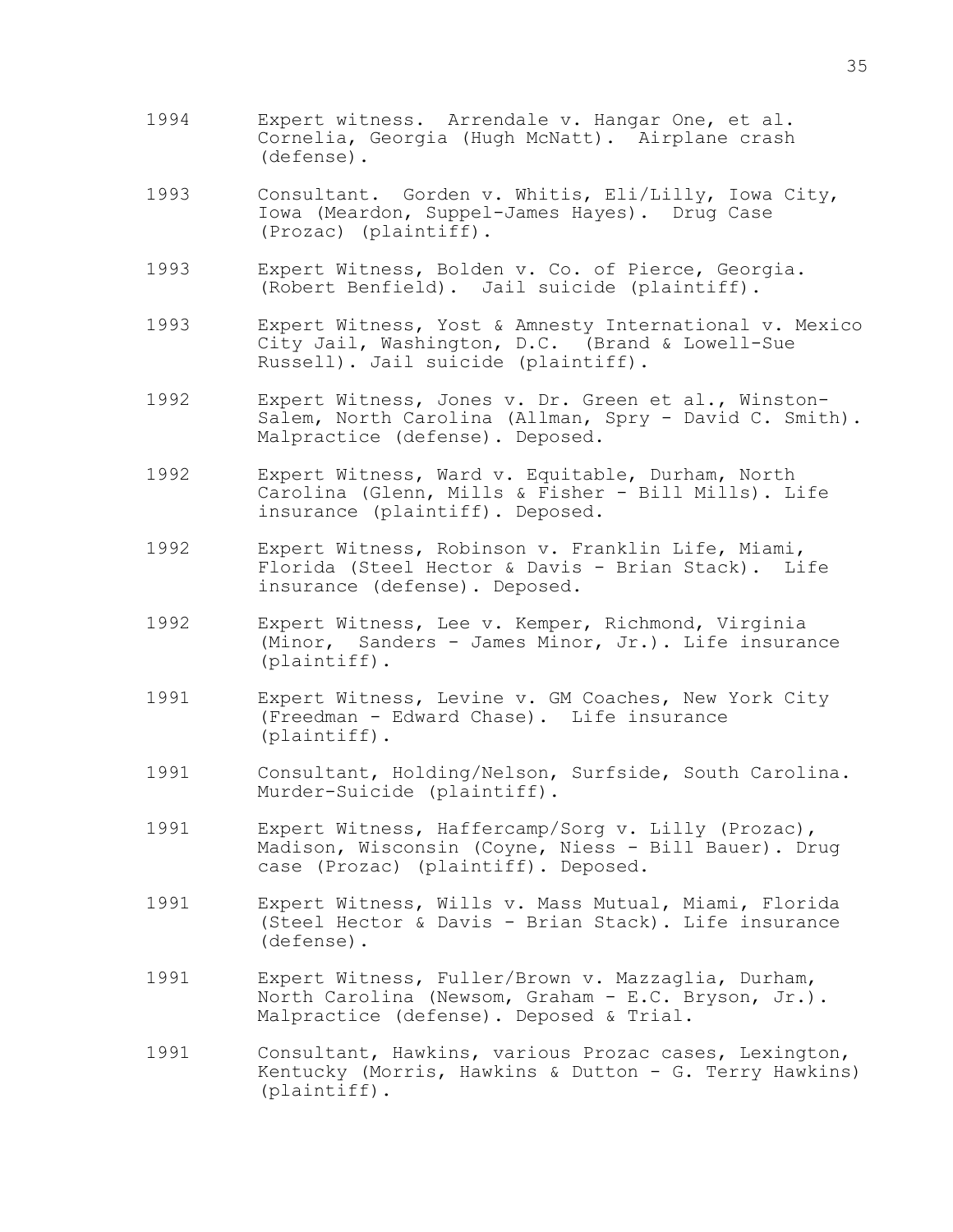1994 Expert witness. Arrendale v. Hangar One, et al. Cornelia, Georgia (Hugh McNatt). Airplane crash (defense).

1993 Consultant. Gorden v. Whitis, Eli/Lilly, Iowa City, Iowa (Meardon, Suppel-James Hayes). Drug Case (Prozac) (plaintiff).

1993 Expert Witness, Bolden v. Co. of Pierce, Georgia. (Robert Benfield). Jail suicide (plaintiff).

1993 Expert Witness, Yost & Amnesty International v. Mexico City Jail, Washington, D.C. (Brand & Lowell-Sue Russell). Jail suicide (plaintiff).

1992 Expert Witness, Jones v. Dr. Green et al., Winston-Salem, North Carolina (Allman, Spry - David C. Smith). Malpractice (defense). Deposed.

1992 Expert Witness, Ward v. Equitable, Durham, North Carolina (Glenn, Mills & Fisher - Bill Mills). Life insurance (plaintiff). Deposed.

1992 Expert Witness, Robinson v. Franklin Life, Miami, Florida (Steel Hector & Davis - Brian Stack). Life insurance (defense). Deposed.

1992 Expert Witness, Lee v. Kemper, Richmond, Virginia (Minor, Sanders - James Minor, Jr.). Life insurance (plaintiff).

1991 Expert Witness, Levine v. GM Coaches, New York City (Freedman - Edward Chase). Life insurance (plaintiff).

1991 Consultant, Holding/Nelson, Surfside, South Carolina. Murder-Suicide (plaintiff).

1991 Expert Witness, Haffercamp/Sorg v. Lilly (Prozac), Madison, Wisconsin (Coyne, Niess - Bill Bauer). Drug case (Prozac) (plaintiff). Deposed.

1991 Expert Witness, Wills v. Mass Mutual, Miami, Florida (Steel Hector & Davis - Brian Stack). Life insurance (defense).

1991 Expert Witness, Fuller/Brown v. Mazzaglia, Durham, North Carolina (Newsom, Graham - E.C. Bryson, Jr.). Malpractice (defense). Deposed & Trial.

1991 Consultant, Hawkins, various Prozac cases, Lexington, Kentucky (Morris, Hawkins & Dutton - G. Terry Hawkins) (plaintiff).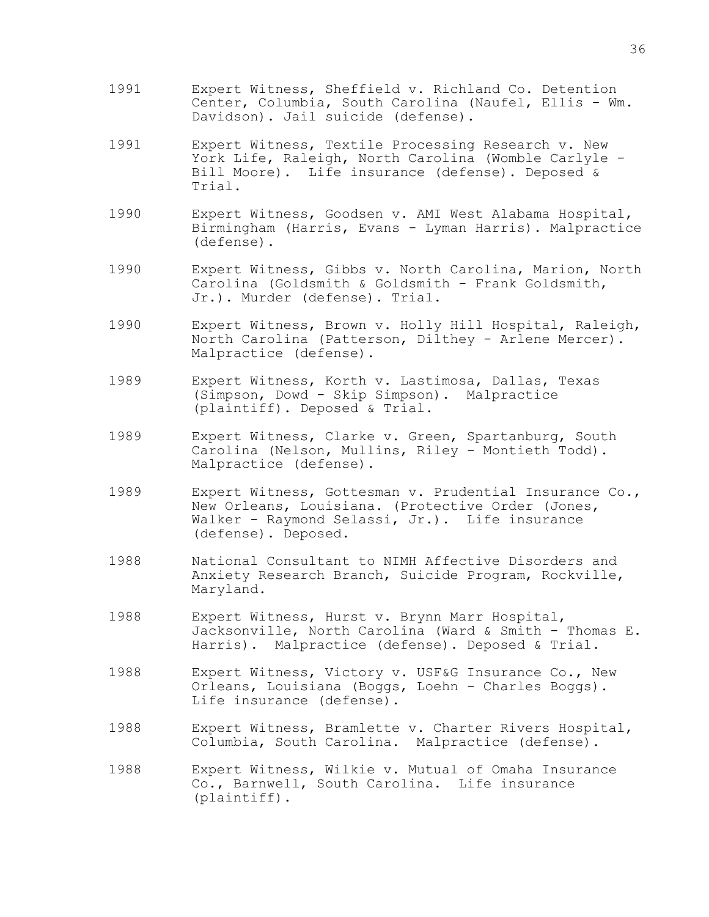1991 Expert Witness, Sheffield v. Richland Co. Detention Center, Columbia, South Carolina (Naufel, Ellis - Wm. Davidson). Jail suicide (defense).

1991 Expert Witness, Textile Processing Research v. New York Life, Raleigh, North Carolina (Womble Carlyle - Bill Moore). Life insurance (defense). Deposed & Trial.

1990 Expert Witness, Goodsen v. AMI West Alabama Hospital, Birmingham (Harris, Evans - Lyman Harris). Malpractice (defense).

1990 Expert Witness, Gibbs v. North Carolina, Marion, North Carolina (Goldsmith & Goldsmith - Frank Goldsmith, Jr.). Murder (defense). Trial.

1990 Expert Witness, Brown v. Holly Hill Hospital, Raleigh, North Carolina (Patterson, Dilthey - Arlene Mercer). Malpractice (defense).

1989 Expert Witness, Korth v. Lastimosa, Dallas, Texas (Simpson, Dowd - Skip Simpson). Malpractice (plaintiff). Deposed & Trial.

1989 Expert Witness, Clarke v. Green, Spartanburg, South Carolina (Nelson, Mullins, Riley - Montieth Todd). Malpractice (defense).

1989 Expert Witness, Gottesman v. Prudential Insurance Co., New Orleans, Louisiana. (Protective Order (Jones, Walker - Raymond Selassi, Jr.). Life insurance (defense). Deposed.

1988 National Consultant to NIMH Affective Disorders and Anxiety Research Branch, Suicide Program, Rockville, Maryland.

1988 Expert Witness, Hurst v. Brynn Marr Hospital, Jacksonville, North Carolina (Ward & Smith - Thomas E. Harris). Malpractice (defense). Deposed & Trial.

1988 Expert Witness, Victory v. USF&G Insurance Co., New Orleans, Louisiana (Boggs, Loehn - Charles Boggs). Life insurance (defense).

1988 Expert Witness, Bramlette v. Charter Rivers Hospital, Columbia, South Carolina. Malpractice (defense).

1988 Expert Witness, Wilkie v. Mutual of Omaha Insurance Co., Barnwell, South Carolina. Life insurance (plaintiff).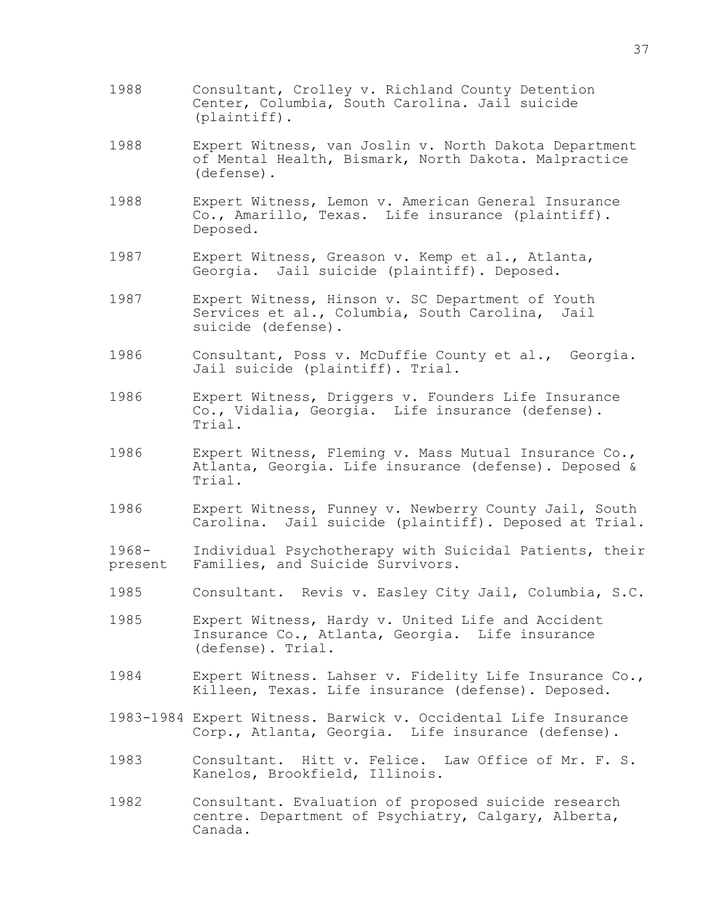1988 Consultant, Crolley v. Richland County Detention Center, Columbia, South Carolina. Jail suicide (plaintiff).

1988 Expert Witness, van Joslin v. North Dakota Department of Mental Health, Bismark, North Dakota. Malpractice (defense).

1988 Expert Witness, Lemon v. American General Insurance Co., Amarillo, Texas. Life insurance (plaintiff). Deposed.

1987 Expert Witness, Greason v. Kemp et al., Atlanta, Georgia. Jail suicide (plaintiff). Deposed.

1987 Expert Witness, Hinson v. SC Department of Youth Services et al., Columbia, South Carolina, Jail suicide (defense).

1986 Consultant, Poss v. McDuffie County et al., Georgia. Jail suicide (plaintiff). Trial.

1986 Expert Witness, Driggers v. Founders Life Insurance Co., Vidalia, Georgia. Life insurance (defense). Trial.

1986 Expert Witness, Fleming v. Mass Mutual Insurance Co., Atlanta, Georgia. Life insurance (defense). Deposed & Trial.

1986 Expert Witness, Funney v. Newberry County Jail, South Carolina. Jail suicide (plaintiff). Deposed at Trial.

1968-present Individual Psychotherapy with Suicidal Patients, their Families, and Suicide Survivors.

1985 Consultant. Revis v. Easley City Jail, Columbia, S.C.

1985 Expert Witness, Hardy v. United Life and Accident Insurance Co., Atlanta, Georgia. Life insurance (defense). Trial.

1984 Expert Witness. Lahser v. Fidelity Life Insurance Co., Killeen, Texas. Life insurance (defense). Deposed.

1983-1984 Expert Witness. Barwick v. Occidental Life Insurance Corp., Atlanta, Georgia. Life insurance (defense).

1983 Consultant. Hitt v. Felice. Law Office of Mr. F. S. Kanelos, Brookfield, Illinois.

1982 Consultant. Evaluation of proposed suicide research centre. Department of Psychiatry, Calgary, Alberta, Canada.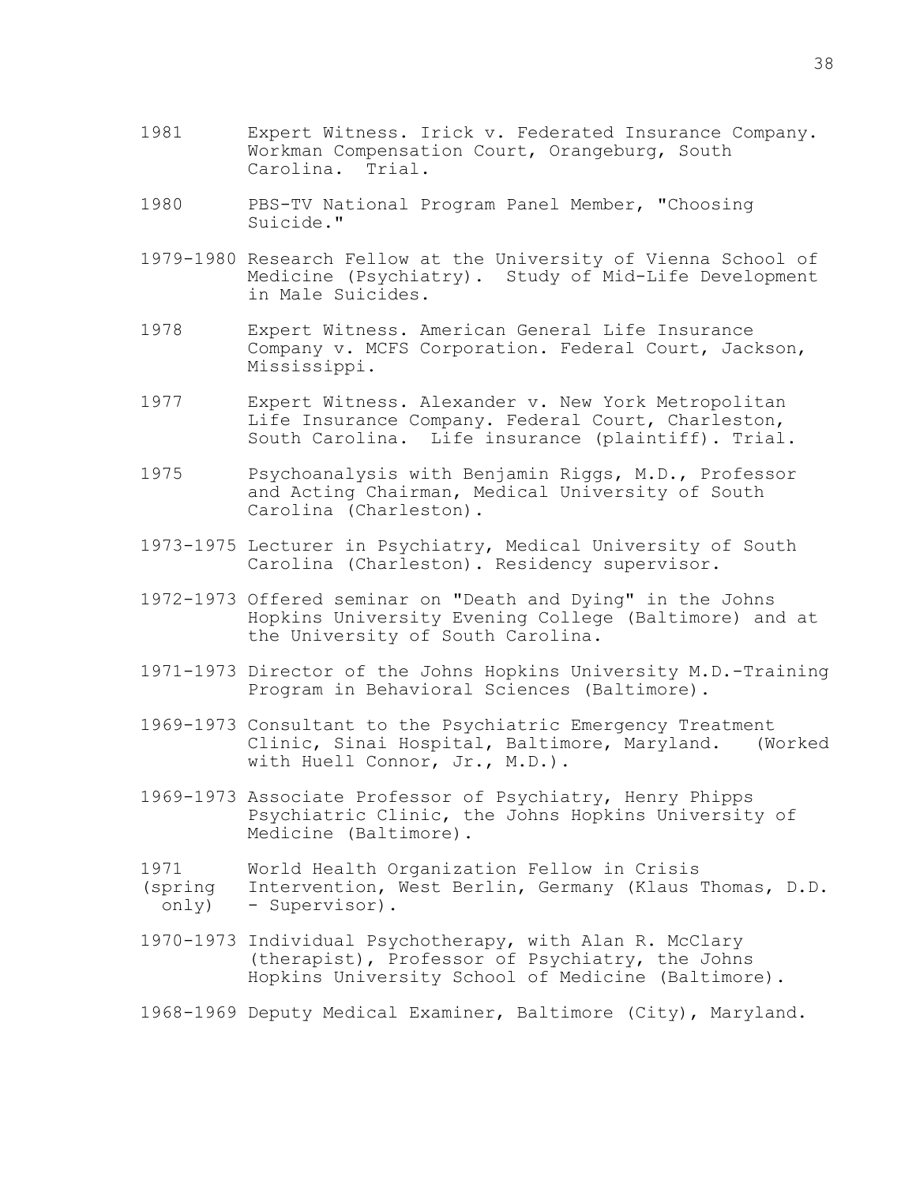1981 Expert Witness. Irick v. Federated Insurance Company. Workman Compensation Court, Orangeburg, South Carolina. Trial.

1980 PBS-TV National Program Panel Member, "Choosing Suicide."

1979-1980 Research Fellow at the University of Vienna School of Medicine (Psychiatry). Study of Mid-Life Development in Male Suicides.

1978 Expert Witness. American General Life Insurance Company v. MCFS Corporation. Federal Court, Jackson, Mississippi.

1977 Expert Witness. Alexander v. New York Metropolitan Life Insurance Company. Federal Court, Charleston, South Carolina. Life insurance (plaintiff). Trial.

1975 Psychoanalysis with Benjamin Riggs, M.D., Professor and Acting Chairman, Medical University of South Carolina (Charleston).

1973-1975 Lecturer in Psychiatry, Medical University of South Carolina (Charleston). Residency supervisor.

1972-1973 Offered seminar on "Death and Dying" in the Johns Hopkins University Evening College (Baltimore) and at the University of South Carolina.

1971-1973 Director of the Johns Hopkins University M.D.-Training Program in Behavioral Sciences (Baltimore).

1969-1973 Consultant to the Psychiatric Emergency Treatment Clinic, Sinai Hospital, Baltimore, Maryland. (Worked with Huell Connor, Jr., M.D.).

1969-1973 Associate Professor of Psychiatry, Henry Phipps Psychiatric Clinic, the Johns Hopkins University of Medicine (Baltimore).

1971 (spring only) World Health Organization Fellow in Crisis Intervention, West Berlin, Germany (Klaus Thomas, D.D. - Supervisor).

1970-1973 Individual Psychotherapy, with Alan R. McClary (therapist), Professor of Psychiatry, the Johns Hopkins University School of Medicine (Baltimore).

1968-1969 Deputy Medical Examiner, Baltimore (City), Maryland.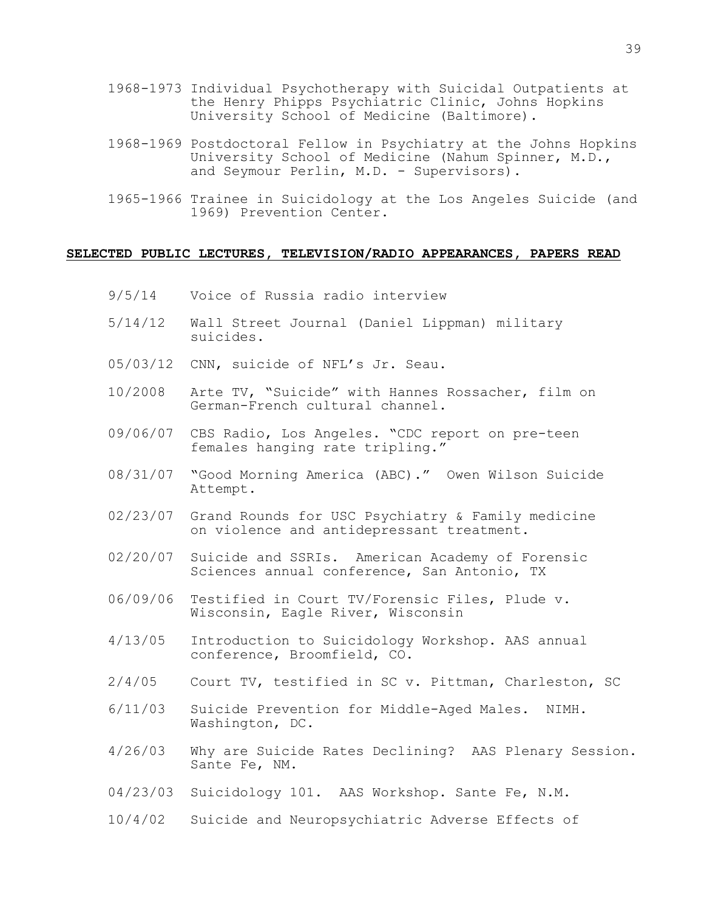1968-1973 Individual Psychotherapy with Suicidal Outpatients at the Henry Phipps Psychiatric Clinic, Johns Hopkins University School of Medicine (Baltimore).

1968-1969 Postdoctoral Fellow in Psychiatry at the Johns Hopkins University School of Medicine (Nahum Spinner, M.D., and Seymour Perlin, M.D. - Supervisors).

1965-1966 (and 1969) Trainee in Suicidology at the Los Angeles Suicide Prevention Center.

## SELECTED PUBLIC LECTURES, TELEVISION/RADIO APPEARANCES, PAPERS READ

9/5/14 Voice of Russia radio interview

5/14/12 Wall Street Journal (Daniel Lippman) military suicides.

05/03/12 CNN, suicide of NFL's Jr. Seau.

10/2008 Arte TV, "Suicide" with Hannes Rossacher, film on German-French cultural channel.

09/06/07 CBS Radio, Los Angeles. "CDC report on pre-teen females hanging rate tripling."

08/31/07 "Good Morning America (ABC)." Owen Wilson Suicide Attempt.

02/23/07 Grand Rounds for USC Psychiatry & Family medicine on violence and antidepressant treatment.

02/20/07 Suicide and SSRIs. American Academy of Forensic Sciences annual conference, San Antonio, TX

06/09/06 Testified in Court TV/Forensic Files, Plude v. Wisconsin, Eagle River, Wisconsin

4/13/05 Introduction to Suicidology Workshop. AAS annual conference, Broomfield, CO.

2/4/05 Court TV, testified in SC v. Pittman, Charleston, SC

6/11/03 Suicide Prevention for Middle-Aged Males. NIMH. Washington, DC.

4/26/03 Why are Suicide Rates Declining? AAS Plenary Session. Sante Fe, NM.

04/23/03 Suicidology 101. AAS Workshop. Sante Fe, N.M.

10/4/02 Suicide and Neuropsychiatric Adverse Effects of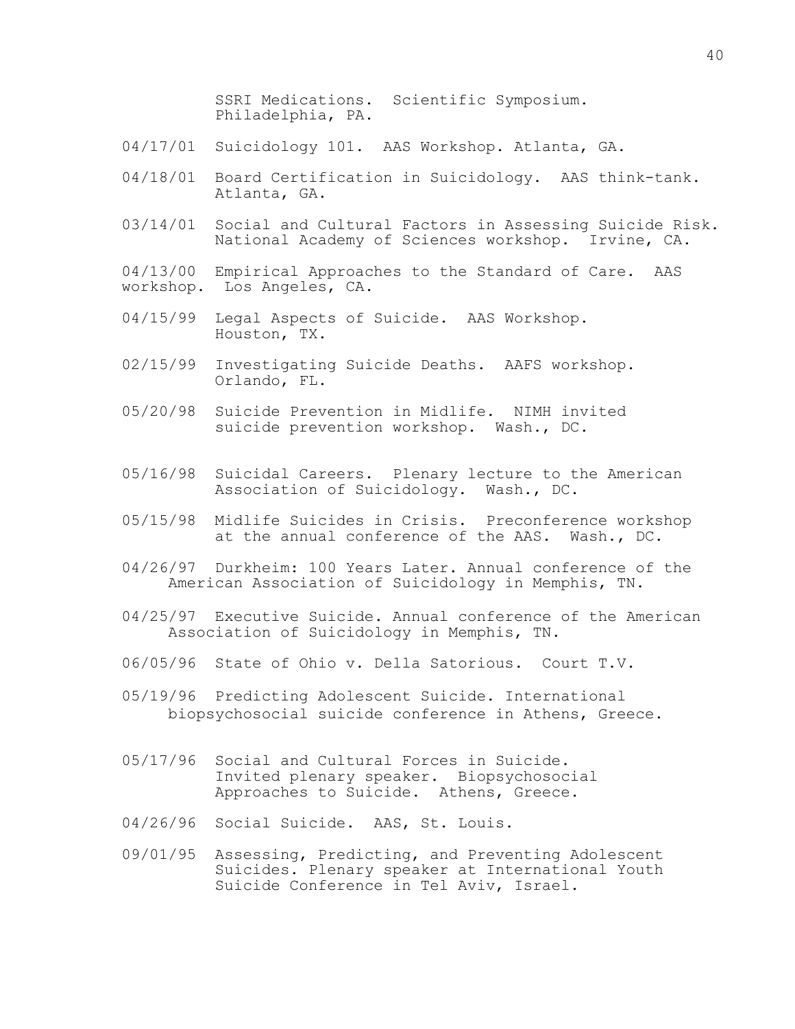SSRI Medications. Scientific Symposium. Philadelphia, PA.

04/17/01 Suicidology 101. AAS Workshop. Atlanta, GA.

04/18/01 Board Certification in Suicidology. AAS think-tank. Atlanta, GA.

03/14/01 Social and Cultural Factors in Assessing Suicide Risk. National Academy of Sciences workshop. Irvine, CA.

04/13/00 Empirical Approaches to the Standard of Care. AAS workshop. Los Angeles, CA.

04/15/99 Legal Aspects of Suicide. AAS Workshop. Houston, TX.

02/15/99 Investigating Suicide Deaths. AAFS workshop. Orlando, FL.

05/20/98 Suicide Prevention in Midlife. NIMH invited suicide prevention workshop. Wash., DC.

05/16/98 Suicidal Careers. Plenary lecture to the American Association of Suicidology. Wash., DC.

05/15/98 Midlife Suicides in Crisis. Preconference workshop at the annual conference of the AAS. Wash., DC.

04/26/97 Durkheim: 100 Years Later. Annual conference of the American Association of Suicidology in Memphis, TN.

04/25/97 Executive Suicide. Annual conference of the American Association of Suicidology in Memphis, TN.

06/05/96 State of Ohio v. Della Satorious. Court T.V.

05/19/96 Predicting Adolescent Suicide. International biopsychosocial suicide conference in Athens, Greece.

05/17/96 Social and Cultural Forces in Suicide. Invited plenary speaker. Biopsychosocial Approaches to Suicide. Athens, Greece.

04/26/96 Social Suicide. AAS, St. Louis.

09/01/95 Assessing, Predicting, and Preventing Adolescent Suicides. Plenary speaker at International Youth Suicide Conference in Tel Aviv, Israel.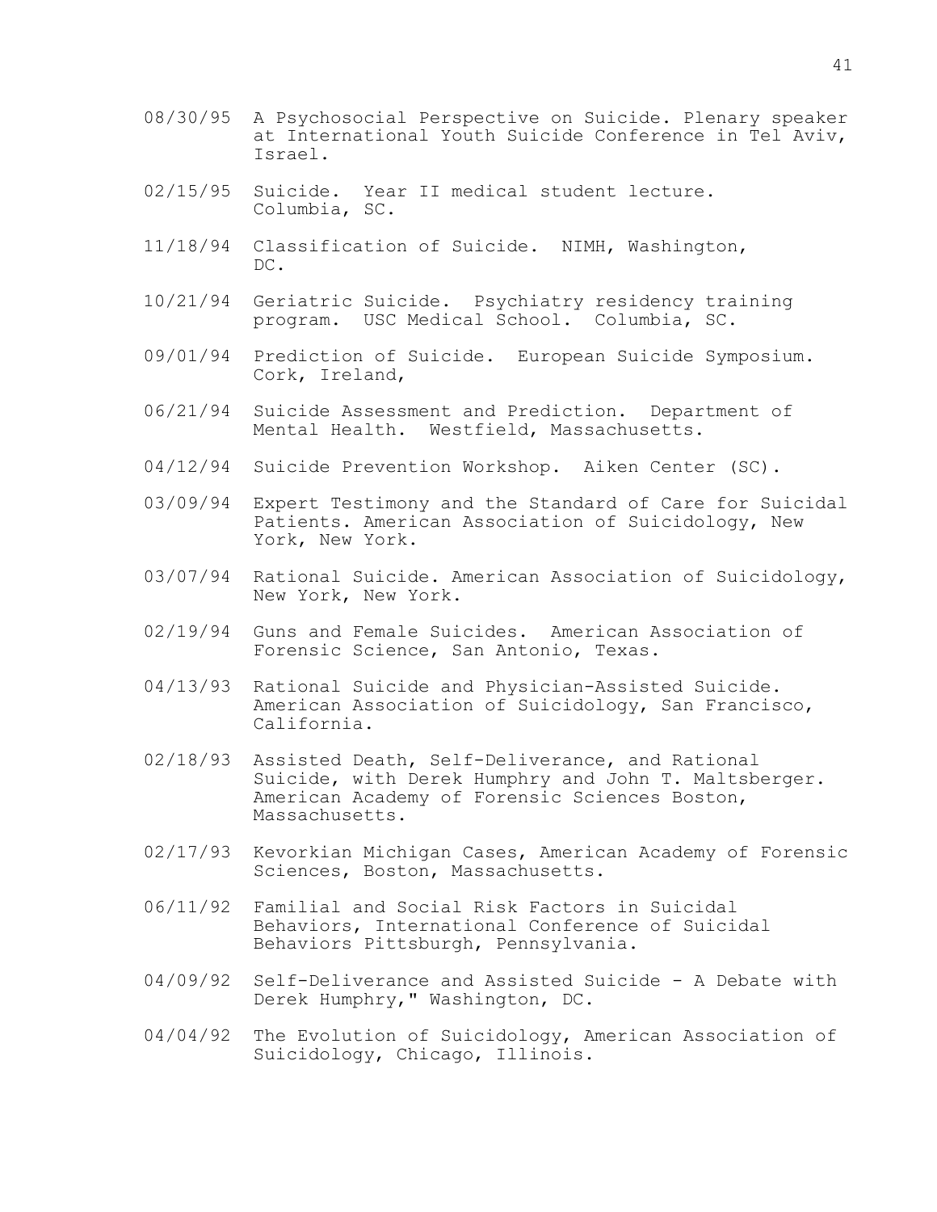08/30/95 A Psychosocial Perspective on Suicide. Plenary speaker at International Youth Suicide Conference in Tel Aviv, Israel.

02/15/95 Suicide. Year II medical student lecture. Columbia, SC.

11/18/94 Classification of Suicide. NIMH, Washington, DC.

10/21/94 Geriatric Suicide. Psychiatry residency training program. USC Medical School. Columbia, SC.

09/01/94 Prediction of Suicide. European Suicide Symposium. Cork, Ireland,

06/21/94 Suicide Assessment and Prediction. Department of Mental Health. Westfield, Massachusetts.

04/12/94 Suicide Prevention Workshop. Aiken Center (SC).

03/09/94 Expert Testimony and the Standard of Care for Suicidal Patients. American Association of Suicidology, New York, New York.

03/07/94 Rational Suicide. American Association of Suicidology, New York, New York.

02/19/94 Guns and Female Suicides. American Association of Forensic Science, San Antonio, Texas.

04/13/93 Rational Suicide and Physician-Assisted Suicide. American Association of Suicidology, San Francisco, California.

02/18/93 Assisted Death, Self-Deliverance, and Rational Suicide, with Derek Humphry and John T. Maltsberger. American Academy of Forensic Sciences Boston, Massachusetts.

02/17/93 Kevorkian Michigan Cases, American Academy of Forensic Sciences, Boston, Massachusetts.

06/11/92 Familial and Social Risk Factors in Suicidal Behaviors, International Conference of Suicidal Behaviors Pittsburgh, Pennsylvania.

04/09/92 Self-Deliverance and Assisted Suicide - A Debate with Derek Humphry," Washington, DC.

04/04/92 The Evolution of Suicidology, American Association of Suicidology, Chicago, Illinois.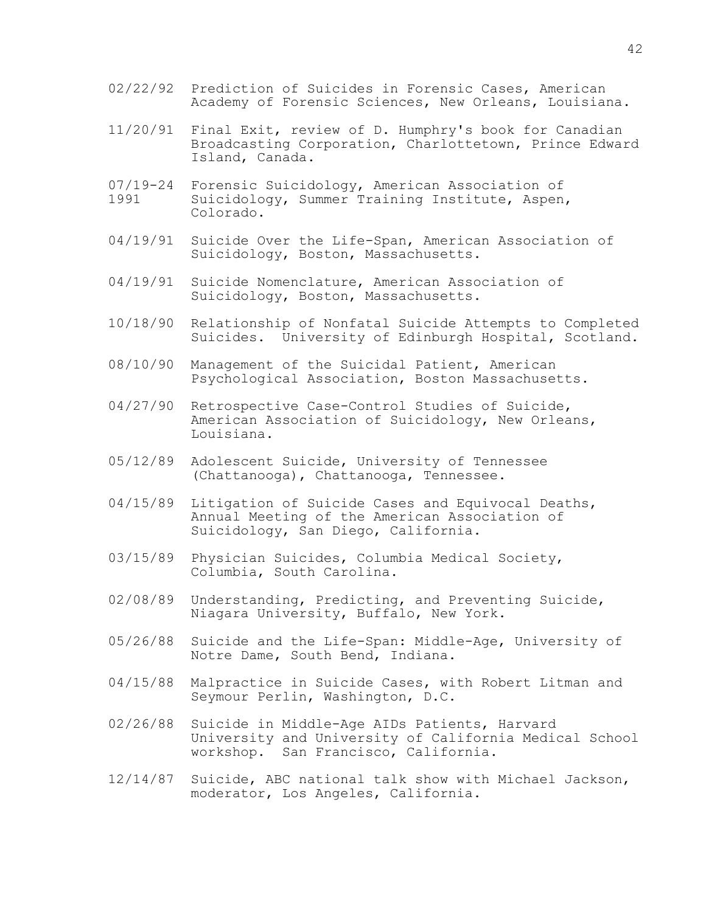02/22/92 Prediction of Suicides in Forensic Cases, American Academy of Forensic Sciences, New Orleans, Louisiana.

11/20/91 Final Exit, review of D. Humphry's book for Canadian Broadcasting Corporation, Charlottetown, Prince Edward Island, Canada.

07/19-24 1991 Forensic Suicidology, American Association of Suicidology, Summer Training Institute, Aspen, Colorado.

04/19/91 Suicide Over the Life-Span, American Association of Suicidology, Boston, Massachusetts.

04/19/91 Suicide Nomenclature, American Association of Suicidology, Boston, Massachusetts.

10/18/90 Relationship of Nonfatal Suicide Attempts to Completed Suicides. University of Edinburgh Hospital, Scotland.

08/10/90 Management of the Suicidal Patient, American Psychological Association, Boston Massachusetts.

04/27/90 Retrospective Case-Control Studies of Suicide, American Association of Suicidology, New Orleans, Louisiana.

05/12/89 Adolescent Suicide, University of Tennessee (Chattanooga), Chattanooga, Tennessee.

04/15/89 Litigation of Suicide Cases and Equivocal Deaths, Annual Meeting of the American Association of Suicidology, San Diego, California.

03/15/89 Physician Suicides, Columbia Medical Society, Columbia, South Carolina.

02/08/89 Understanding, Predicting, and Preventing Suicide, Niagara University, Buffalo, New York.

05/26/88 Suicide and the Life-Span: Middle-Age, University of Notre Dame, South Bend, Indiana.

04/15/88 Malpractice in Suicide Cases, with Robert Litman and Seymour Perlin, Washington, D.C.

02/26/88 Suicide in Middle-Age AIDs Patients, Harvard University and University of California Medical School workshop. San Francisco, California.

12/14/87 Suicide, ABC national talk show with Michael Jackson, moderator, Los Angeles, California.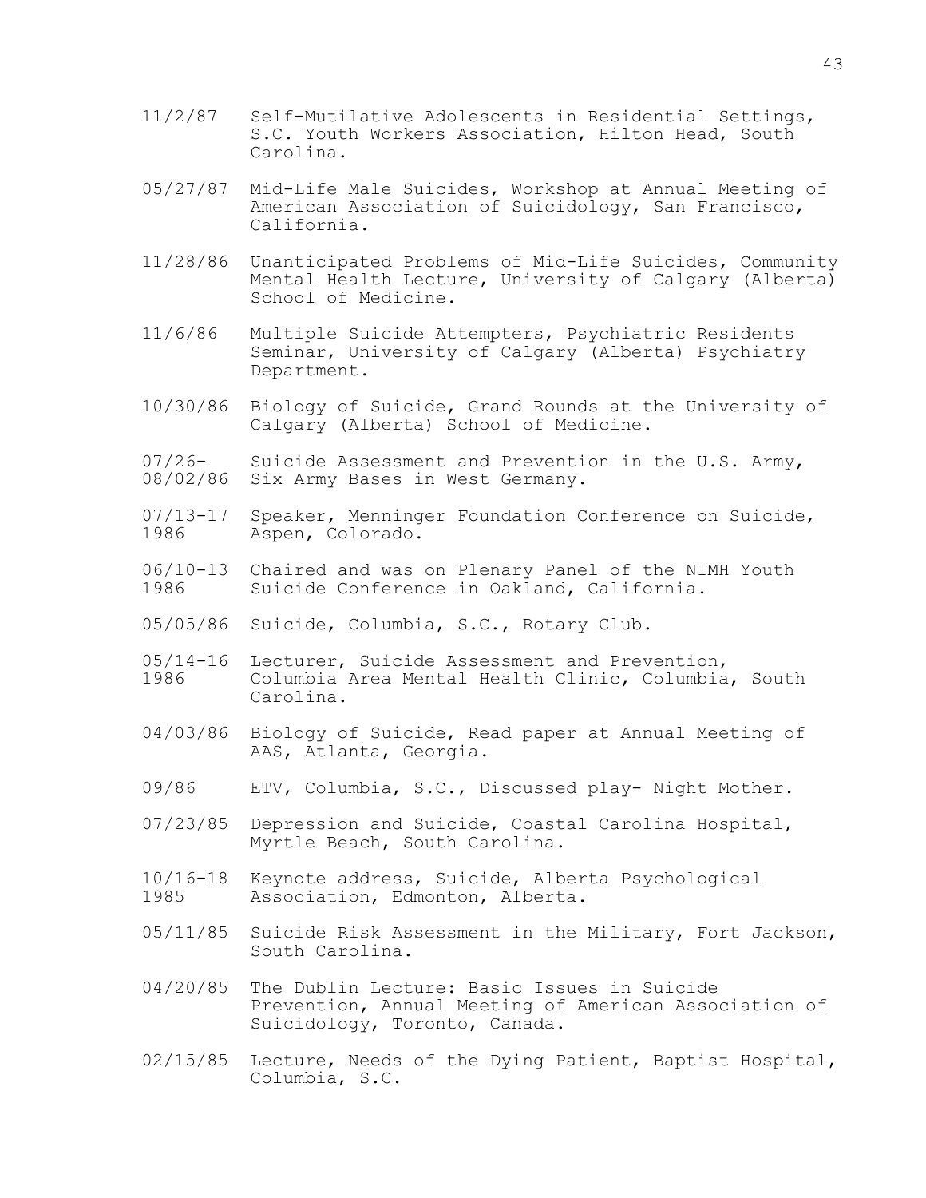11/2/87 Self-Mutilative Adolescents in Residential Settings, S.C. Youth Workers Association, Hilton Head, South Carolina.

05/27/87 Mid-Life Male Suicides, Workshop at Annual Meeting of American Association of Suicidology, San Francisco, California.

11/28/86 Unanticipated Problems of Mid-Life Suicides, Community Mental Health Lecture, University of Calgary (Alberta) School of Medicine.

11/6/86 Multiple Suicide Attempters, Psychiatric Residents Seminar, University of Calgary (Alberta) Psychiatry Department.

10/30/86 Biology of Suicide, Grand Rounds at the University of Calgary (Alberta) School of Medicine.

07/26-08/02/86 Suicide Assessment and Prevention in the U.S. Army, Six Army Bases in West Germany.

07/13-17 1986 Speaker, Menninger Foundation Conference on Suicide, Aspen, Colorado.

06/10-13 1986 Chaired and was on Plenary Panel of the NIMH Youth Suicide Conference in Oakland, California.

05/05/86 Suicide, Columbia, S.C., Rotary Club.

05/14-16 1986 Lecturer, Suicide Assessment and Prevention, Columbia Area Mental Health Clinic, Columbia, South Carolina.

04/03/86 Biology of Suicide, Read paper at Annual Meeting of AAS, Atlanta, Georgia.

09/86 ETV, Columbia, S.C., Discussed play- Night Mother.

07/23/85 Depression and Suicide, Coastal Carolina Hospital, Myrtle Beach, South Carolina.

10/16-18 1985 Keynote address, Suicide, Alberta Psychological Association, Edmonton, Alberta.

05/11/85 Suicide Risk Assessment in the Military, Fort Jackson, South Carolina.

04/20/85 The Dublin Lecture: Basic Issues in Suicide Prevention, Annual Meeting of American Association of Suicidology, Toronto, Canada.

02/15/85 Lecture, Needs of the Dying Patient, Baptist Hospital, Columbia, S.C.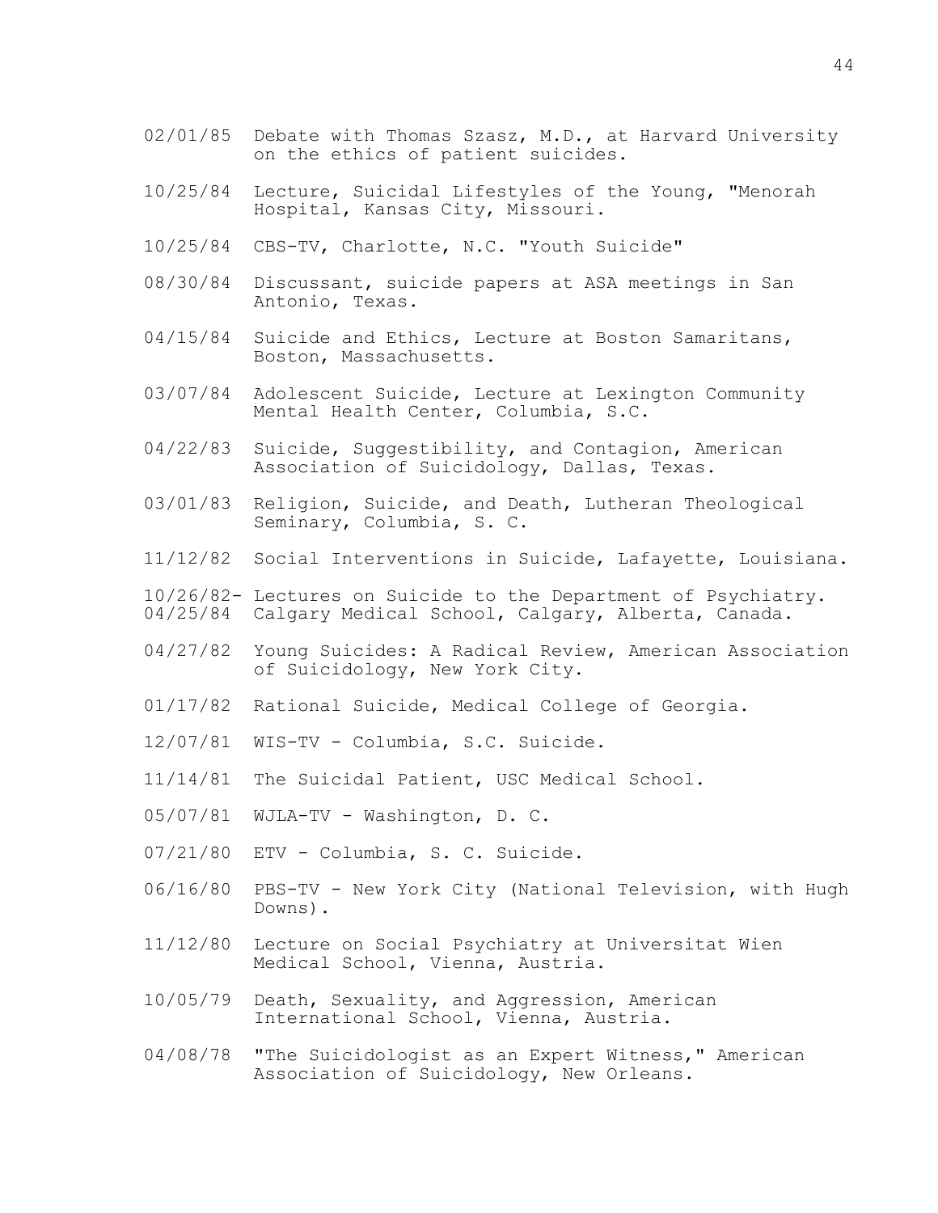02/01/85 Debate with Thomas Szasz, M.D., at Harvard University on the ethics of patient suicides.

10/25/84 Lecture, Suicidal Lifestyles of the Young, "Menorah Hospital, Kansas City, Missouri.

10/25/84 CBS-TV, Charlotte, N.C. "Youth Suicide"

08/30/84 Discussant, suicide papers at ASA meetings in San Antonio, Texas.

04/15/84 Suicide and Ethics, Lecture at Boston Samaritans, Boston, Massachusetts.

03/07/84 Adolescent Suicide, Lecture at Lexington Community Mental Health Center, Columbia, S.C.

04/22/83 Suicide, Suggestibility, and Contagion, American Association of Suicidology, Dallas, Texas.

03/01/83 Religion, Suicide, and Death, Lutheran Theological Seminary, Columbia, S. C.

11/12/82 Social Interventions in Suicide, Lafayette, Louisiana.

10/26/82- 04/25/84 Lectures on Suicide to the Department of Psychiatry. Calgary Medical School, Calgary, Alberta, Canada.

04/27/82 Young Suicides: A Radical Review, American Association of Suicidology, New York City.

01/17/82 Rational Suicide, Medical College of Georgia.

12/07/81 WIS-TV - Columbia, S.C. Suicide.

11/14/81 The Suicidal Patient, USC Medical School.

05/07/81 WJLA-TV - Washington, D. C.

07/21/80 ETV - Columbia, S. C. Suicide.

06/16/80 PBS-TV - New York City (National Television, with Hugh Downs).

11/12/80 Lecture on Social Psychiatry at Universitat Wien Medical School, Vienna, Austria.

10/05/79 Death, Sexuality, and Aggression, American International School, Vienna, Austria.

04/08/78 "The Suicidologist as an Expert Witness," American Association of Suicidology, New Orleans.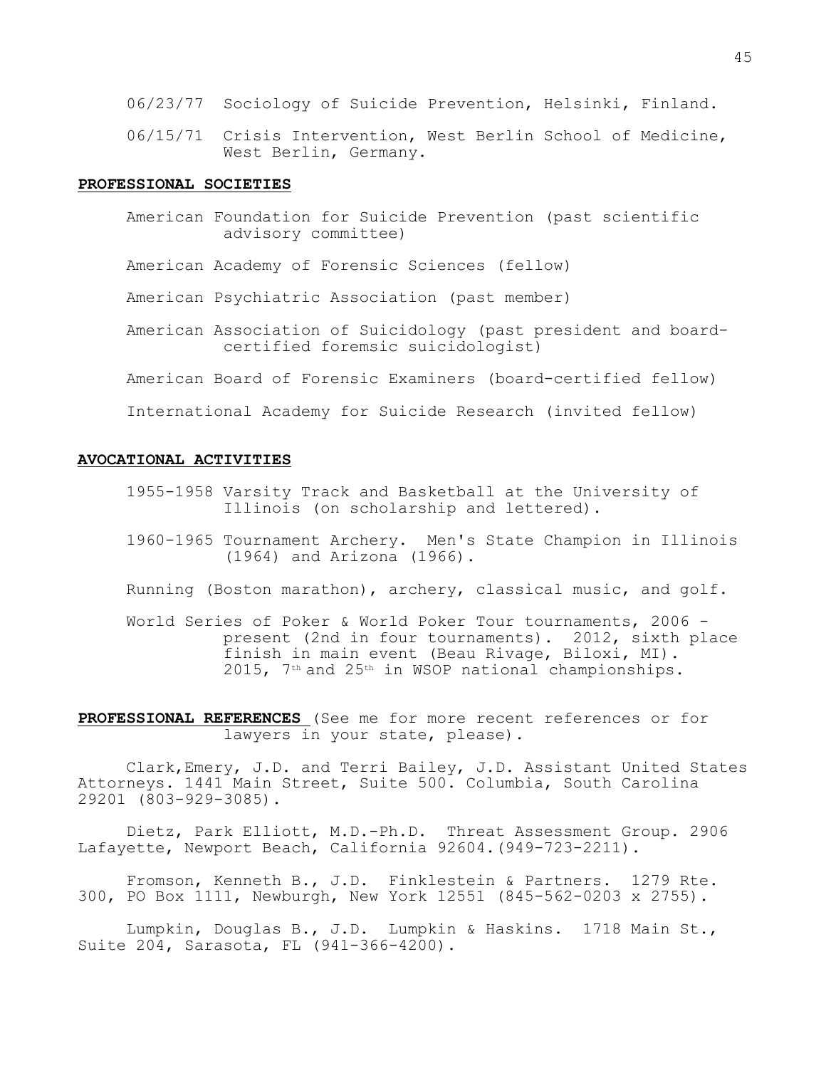06/23/77 Sociology of Suicide Prevention, Helsinki, Finland.

06/15/71 Crisis Intervention, West Berlin School of Medicine, West Berlin, Germany.

## PROFESSIONAL SOCIETIES

American Foundation for Suicide Prevention (past scientific advisory committee)

American Academy of Forensic Sciences (fellow)

American Psychiatric Association (past member)

American Association of Suicidology (past president and board-certified foremsic suicidologist)

American Board of Forensic Examiners (board-certified fellow)

International Academy for Suicide Research (invited fellow)

## AVOCATIONAL ACTIVITIES

1955-1958 Varsity Track and Basketball at the University of Illinois (on scholarship and lettered).

1960-1965 Tournament Archery. Men's State Champion in Illinois (1964) and Arizona (1966).

Running (Boston marathon), archery, classical music, and golf.

World Series of Poker & World Poker Tour tournaments, 2006 - present (2nd in four tournaments). 2012, sixth place finish in main event (Beau Rivage, Biloxi, MI). 2015, 7th and 25th in WSOP national championships.

## PROFESSIONAL REFERENCES (See me for more recent references or for lawyers in your state, please).

Clark,Emery, J.D. and Terri Bailey, J.D. Assistant United States Attorneys. 1441 Main Street, Suite 500. Columbia, South Carolina 29201 (803-929-3085).

Dietz, Park Elliott, M.D.-Ph.D. Threat Assessment Group. 2906 Lafayette, Newport Beach, California 92604.(949-723-2211).

Fromson, Kenneth B., J.D. Finklestein & Partners. 1279 Rte. 300, PO Box 1111, Newburgh, New York 12551 (845-562-0203 x 2755).

Lumpkin, Douglas B., J.D. Lumpkin & Haskins. 1718 Main St., Suite 204, Sarasota, FL (941-366-4200).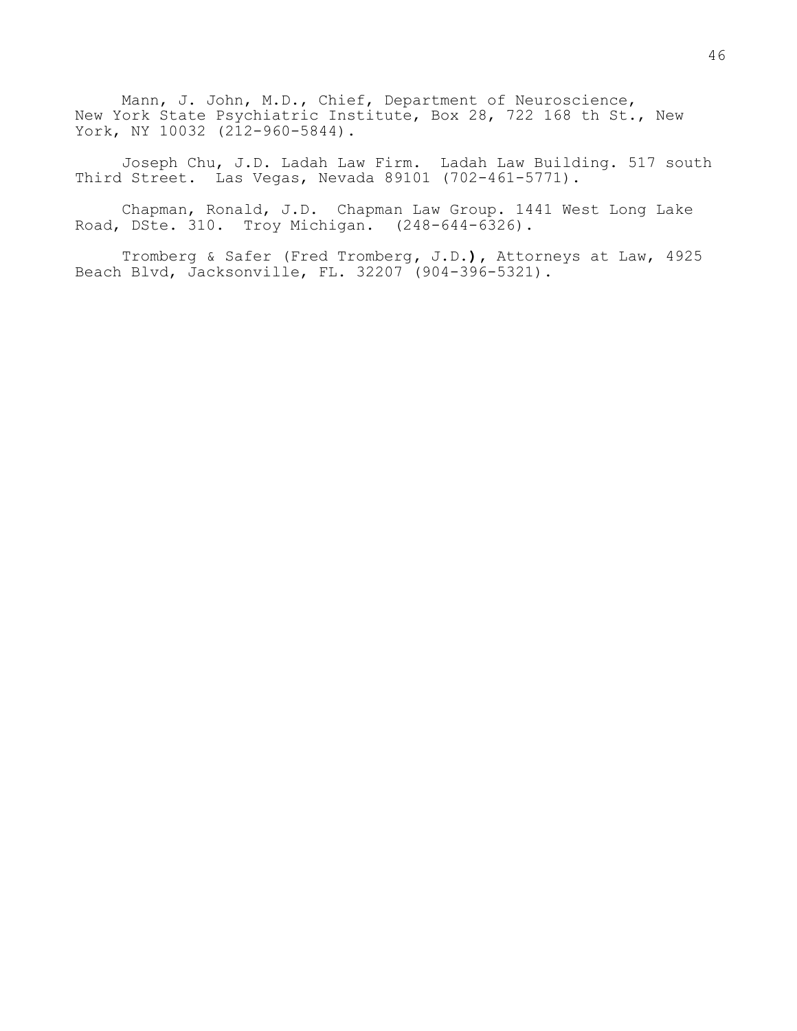Mann, J. John, M.D., Chief, Department of Neuroscience, New York State Psychiatric Institute, Box 28, 722 168 th St., New York, NY 10032 (212-960-5844).

Joseph Chu, J.D. Ladah Law Firm. Ladah Law Building. 517 south Third Street. Las Vegas, Nevada 89101 (702-461-5771).

Chapman, Ronald, J.D. Chapman Law Group. 1441 West Long Lake Road, DSte. 310. Troy Michigan. (248-644-6326).

Tromberg & Safer (Fred Tromberg, J.D.**)**, Attorneys at Law, 4925 Beach Blvd, Jacksonville, FL. 32207 (904-396-5321).